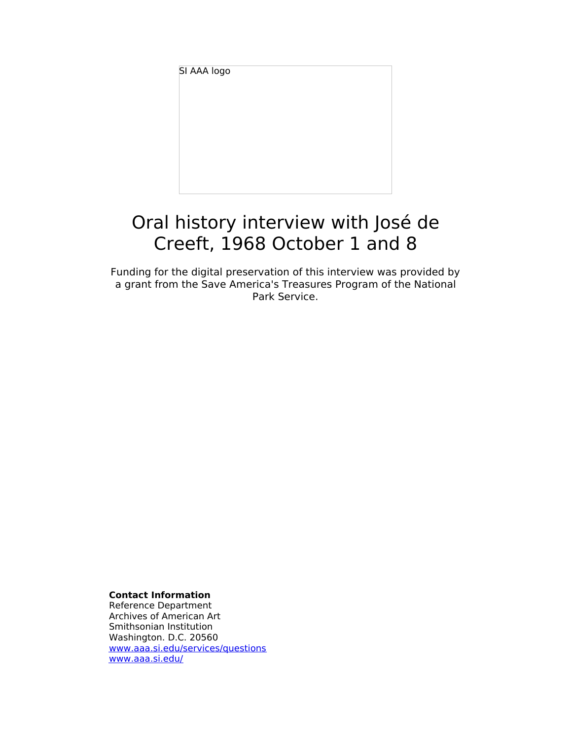SI AAA logo

# Oral history interview with José de Creeft, 1968 October 1 and 8

Funding for the digital preservation of this interview was provided by a grant from the Save America's Treasures Program of the National Park Service.

**Contact Information**
Reference Department
Archives of American Art
Smithsonian Institution
Washington. D.C. 20560
www.aaa.si.edu/services/questions
www.aaa.si.edu/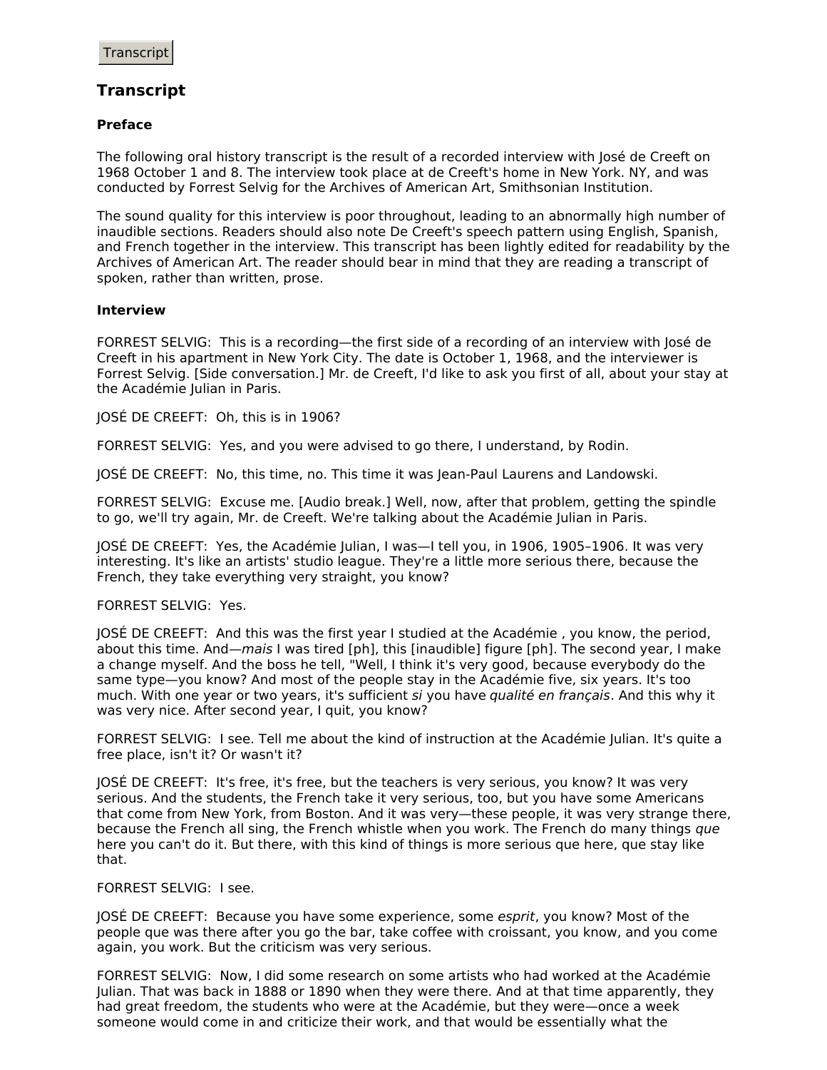Transcript

## Transcript

### Preface

The following oral history transcript is the result of a recorded interview with José de Creeft on 1968 October 1 and 8. The interview took place at de Creeft's home in New York. NY, and was conducted by Forrest Selvig for the Archives of American Art, Smithsonian Institution.

The sound quality for this interview is poor throughout, leading to an abnormally high number of inaudible sections. Readers should also note De Creeft's speech pattern using English, Spanish, and French together in the interview. This transcript has been lightly edited for readability by the Archives of American Art. The reader should bear in mind that they are reading a transcript of spoken, rather than written, prose.

### Interview

FORREST SELVIG: This is a recording—the first side of a recording of an interview with José de Creeft in his apartment in New York City. The date is October 1, 1968, and the interviewer is Forrest Selvig. [Side conversation.] Mr. de Creeft, I'd like to ask you first of all, about your stay at the Académie Julian in Paris.

JOSÉ DE CREEFT: Oh, this is in 1906?

FORREST SELVIG: Yes, and you were advised to go there, I understand, by Rodin.

JOSÉ DE CREEFT: No, this time, no. This time it was Jean-Paul Laurens and Landowski.

FORREST SELVIG: Excuse me. [Audio break.] Well, now, after that problem, getting the spindle to go, we'll try again, Mr. de Creeft. We're talking about the Académie Julian in Paris.

JOSÉ DE CREEFT: Yes, the Académie Julian, I was—I tell you, in 1906, 1905–1906. It was very interesting. It's like an artists' studio league. They're a little more serious there, because the French, they take everything very straight, you know?

FORREST SELVIG: Yes.

JOSÉ DE CREEFT: And this was the first year I studied at the Académie , you know, the period, about this time. And—*mais* I was tired [ph], this [inaudible] figure [ph]. The second year, I make a change myself. And the boss he tell, "Well, I think it's very good, because everybody do the same type—you know? And most of the people stay in the Académie five, six years. It's too much. With one year or two years, it's sufficient *si* you have *qualité en français*. And this why it was very nice. After second year, I quit, you know?

FORREST SELVIG: I see. Tell me about the kind of instruction at the Académie Julian. It's quite a free place, isn't it? Or wasn't it?

JOSÉ DE CREEFT: It's free, it's free, but the teachers is very serious, you know? It was very serious. And the students, the French take it very serious, too, but you have some Americans that come from New York, from Boston. And it was very—these people, it was very strange there, because the French all sing, the French whistle when you work. The French do many things *que* here you can't do it. But there, with this kind of things is more serious que here, que stay like that.

FORREST SELVIG: I see.

JOSÉ DE CREEFT: Because you have some experience, some *esprit*, you know? Most of the people que was there after you go the bar, take coffee with croissant, you know, and you come again, you work. But the criticism was very serious.

FORREST SELVIG: Now, I did some research on some artists who had worked at the Académie Julian. That was back in 1888 or 1890 when they were there. And at that time apparently, they had great freedom, the students who were at the Académie, but they were—once a week someone would come in and criticize their work, and that would be essentially what the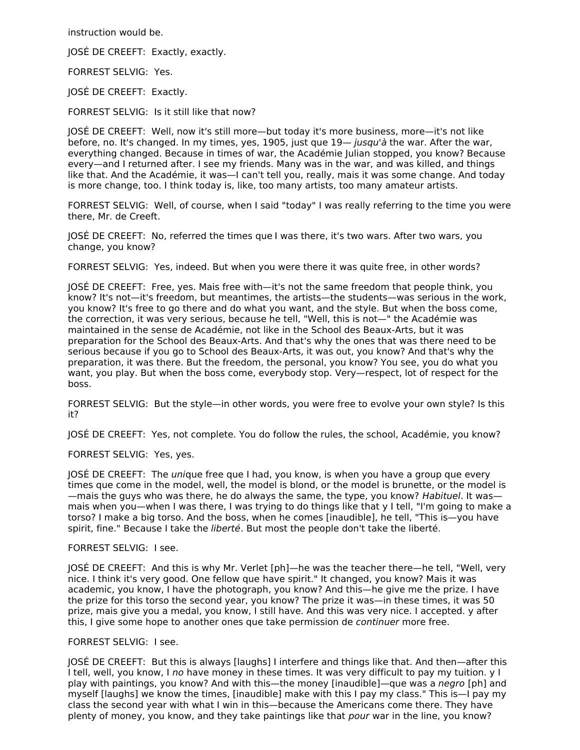instruction would be.

JOSÉ DE CREEFT: Exactly, exactly.

FORREST SELVIG: Yes.

JOSÉ DE CREEFT: Exactly.

FORREST SELVIG: Is it still like that now?

JOSÉ DE CREEFT: Well, now it's still more—but today it's more business, more—it's not like before, no. It's changed. In my times, yes, 1905, just que 19— *jusqu'à* the war. After the war, everything changed. Because in times of war, the Académie Julian stopped, you know? Because every—and I returned after. I see my friends. Many was in the war, and was killed, and things like that. And the Académie, it was—I can't tell you, really, mais it was some change. And today is more change, too. I think today is, like, too many artists, too many amateur artists.

FORREST SELVIG: Well, of course, when I said "today" I was really referring to the time you were there, Mr. de Creeft.

JOSÉ DE CREEFT: No, referred the times que I was there, it's two wars. After two wars, you change, you know?

FORREST SELVIG: Yes, indeed. But when you were there it was quite free, in other words?

JOSÉ DE CREEFT: Free, yes. Mais free with—it's not the same freedom that people think, you know? It's not—it's freedom, but meantimes, the artists—the students—was serious in the work, you know? It's free to go there and do what you want, and the style. But when the boss come, the correction, it was very serious, because he tell, "Well, this is not—" the Académie was maintained in the sense de Académie, not like in the School des Beaux-Arts, but it was preparation for the School des Beaux-Arts. And that's why the ones that was there need to be serious because if you go to School des Beaux-Arts, it was out, you know? And that's why the preparation, it was there. But the freedom, the personal, you know? You see, you do what you want, you play. But when the boss come, everybody stop. Very—respect, lot of respect for the boss.

FORREST SELVIG: But the style—in other words, you were free to evolve your own style? Is this it?

JOSÉ DE CREEFT: Yes, not complete. You do follow the rules, the school, Académie, you know?

FORREST SELVIG: Yes, yes.

JOSÉ DE CREEFT: The *uni*que free que I had, you know, is when you have a group que every times que come in the model, well, the model is blond, or the model is brunette, or the model is —mais the guys who was there, he do always the same, the type, you know? *Habituel*. It was—mais when you—when I was there, I was trying to do things like that y I tell, "I'm going to make a torso? I make a big torso. And the boss, when he comes [inaudible], he tell, "This is—you have spirit, fine." Because I take the *liberté*. But most the people don't take the liberté.

FORREST SELVIG: I see.

JOSÉ DE CREEFT: And this is why Mr. Verlet [ph]—he was the teacher there—he tell, "Well, very nice. I think it's very good. One fellow que have spirit." It changed, you know? Mais it was academic, you know, I have the photograph, you know? And this—he give me the prize. I have the prize for this torso the second year, you know? The prize it was—in these times, it was 50 prize, mais give you a medal, you know, I still have. And this was very nice. I accepted. y after this, I give some hope to another ones que take permission de *continuer* more free.

FORREST SELVIG: I see.

JOSÉ DE CREEFT: But this is always [laughs] I interfere and things like that. And then—after this I tell, well, you know, I *no* have money in these times. It was very difficult to pay my tuition. y I play with paintings, you know? And with this—the money [inaudible]—que was a *negro* [ph] and myself [laughs] we know the times, [inaudible] make with this I pay my class." This is—I pay my class the second year with what I win in this—because the Americans come there. They have plenty of money, you know, and they take paintings like that *pour* war in the line, you know?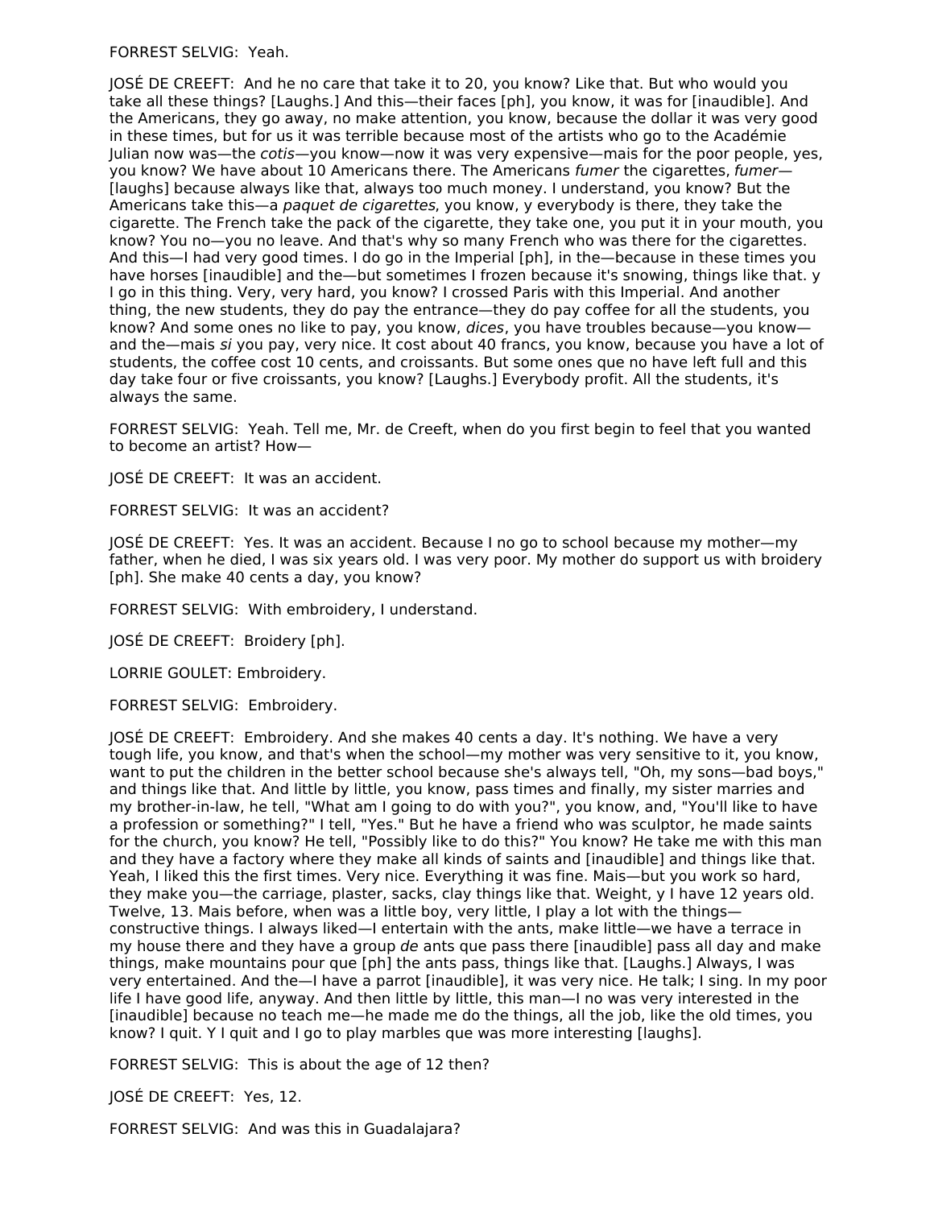FORREST SELVIG: Yeah.

JOSÉ DE CREEFT: And he no care that take it to 20, you know? Like that. But who would you take all these things? [Laughs.] And this—their faces [ph], you know, it was for [inaudible]. And the Americans, they go away, no make attention, you know, because the dollar it was very good in these times, but for us it was terrible because most of the artists who go to the Académie Julian now was—the *cotis*—you know—now it was very expensive—mais for the poor people, yes, you know? We have about 10 Americans there. The Americans *fumer* the cigarettes, *fumer*—[laughs] because always like that, always too much money. I understand, you know? But the Americans take this—a *paquet de cigarettes*, you know, y everybody is there, they take the cigarette. The French take the pack of the cigarette, they take one, you put it in your mouth, you know? You no—you no leave. And that's why so many French who was there for the cigarettes. And this—I had very good times. I do go in the Imperial [ph], in the—because in these times you have horses [inaudible] and the—but sometimes I frozen because it's snowing, things like that. y I go in this thing. Very, very hard, you know? I crossed Paris with this Imperial. And another thing, the new students, they do pay the entrance—they do pay coffee for all the students, you know? And some ones no like to pay, you know, *dices*, you have troubles because—you know—and the—mais *si* you pay, very nice. It cost about 40 francs, you know, because you have a lot of students, the coffee cost 10 cents, and croissants. But some ones que no have left full and this day take four or five croissants, you know? [Laughs.] Everybody profit. All the students, it's always the same.

FORREST SELVIG: Yeah. Tell me, Mr. de Creeft, when do you first begin to feel that you wanted to become an artist? How—

JOSÉ DE CREEFT: It was an accident.

FORREST SELVIG: It was an accident?

JOSÉ DE CREEFT: Yes. It was an accident. Because I no go to school because my mother—my father, when he died, I was six years old. I was very poor. My mother do support us with broidery [ph]. She make 40 cents a day, you know?

FORREST SELVIG: With embroidery, I understand.

JOSÉ DE CREEFT: Broidery [ph].

LORRIE GOULET: Embroidery.

FORREST SELVIG: Embroidery.

JOSÉ DE CREEFT: Embroidery. And she makes 40 cents a day. It's nothing. We have a very tough life, you know, and that's when the school—my mother was very sensitive to it, you know, want to put the children in the better school because she's always tell, "Oh, my sons—bad boys," and things like that. And little by little, you know, pass times and finally, my sister marries and my brother-in-law, he tell, "What am I going to do with you?", you know, and, "You'll like to have a profession or something?" I tell, "Yes." But he have a friend who was sculptor, he made saints for the church, you know? He tell, "Possibly like to do this?" You know? He take me with this man and they have a factory where they make all kinds of saints and [inaudible] and things like that. Yeah, I liked this the first times. Very nice. Everything it was fine. Mais—but you work so hard, they make you—the carriage, plaster, sacks, clay things like that. Weight, y I have 12 years old. Twelve, 13. Mais before, when was a little boy, very little, I play a lot with the things—constructive things. I always liked—I entertain with the ants, make little—we have a terrace in my house there and they have a group *de* ants que pass there [inaudible] pass all day and make things, make mountains pour que [ph] the ants pass, things like that. [Laughs.] Always, I was very entertained. And the—I have a parrot [inaudible], it was very nice. He talk; I sing. In my poor life I have good life, anyway. And then little by little, this man—I no was very interested in the [inaudible] because no teach me—he made me do the things, all the job, like the old times, you know? I quit. Y I quit and I go to play marbles que was more interesting [laughs].

FORREST SELVIG: This is about the age of 12 then?

JOSÉ DE CREEFT: Yes, 12.

FORREST SELVIG: And was this in Guadalajara?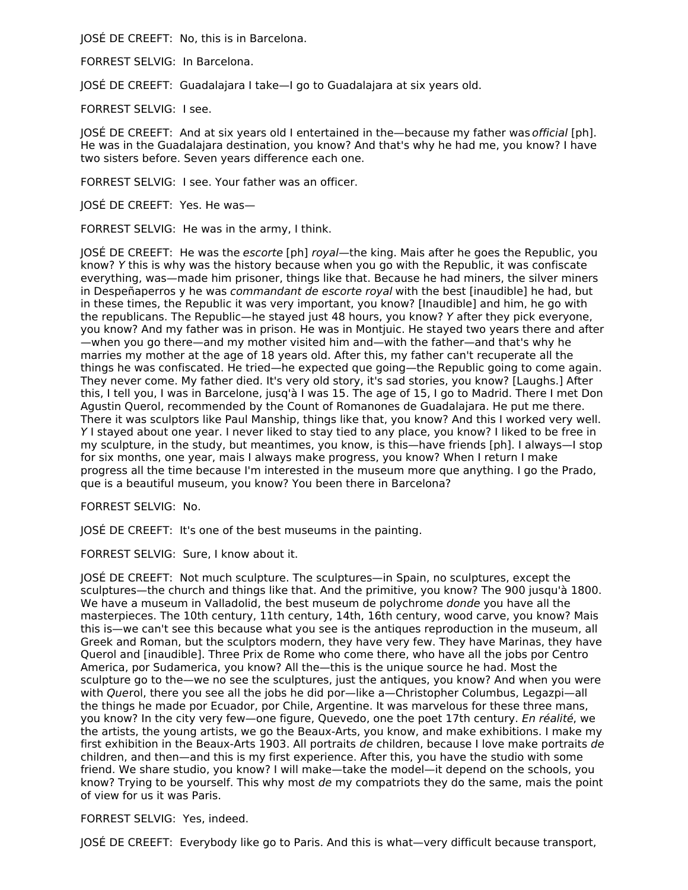JOSÉ DE CREEFT: No, this is in Barcelona.

FORREST SELVIG: In Barcelona.

JOSÉ DE CREEFT: Guadalajara I take—I go to Guadalajara at six years old.

FORREST SELVIG: I see.

JOSÉ DE CREEFT: And at six years old I entertained in the—because my father was *official* [ph]. He was in the Guadalajara destination, you know? And that's why he had me, you know? I have two sisters before. Seven years difference each one.

FORREST SELVIG: I see. Your father was an officer.

JOSÉ DE CREEFT: Yes. He was—

FORREST SELVIG: He was in the army, I think.

JOSÉ DE CREEFT: He was the *escorte* [ph] *royal*—the king. Mais after he goes the Republic, you know? *Y* this is why was the history because when you go with the Republic, it was confiscate everything, was—made him prisoner, things like that. Because he had miners, the silver miners in Despeñaperros y he was *commandant de escorte royal* with the best [inaudible] he had, but in these times, the Republic it was very important, you know? [Inaudible] and him, he go with the republicans. The Republic—he stayed just 48 hours, you know? *Y* after they pick everyone, you know? And my father was in prison. He was in Montjuic. He stayed two years there and after—when you go there—and my mother visited him and—with the father—and that's why he marries my mother at the age of 18 years old. After this, my father can't recuperate all the things he was confiscated. He tried—he expected que going—the Republic going to come again. They never come. My father died. It's very old story, it's sad stories, you know? [Laughs.] After this, I tell you, I was in Barcelone, jusq'à I was 15. The age of 15, I go to Madrid. There I met Don Agustin Querol, recommended by the Count of Romanones de Guadalajara. He put me there. There it was sculptors like Paul Manship, things like that, you know? And this I worked very well. *Y* I stayed about one year. I never liked to stay tied to any place, you know? I liked to be free in my sculpture, in the study, but meantimes, you know, is this—have friends [ph]. I always—I stop for six months, one year, mais I always make progress, you know? When I return I make progress all the time because I'm interested in the museum more que anything. I go the Prado, que is a beautiful museum, you know? You been there in Barcelona?

FORREST SELVIG: No.

JOSÉ DE CREEFT: It's one of the best museums in the painting.

FORREST SELVIG: Sure, I know about it.

JOSÉ DE CREEFT: Not much sculpture. The sculptures—in Spain, no sculptures, except the sculptures—the church and things like that. And the primitive, you know? The 900 jusqu'à 1800. We have a museum in Valladolid, the best museum de polychrome *donde* you have all the masterpieces. The 10th century, 11th century, 14th, 16th century, wood carve, you know? Mais this is—we can't see this because what you see is the antiques reproduction in the museum, all Greek and Roman, but the sculptors modern, they have very few. They have Marinas, they have Querol and [inaudible]. Three Prix de Rome who come there, who have all the jobs por Centro America, por Sudamerica, you know? All the—this is the unique source he had. Most the sculpture go to the—we no see the sculptures, just the antiques, you know? And when you were with *Que*rol, there you see all the jobs he did por—like a—Christopher Columbus, Legazpi—all the things he made por Ecuador, por Chile, Argentine. It was marvelous for these three mans, you know? In the city very few—one figure, Quevedo, one the poet 17th century. *En réalité*, we the artists, the young artists, we go the Beaux-Arts, you know, and make exhibitions. I make my first exhibition in the Beaux-Arts 1903. All portraits *de* children, because I love make portraits *de* children, and then—and this is my first experience. After this, you have the studio with some friend. We share studio, you know? I will make—take the model—it depend on the schools, you know? Trying to be yourself. This why most *de* my compatriots they do the same, mais the point of view for us it was Paris.

FORREST SELVIG: Yes, indeed.

JOSÉ DE CREEFT: Everybody like go to Paris. And this is what—very difficult because transport,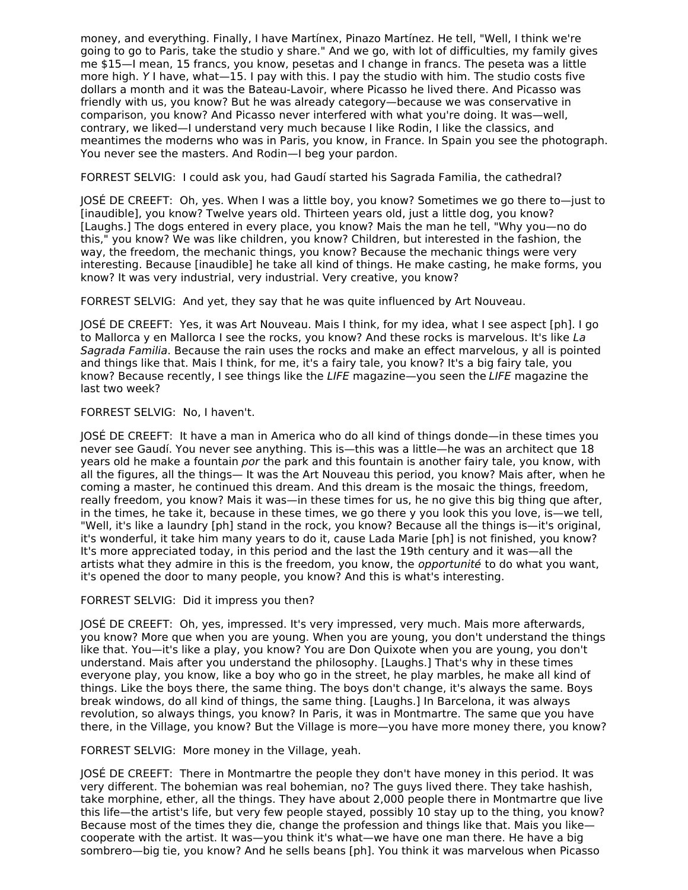money, and everything. Finally, I have Martínex, Pinazo Martínez. He tell, "Well, I think we're going to go to Paris, take the studio y share." And we go, with lot of difficulties, my family gives me $15—I mean, 15 francs, you know, pesetas and I change in francs. The peseta was a little more high. *Y* I have, what—15. I pay with this. I pay the studio with him. The studio costs five dollars a month and it was the Bateau-Lavoir, where Picasso he lived there. And Picasso was friendly with us, you know? But he was already category—because we was conservative in comparison, you know? And Picasso never interfered with what you're doing. It was—well, contrary, we liked—I understand very much because I like Rodin, I like the classics, and meantimes the moderns who was in Paris, you know, in France. In Spain you see the photograph. You never see the masters. And Rodin—I beg your pardon.

FORREST SELVIG: I could ask you, had Gaudí started his Sagrada Familia, the cathedral?

JOSÉ DE CREEFT: Oh, yes. When I was a little boy, you know? Sometimes we go there to—just to [inaudible], you know? Twelve years old. Thirteen years old, just a little dog, you know? [Laughs.] The dogs entered in every place, you know? Mais the man he tell, "Why you—no do this," you know? We was like children, you know? Children, but interested in the fashion, the way, the freedom, the mechanic things, you know? Because the mechanic things were very interesting. Because [inaudible] he take all kind of things. He make casting, he make forms, you know? It was very industrial, very industrial. Very creative, you know?

FORREST SELVIG: And yet, they say that he was quite influenced by Art Nouveau.

JOSÉ DE CREEFT: Yes, it was Art Nouveau. Mais I think, for my idea, what I see aspect [ph]. I go to Mallorca y en Mallorca I see the rocks, you know? And these rocks is marvelous. It's like *La Sagrada Familia*. Because the rain uses the rocks and make an effect marvelous, y all is pointed and things like that. Mais I think, for me, it's a fairy tale, you know? It's a big fairy tale, you know? Because recently, I see things like the *LIFE* magazine—you seen the *LIFE* magazine the last two week?

FORREST SELVIG: No, I haven't.

JOSÉ DE CREEFT: It have a man in America who do all kind of things donde—in these times you never see Gaudí. You never see anything. This is—this was a little—he was an architect que 18 years old he make a fountain *por* the park and this fountain is another fairy tale, you know, with all the figures, all the things— It was the Art Nouveau this period, you know? Mais after, when he coming a master, he continued this dream. And this dream is the mosaic the things, freedom, really freedom, you know? Mais it was—in these times for us, he no give this big thing que after, in the times, he take it, because in these times, we go there y you look this you love, is—we tell, "Well, it's like a laundry [ph] stand in the rock, you know? Because all the things is—it's original, it's wonderful, it take him many years to do it, cause Lada Marie [ph] is not finished, you know? It's more appreciated today, in this period and the last the 19th century and it was—all the artists what they admire in this is the freedom, you know, the *opportunité* to do what you want, it's opened the door to many people, you know? And this is what's interesting.

FORREST SELVIG: Did it impress you then?

JOSÉ DE CREEFT: Oh, yes, impressed. It's very impressed, very much. Mais more afterwards, you know? More que when you are young. When you are young, you don't understand the things like that. You—it's like a play, you know? You are Don Quixote when you are young, you don't understand. Mais after you understand the philosophy. [Laughs.] That's why in these times everyone play, you know, like a boy who go in the street, he play marbles, he make all kind of things. Like the boys there, the same thing. The boys don't change, it's always the same. Boys break windows, do all kind of things, the same thing. [Laughs.] In Barcelona, it was always revolution, so always things, you know? In Paris, it was in Montmartre. The same que you have there, in the Village, you know? But the Village is more—you have more money there, you know?

FORREST SELVIG: More money in the Village, yeah.

JOSÉ DE CREEFT: There in Montmartre the people they don't have money in this period. It was very different. The bohemian was real bohemian, no? The guys lived there. They take hashish, take morphine, ether, all the things. They have about 2,000 people there in Montmartre que live this life—the artist's life, but very few people stayed, possibly 10 stay up to the thing, you know? Because most of the times they die, change the profession and things like that. Mais you like—cooperate with the artist. It was—you think it's what—we have one man there. He have a big sombrero—big tie, you know? And he sells beans [ph]. You think it was marvelous when Picasso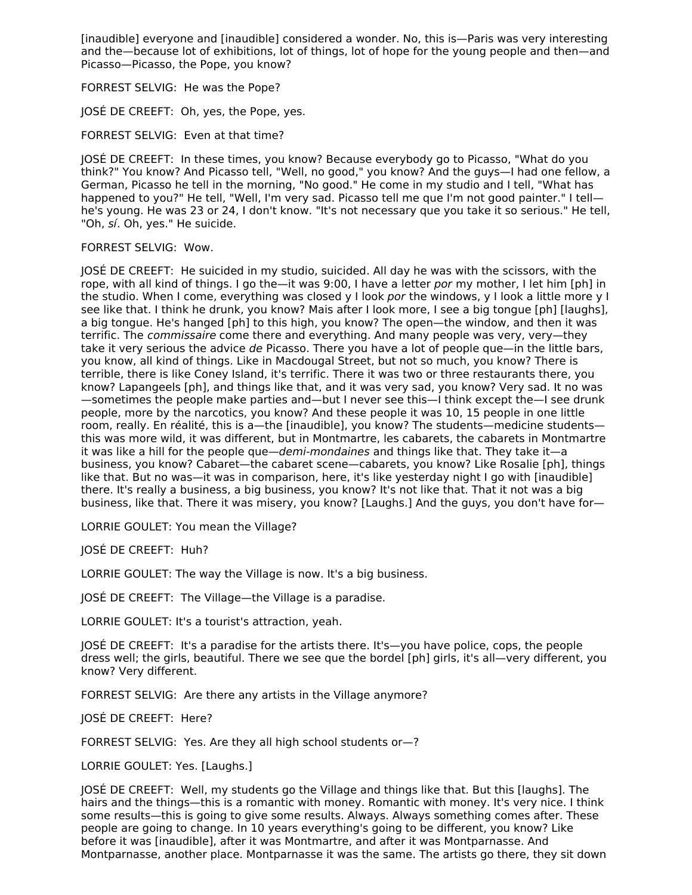[inaudible] everyone and [inaudible] considered a wonder. No, this is—Paris was very interesting and the—because lot of exhibitions, lot of things, lot of hope for the young people and then—and Picasso—Picasso, the Pope, you know?

FORREST SELVIG: He was the Pope?

JOSÉ DE CREEFT: Oh, yes, the Pope, yes.

FORREST SELVIG: Even at that time?

JOSÉ DE CREEFT: In these times, you know? Because everybody go to Picasso, "What do you think?" You know? And Picasso tell, "Well, no good," you know? And the guys—I had one fellow, a German, Picasso he tell in the morning, "No good." He come in my studio and I tell, "What has happened to you?" He tell, "Well, I'm very sad. Picasso tell me que I'm not good painter." I tell—he's young. He was 23 or 24, I don't know. "It's not necessary que you take it so serious." He tell, "Oh, *sí*. Oh, yes." He suicide.

FORREST SELVIG: Wow.

JOSÉ DE CREEFT: He suicided in my studio, suicided. All day he was with the scissors, with the rope, with all kind of things. I go the—it was 9:00, I have a letter *por* my mother, I let him [ph] in the studio. When I come, everything was closed y I look *por* the windows, y I look a little more y I see like that. I think he drunk, you know? Mais after I look more, I see a big tongue [ph] [laughs], a big tongue. He's hanged [ph] to this high, you know? The open—the window, and then it was terrific. The *commissaire* come there and everything. And many people was very, very—they take it very serious the advice *de* Picasso. There you have a lot of people que—in the little bars, you know, all kind of things. Like in Macdougal Street, but not so much, you know? There is terrible, there is like Coney Island, it's terrific. There it was two or three restaurants there, you know? Lapangeels [ph], and things like that, and it was very sad, you know? Very sad. It no was—sometimes the people make parties and—but I never see this—I think except the—I see drunk people, more by the narcotics, you know? And these people it was 10, 15 people in one little room, really. En réalité, this is a—the [inaudible], you know? The students—medicine students—this was more wild, it was different, but in Montmartre, les cabarets, the cabarets in Montmartre it was like a hill for the people que—*demi-mondaines* and things like that. They take it—a business, you know? Cabaret—the cabaret scene—cabarets, you know? Like Rosalie [ph], things like that. But no was—it was in comparison, here, it's like yesterday night I go with [inaudible] there. It's really a business, a big business, you know? It's not like that. That it not was a big business, like that. There it was misery, you know? [Laughs.] And the guys, you don't have for—

LORRIE GOULET: You mean the Village?

JOSÉ DE CREEFT: Huh?

LORRIE GOULET: The way the Village is now. It's a big business.

JOSÉ DE CREEFT: The Village—the Village is a paradise.

LORRIE GOULET: It's a tourist's attraction, yeah.

JOSÉ DE CREEFT: It's a paradise for the artists there. It's—you have police, cops, the people dress well; the girls, beautiful. There we see que the bordel [ph] girls, it's all—very different, you know? Very different.

FORREST SELVIG: Are there any artists in the Village anymore?

JOSÉ DE CREEFT: Here?

FORREST SELVIG: Yes. Are they all high school students or—?

LORRIE GOULET: Yes. [Laughs.]

JOSÉ DE CREEFT: Well, my students go the Village and things like that. But this [laughs]. The hairs and the things—this is a romantic with money. Romantic with money. It's very nice. I think some results—this is going to give some results. Always. Always something comes after. These people are going to change. In 10 years everything's going to be different, you know? Like before it was [inaudible], after it was Montmartre, and after it was Montparnasse. And Montparnasse, another place. Montparnasse it was the same. The artists go there, they sit down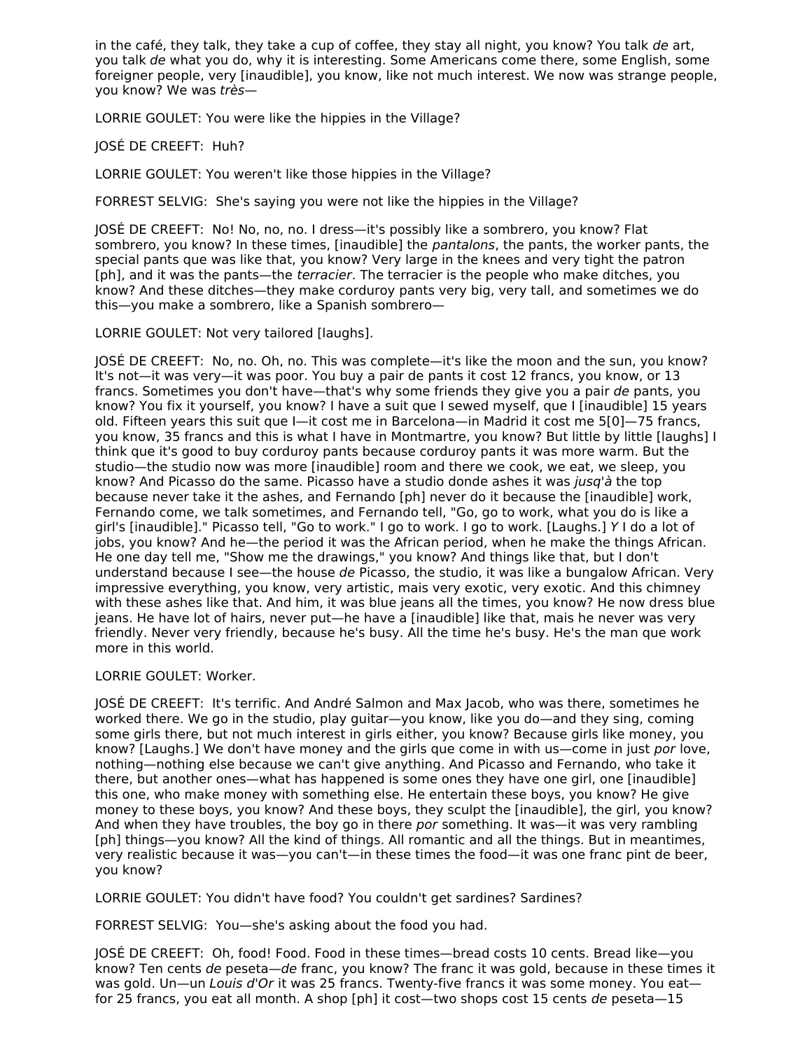in the café, they talk, they take a cup of coffee, they stay all night, you know? You talk *de* art, you talk *de* what you do, why it is interesting. Some Americans come there, some English, some foreigner people, very [inaudible], you know, like not much interest. We now was strange people, you know? We was *très*—

LORRIE GOULET: You were like the hippies in the Village?

JOSÉ DE CREEFT: Huh?

LORRIE GOULET: You weren't like those hippies in the Village?

FORREST SELVIG: She's saying you were not like the hippies in the Village?

JOSÉ DE CREEFT: No! No, no, no. I dress—it's possibly like a sombrero, you know? Flat sombrero, you know? In these times, [inaudible] the *pantalons*, the pants, the worker pants, the special pants que was like that, you know? Very large in the knees and very tight the patron [ph], and it was the pants—the *terracier*. The terracier is the people who make ditches, you know? And these ditches—they make corduroy pants very big, very tall, and sometimes we do this—you make a sombrero, like a Spanish sombrero—

LORRIE GOULET: Not very tailored [laughs].

JOSÉ DE CREEFT: No, no. Oh, no. This was complete—it's like the moon and the sun, you know? It's not—it was very—it was poor. You buy a pair de pants it cost 12 francs, you know, or 13 francs. Sometimes you don't have—that's why some friends they give you a pair *de* pants, you know? You fix it yourself, you know? I have a suit que I sewed myself, que I [inaudible] 15 years old. Fifteen years this suit que I—it cost me in Barcelona—in Madrid it cost me 5[0]—75 francs, you know, 35 francs and this is what I have in Montmartre, you know? But little by little [laughs] I think que it's good to buy corduroy pants because corduroy pants it was more warm. But the studio—the studio now was more [inaudible] room and there we cook, we eat, we sleep, you know? And Picasso do the same. Picasso have a studio donde ashes it was *jusq'à* the top because never take it the ashes, and Fernando [ph] never do it because the [inaudible] work, Fernando come, we talk sometimes, and Fernando tell, "Go, go to work, what you do is like a girl's [inaudible]." Picasso tell, "Go to work." I go to work. I go to work. [Laughs.] *Y* I do a lot of jobs, you know? And he—the period it was the African period, when he make the things African. He one day tell me, "Show me the drawings," you know? And things like that, but I don't understand because I see—the house *de* Picasso, the studio, it was like a bungalow African. Very impressive everything, you know, very artistic, mais very exotic, very exotic. And this chimney with these ashes like that. And him, it was blue jeans all the times, you know? He now dress blue jeans. He have lot of hairs, never put—he have a [inaudible] like that, mais he never was very friendly. Never very friendly, because he's busy. All the time he's busy. He's the man que work more in this world.

LORRIE GOULET: Worker.

JOSÉ DE CREEFT: It's terrific. And André Salmon and Max Jacob, who was there, sometimes he worked there. We go in the studio, play guitar—you know, like you do—and they sing, coming some girls there, but not much interest in girls either, you know? Because girls like money, you know? [Laughs.] We don't have money and the girls que come in with us—come in just *por* love, nothing—nothing else because we can't give anything. And Picasso and Fernando, who take it there, but another ones—what has happened is some ones they have one girl, one [inaudible] this one, who make money with something else. He entertain these boys, you know? He give money to these boys, you know? And these boys, they sculpt the [inaudible], the girl, you know? And when they have troubles, the boy go in there *por* something. It was—it was very rambling [ph] things—you know? All the kind of things. All romantic and all the things. But in meantimes, very realistic because it was—you can't—in these times the food—it was one franc pint de beer, you know?

LORRIE GOULET: You didn't have food? You couldn't get sardines? Sardines?

FORREST SELVIG: You—she's asking about the food you had.

JOSÉ DE CREEFT: Oh, food! Food. Food in these times—bread costs 10 cents. Bread like—you know? Ten cents *de* peseta—*de* franc, you know? The franc it was gold, because in these times it was gold. Un—un *Louis d'Or* it was 25 francs. Twenty-five francs it was some money. You eat—for 25 francs, you eat all month. A shop [ph] it cost—two shops cost 15 cents *de* peseta—15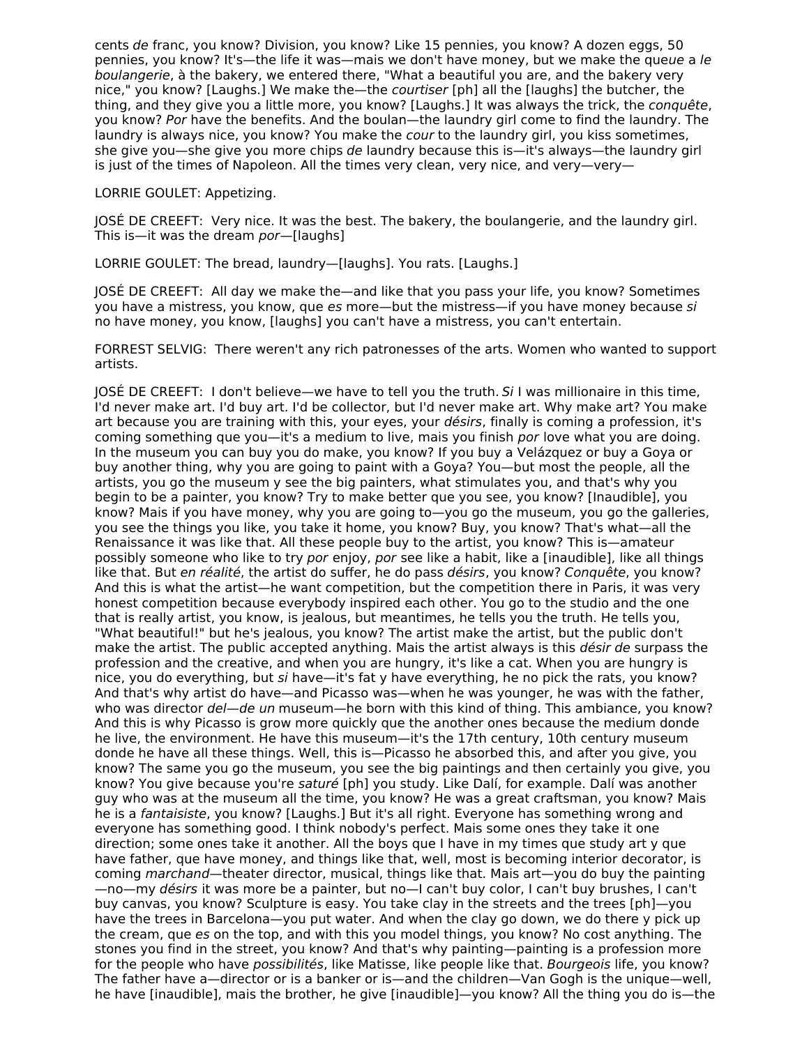cents *de* franc, you know? Division, you know? Like 15 pennies, you know? A dozen eggs, 50 pennies, you know? It's—the life it was—mais we don't have money, but we make the que*ue* a *le boulangerie*, à the bakery, we entered there, "What a beautiful you are, and the bakery very nice," you know? [Laughs.] We make the—the *courtiser* [ph] all the [laughs] the butcher, the thing, and they give you a little more, you know? [Laughs.] It was always the trick, the *conquête*, you know? *Por* have the benefits. And the boulan—the laundry girl come to find the laundry. The laundry is always nice, you know? You make the *cour* to the laundry girl, you kiss sometimes, she give you—she give you more chips *de* laundry because this is—it's always—the laundry girl is just of the times of Napoleon. All the times very clean, very nice, and very—very—

LORRIE GOULET: Appetizing.

JOSÉ DE CREEFT: Very nice. It was the best. The bakery, the boulangerie, and the laundry girl. This is—it was the dream *por*—[laughs]

LORRIE GOULET: The bread, laundry—[laughs]. You rats. [Laughs.]

JOSÉ DE CREEFT: All day we make the—and like that you pass your life, you know? Sometimes you have a mistress, you know, que *es* more—but the mistress—if you have money because *si* no have money, you know, [laughs] you can't have a mistress, you can't entertain.

FORREST SELVIG: There weren't any rich patronesses of the arts. Women who wanted to support artists.

JOSÉ DE CREEFT: I don't believe—we have to tell you the truth. *Si* I was millionaire in this time, I'd never make art. I'd buy art. I'd be collector, but I'd never make art. Why make art? You make art because you are training with this, your eyes, your *désirs*, finally is coming a profession, it's coming something que you—it's a medium to live, mais you finish *por* love what you are doing. In the museum you can buy you do make, you know? If you buy a Velázquez or buy a Goya or buy another thing, why you are going to paint with a Goya? You—but most the people, all the artists, you go the museum y see the big painters, what stimulates you, and that's why you begin to be a painter, you know? Try to make better que you see, you know? [Inaudible], you know? Mais if you have money, why you are going to—you go the museum, you go the galleries, you see the things you like, you take it home, you know? Buy, you know? That's what—all the Renaissance it was like that. All these people buy to the artist, you know? This is—amateur possibly someone who like to try *por* enjoy, *por* see like a habit, like a [inaudible], like all things like that. But *en réalité*, the artist do suffer, he do pass *désirs*, you know? *Conquête*, you know? And this is what the artist—he want competition, but the competition there in Paris, it was very honest competition because everybody inspired each other. You go to the studio and the one that is really artist, you know, is jealous, but meantimes, he tells you the truth. He tells you, "What beautiful!" but he's jealous, you know? The artist make the artist, but the public don't make the artist. The public accepted anything. Mais the artist always is this *désir de* surpass the profession and the creative, and when you are hungry, it's like a cat. When you are hungry is nice, you do everything, but *si* have—it's fat y have everything, he no pick the rats, you know? And that's why artist do have—and Picasso was—when he was younger, he was with the father, who was director *del*—*de un* museum—he born with this kind of thing. This ambiance, you know? And this is why Picasso is grow more quickly que the another ones because the medium donde he live, the environment. He have this museum—it's the 17th century, 10th century museum donde he have all these things. Well, this is—Picasso he absorbed this, and after you give, you know? The same you go the museum, you see the big paintings and then certainly you give, you know? You give because you're *saturé* [ph] you study. Like Dalí, for example. Dalí was another guy who was at the museum all the time, you know? He was a great craftsman, you know? Mais he is a *fantaisiste*, you know? [Laughs.] But it's all right. Everyone has something wrong and everyone has something good. I think nobody's perfect. Mais some ones they take it one direction; some ones take it another. All the boys que I have in my times que study art y que have father, que have money, and things like that, well, most is becoming interior decorator, is coming *marchand*—theater director, musical, things like that. Mais art—you do buy the painting—no—my *désirs* it was more be a painter, but no—I can't buy color, I can't buy brushes, I can't buy canvas, you know? Sculpture is easy. You take clay in the streets and the trees [ph]—you have the trees in Barcelona—you put water. And when the clay go down, we do there y pick up the cream, que *es* on the top, and with this you model things, you know? No cost anything. The stones you find in the street, you know? And that's why painting—painting is a profession more for the people who have *possibilités*, like Matisse, like people like that. *Bourgeois* life, you know? The father have a—director or is a banker or is—and the children—Van Gogh is the unique—well, he have [inaudible], mais the brother, he give [inaudible]—you know? All the thing you do is—the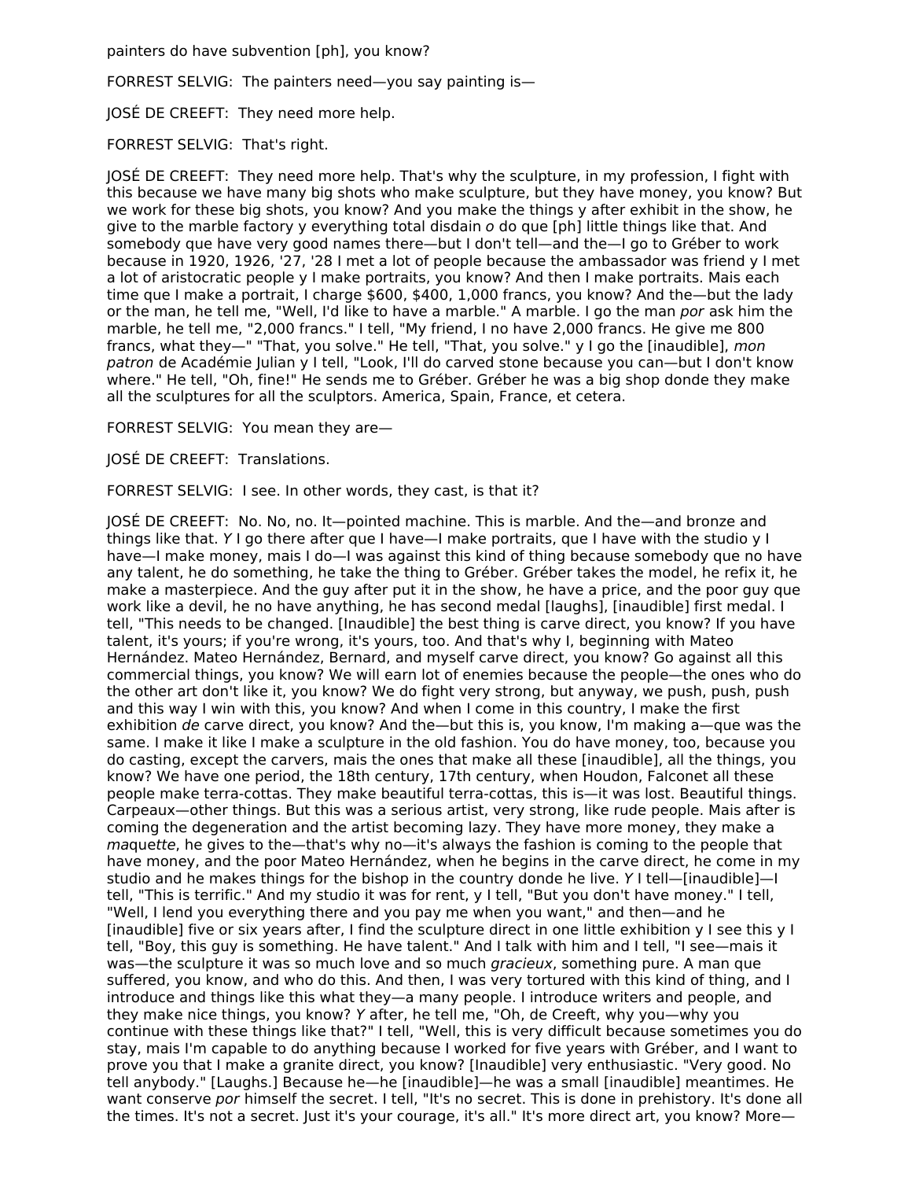painters do have subvention [ph], you know?

FORREST SELVIG:  The painters need—you say painting is—

JOSÉ DE CREEFT:  They need more help.

FORREST SELVIG:  That's right.

JOSÉ DE CREEFT:  They need more help. That's why the sculpture, in my profession, I fight with this because we have many big shots who make sculpture, but they have money, you know? But we work for these big shots, you know? And you make the things y after exhibit in the show, he give to the marble factory y everything total disdain *o* do que [ph] little things like that. And somebody que have very good names there—but I don't tell—and the—I go to Gréber to work because in 1920, 1926, '27, '28 I met a lot of people because the ambassador was friend y I met a lot of aristocratic people y I make portraits, you know? And then I make portraits. Mais each time que I make a portrait, I charge $600, $400, 1,000 francs, you know? And the—but the lady or the man, he tell me, "Well, I'd like to have a marble." A marble. I go the man *por* ask him the marble, he tell me, "2,000 francs." I tell, "My friend, I no have 2,000 francs. He give me 800 francs, what they—" "That, you solve." He tell, "That, you solve." y I go the [inaudible], *mon patron* de Académie Julian y I tell, "Look, I'll do carved stone because you can—but I don't know where." He tell, "Oh, fine!" He sends me to Gréber. Gréber he was a big shop donde they make all the sculptures for all the sculptors. America, Spain, France, et cetera.

FORREST SELVIG:  You mean they are—

JOSÉ DE CREEFT:  Translations.

FORREST SELVIG:  I see. In other words, they cast, is that it?

JOSÉ DE CREEFT:  No. No, no. It—pointed machine. This is marble. And the—and bronze and things like that. *Y* I go there after que I have—I make portraits, que I have with the studio y I have—I make money, mais I do—I was against this kind of thing because somebody que no have any talent, he do something, he take the thing to Gréber. Gréber takes the model, he refix it, he make a masterpiece. And the guy after put it in the show, he have a price, and the poor guy que work like a devil, he no have anything, he has second medal [laughs], [inaudible] first medal. I tell, "This needs to be changed. [Inaudible] the best thing is carve direct, you know? If you have talent, it's yours; if you're wrong, it's yours, too. And that's why I, beginning with Mateo Hernández. Mateo Hernández, Bernard, and myself carve direct, you know? Go against all this commercial things, you know? We will earn lot of enemies because the people—the ones who do the other art don't like it, you know? We do fight very strong, but anyway, we push, push, push and this way I win with this, you know? And when I come in this country, I make the first exhibition *de* carve direct, you know? And the—but this is, you know, I'm making a—que was the same. I make it like I make a sculpture in the old fashion. You do have money, too, because you do casting, except the carvers, mais the ones that make all these [inaudible], all the things, you know? We have one period, the 18th century, 17th century, when Houdon, Falconet all these people make terra-cottas. They make beautiful terra-cottas, this is—it was lost. Beautiful things. Carpeaux—other things. But this was a serious artist, very strong, like rude people. Mais after is coming the degeneration and the artist becoming lazy. They have more money, they make a *ma*quette, he gives to the—that's why no—it's always the fashion is coming to the people that have money, and the poor Mateo Hernández, when he begins in the carve direct, he come in my studio and he makes things for the bishop in the country donde he live. *Y* I tell—[inaudible]—I tell, "This is terrific." And my studio it was for rent, y I tell, "But you don't have money." I tell, "Well, I lend you everything there and you pay me when you want," and then—and he [inaudible] five or six years after, I find the sculpture direct in one little exhibition y I see this y I tell, "Boy, this guy is something. He have talent." And I talk with him and I tell, "I see—mais it was—the sculpture it was so much love and so much *gracieux*, something pure. A man que suffered, you know, and who do this. And then, I was very tortured with this kind of thing, and I introduce and things like this what they—a many people. I introduce writers and people, and they make nice things, you know? *Y* after, he tell me, "Oh, de Creeft, why you—why you continue with these things like that?" I tell, "Well, this is very difficult because sometimes you do stay, mais I'm capable to do anything because I worked for five years with Gréber, and I want to prove you that I make a granite direct, you know? [Inaudible] very enthusiastic. "Very good. No tell anybody." [Laughs.] Because he—he [inaudible]—he was a small [inaudible] meantimes. He want conserve *por* himself the secret. I tell, "It's no secret. This is done in prehistory. It's done all the times. It's not a secret. Just it's your courage, it's all." It's more direct art, you know? More—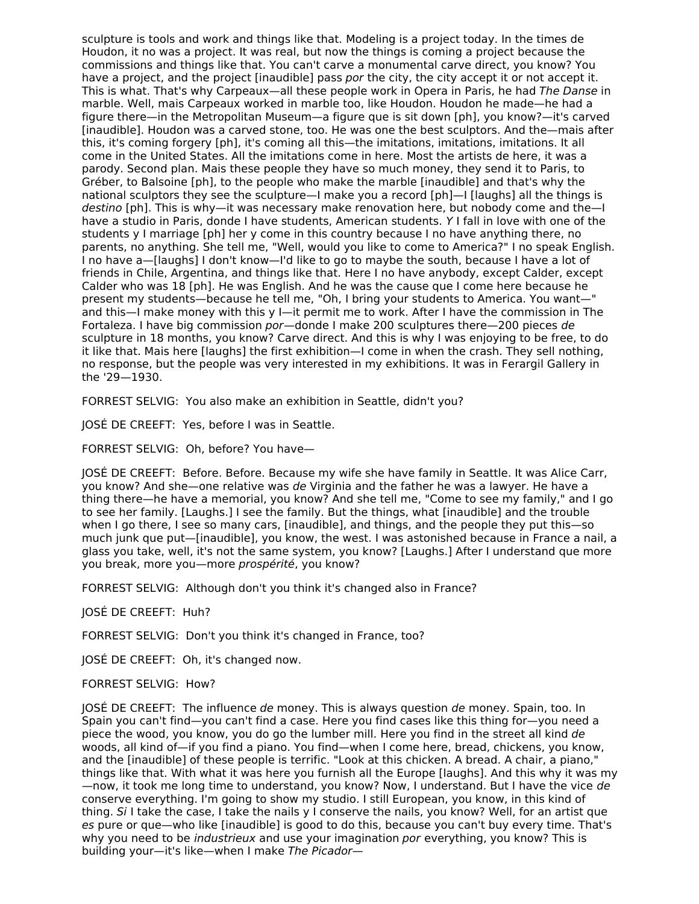sculpture is tools and work and things like that. Modeling is a project today. In the times de Houdon, it no was a project. It was real, but now the things is coming a project because the commissions and things like that. You can't carve a monumental carve direct, you know? You have a project, and the project [inaudible] pass *por* the city, the city accept it or not accept it. This is what. That's why Carpeaux—all these people work in Opera in Paris, he had *The Danse* in marble. Well, mais Carpeaux worked in marble too, like Houdon. Houdon he made—he had a figure there—in the Metropolitan Museum—a figure que is sit down [ph], you know?—it's carved [inaudible]. Houdon was a carved stone, too. He was one the best sculptors. And the—mais after this, it's coming forgery [ph], it's coming all this—the imitations, imitations, imitations. It all come in the United States. All the imitations come in here. Most the artists de here, it was a parody. Second plan. Mais these people they have so much money, they send it to Paris, to Gréber, to Balsoine [ph], to the people who make the marble [inaudible] and that's why the national sculptors they see the sculpture—I make you a record [ph]—I [laughs] all the things is *destino* [ph]. This is why—it was necessary make renovation here, but nobody come and the—I have a studio in Paris, donde I have students, American students. *Y* I fall in love with one of the students y I marriage [ph] her y come in this country because I no have anything there, no parents, no anything. She tell me, "Well, would you like to come to America?" I no speak English. I no have a—[laughs] I don't know—I'd like to go to maybe the south, because I have a lot of friends in Chile, Argentina, and things like that. Here I no have anybody, except Calder, except Calder who was 18 [ph]. He was English. And he was the cause que I come here because he present my students—because he tell me, "Oh, I bring your students to America. You want—" and this—I make money with this y I—it permit me to work. After I have the commission in The Fortaleza. I have big commission *por*—donde I make 200 sculptures there—200 pieces *de* sculpture in 18 months, you know? Carve direct. And this is why I was enjoying to be free, to do it like that. Mais here [laughs] the first exhibition—I come in when the crash. They sell nothing, no response, but the people was very interested in my exhibitions. It was in Ferargil Gallery in the '29—1930.

FORREST SELVIG: You also make an exhibition in Seattle, didn't you?

JOSÉ DE CREEFT: Yes, before I was in Seattle.

FORREST SELVIG: Oh, before? You have—

JOSÉ DE CREEFT: Before. Before. Because my wife she have family in Seattle. It was Alice Carr, you know? And she—one relative was *de* Virginia and the father he was a lawyer. He have a thing there—he have a memorial, you know? And she tell me, "Come to see my family," and I go to see her family. [Laughs.] I see the family. But the things, what [inaudible] and the trouble when I go there, I see so many cars, [inaudible], and things, and the people they put this—so much junk que put—[inaudible], you know, the west. I was astonished because in France a nail, a glass you take, well, it's not the same system, you know? [Laughs.] After I understand que more you break, more you—more *prospérité*, you know?

FORREST SELVIG: Although don't you think it's changed also in France?

JOSÉ DE CREEFT: Huh?

FORREST SELVIG: Don't you think it's changed in France, too?

JOSÉ DE CREEFT: Oh, it's changed now.

FORREST SELVIG: How?

JOSÉ DE CREEFT: The influence *de* money. This is always question *de* money. Spain, too. In Spain you can't find—you can't find a case. Here you find cases like this thing for—you need a piece the wood, you know, you do go the lumber mill. Here you find in the street all kind *de* woods, all kind of—if you find a piano. You find—when I come here, bread, chickens, you know, and the [inaudible] of these people is terrific. "Look at this chicken. A bread. A chair, a piano," things like that. With what it was here you furnish all the Europe [laughs]. And this why it was my—now, it took me long time to understand, you know? Now, I understand. But I have the vice *de* conserve everything. I'm going to show my studio. I still European, you know, in this kind of thing. *Si* I take the case, I take the nails y I conserve the nails, you know? Well, for an artist que *es* pure or que—who like [inaudible] is good to do this, because you can't buy every time. That's why you need to be *industrieux* and use your imagination *por* everything, you know? This is building your—it's like—when I make *The Picador*—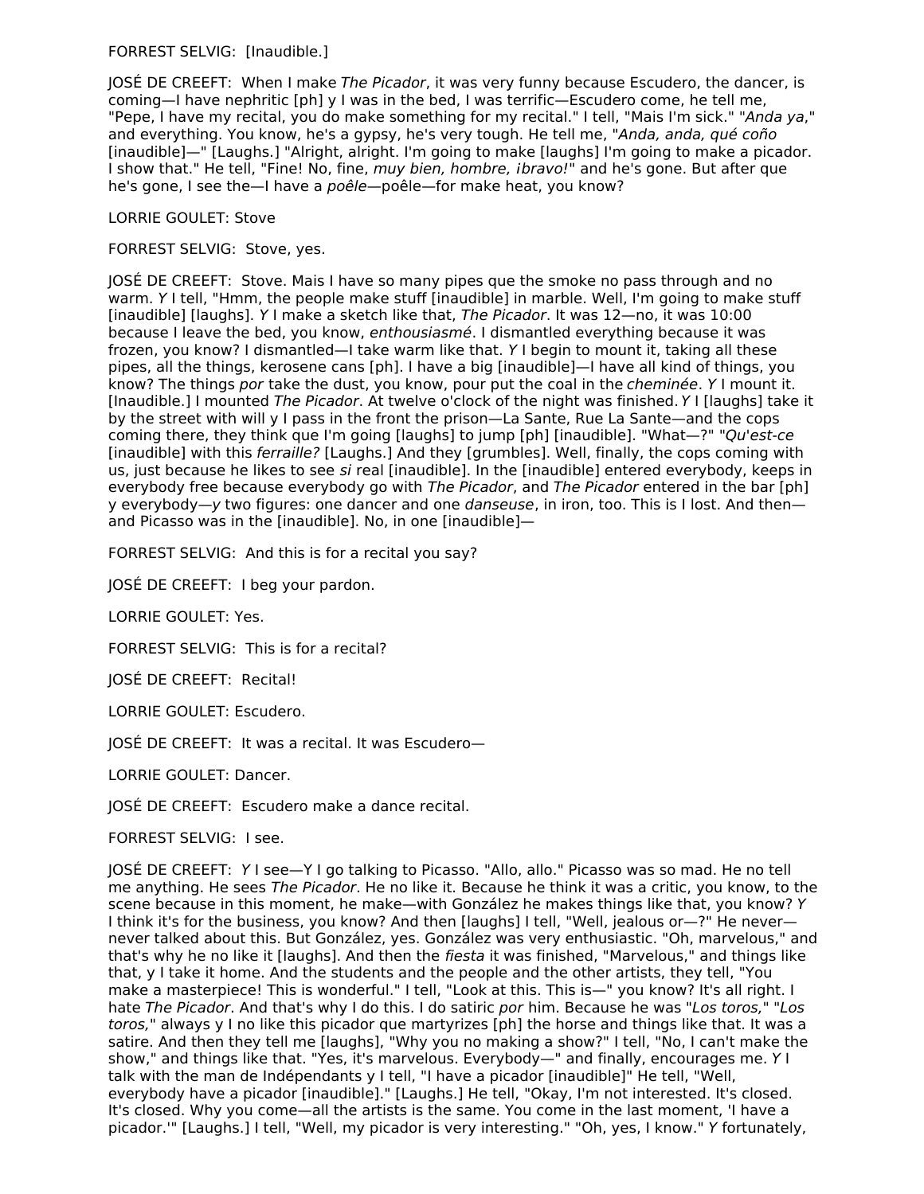FORREST SELVIG: [Inaudible.]

JOSÉ DE CREEFT: When I make *The Picador*, it was very funny because Escudero, the dancer, is coming—I have nephritic [ph] y I was in the bed, I was terrific—Escudero come, he tell me, "Pepe, I have my recital, you do make something for my recital." I tell, "Mais I'm sick." "*Anda ya*," and everything. You know, he's a gypsy, he's very tough. He tell me, "*Anda, anda, qué coño* [inaudible]—" [Laughs.] "Alright, alright. I'm going to make [laughs] I'm going to make a picador. I show that." He tell, "Fine! No, fine, *muy bien, hombre, ¡bravo!*" and he's gone. But after que he's gone, I see the—I have a *poêle*—poêle—for make heat, you know?

LORRIE GOULET: Stove

FORREST SELVIG: Stove, yes.

JOSÉ DE CREEFT: Stove. Mais I have so many pipes que the smoke no pass through and no warm. *Y* I tell, "Hmm, the people make stuff [inaudible] in marble. Well, I'm going to make stuff [inaudible] [laughs]. *Y* I make a sketch like that, *The Picador*. It was 12—no, it was 10:00 because I leave the bed, you know, *enthousiasmé*. I dismantled everything because it was frozen, you know? I dismantled—I take warm like that. *Y* I begin to mount it, taking all these pipes, all the things, kerosene cans [ph]. I have a big [inaudible]—I have all kind of things, you know? The things *por* take the dust, you know, pour put the coal in the *cheminée*. *Y* I mount it. [Inaudible.] I mounted *The Picador*. At twelve o'clock of the night was finished. *Y* I [laughs] take it by the street with will y I pass in the front the prison—La Sante, Rue La Sante—and the cops coming there, they think que I'm going [laughs] to jump [ph] [inaudible]. "What—?" "*Qu'est-ce* [inaudible] with this *ferraille?* [Laughs.] And they [grumbles]. Well, finally, the cops coming with us, just because he likes to see *si* real [inaudible]. In the [inaudible] entered everybody, keeps in everybody free because everybody go with *The Picador*, and *The Picador* entered in the bar [ph] y everybody—*y* two figures: one dancer and one *danseuse*, in iron, too. This is I lost. And then—and Picasso was in the [inaudible]. No, in one [inaudible]—

FORREST SELVIG: And this is for a recital you say?

JOSÉ DE CREEFT: I beg your pardon.

LORRIE GOULET: Yes.

FORREST SELVIG: This is for a recital?

JOSÉ DE CREEFT: Recital!

LORRIE GOULET: Escudero.

JOSÉ DE CREEFT: It was a recital. It was Escudero—

LORRIE GOULET: Dancer.

JOSÉ DE CREEFT: Escudero make a dance recital.

FORREST SELVIG: I see.

JOSÉ DE CREEFT: *Y* I see—Y I go talking to Picasso. "Allo, allo." Picasso was so mad. He no tell me anything. He sees *The Picador*. He no like it. Because he think it was a critic, you know, to the scene because in this moment, he make—with González he makes things like that, you know? *Y* I think it's for the business, you know? And then [laughs] I tell, "Well, jealous or—?" He never—never talked about this. But González, yes. González was very enthusiastic. "Oh, marvelous," and that's why he no like it [laughs]. And then the *fiesta* it was finished, "Marvelous," and things like that, y I take it home. And the students and the people and the other artists, they tell, "You make a masterpiece! This is wonderful." I tell, "Look at this. This is—" you know? It's all right. I hate *The Picador*. And that's why I do this. I do satiric *por* him. Because he was "*Los toros,*" "*Los toros,*" always y I no like this picador que martyrizes [ph] the horse and things like that. It was a satire. And then they tell me [laughs], "Why you no making a show?" I tell, "No, I can't make the show," and things like that. "Yes, it's marvelous. Everybody—" and finally, encourages me. *Y* I talk with the man de Indépendants y I tell, "I have a picador [inaudible]" He tell, "Well, everybody have a picador [inaudible]." [Laughs.] He tell, "Okay, I'm not interested. It's closed. It's closed. Why you come—all the artists is the same. You come in the last moment, 'I have a picador.'" [Laughs.] I tell, "Well, my picador is very interesting." "Oh, yes, I know." *Y* fortunately,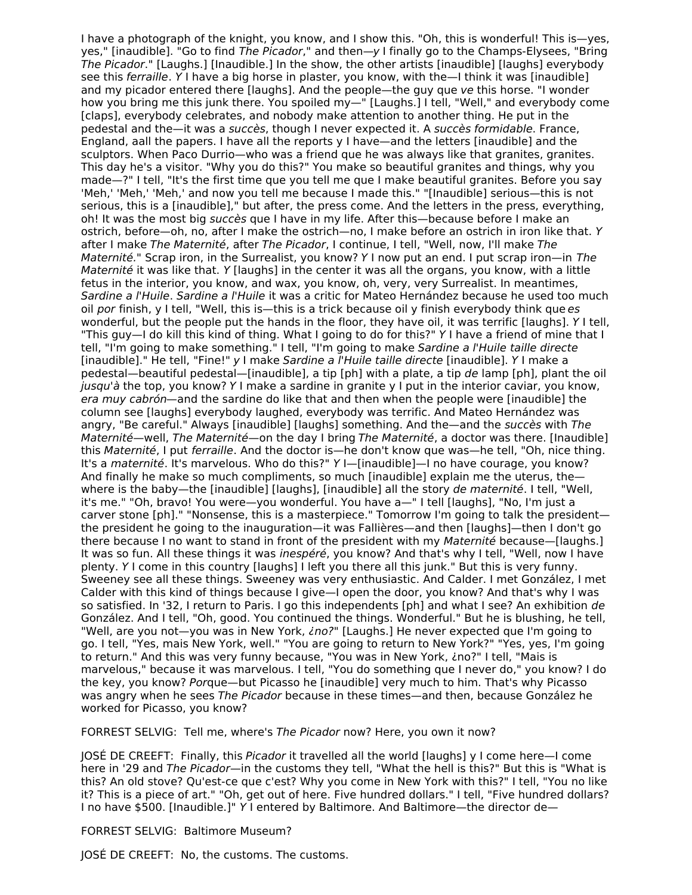I have a photograph of the knight, you know, and I show this. "Oh, this is wonderful! This is—yes, yes," [inaudible]. "Go to find *The Picador*," and then—*y* I finally go to the Champs-Elysees, "Bring *The Picador*." [Laughs.] [Inaudible.] In the show, the other artists [inaudible] [laughs] everybody see this *ferraille*. *Y* I have a big horse in plaster, you know, with the—I think it was [inaudible] and my picador entered there [laughs]. And the people—the guy que *ve* this horse. "I wonder how you bring me this junk there. You spoiled my—" [Laughs.] I tell, "Well," and everybody come [claps], everybody celebrates, and nobody make attention to another thing. He put in the pedestal and the—it was a *succès*, though I never expected it. A *succès formidable*. France, England, aall the papers. I have all the reports y I have—and the letters [inaudible] and the sculptors. When Paco Durrio—who was a friend que he was always like that granites, granites. This day he's a visitor. "Why you do this?" You make so beautiful granites and things, why you made—?" I tell, "It's the first time que you tell me que I make beautiful granites. Before you say 'Meh,' 'Meh,' 'Meh,' and now you tell me because I made this." "[Inaudible] serious—this is not serious, this is a [inaudible]," but after, the press come. And the letters in the press, everything, oh! It was the most big *succès* que I have in my life. After this—because before I make an ostrich, before—oh, no, after I make the ostrich—no, I make before an ostrich in iron like that. *Y* after I make *The Maternité*, after *The Picador*, I continue, I tell, "Well, now, I'll make *The Maternité*." Scrap iron, in the Surrealist, you know? *Y* I now put an end. I put scrap iron—in *The Maternité* it was like that. *Y* [laughs] in the center it was all the organs, you know, with a little fetus in the interior, you know, and wax, you know, oh, very, very Surrealist. In meantimes, *Sardine a l'Huile*. *Sardine a l'Huile* it was a critic for Mateo Hernández because he used too much oil *por* finish, y I tell, "Well, this is—this is a trick because oil y finish everybody think que *es* wonderful, but the people put the hands in the floor, they have oil, it was terrific [laughs]. *Y* I tell, "This guy—I do kill this kind of thing. What I going to do for this?" *Y* I have a friend of mine that I tell, "I'm going to make something." I tell, "I'm going to make *Sardine a l'Huile taille directe* [inaudible]." He tell, "Fine!" *y* I make *Sardine a l'Huile taille directe* [inaudible]. *Y* I make a pedestal—beautiful pedestal—[inaudible], a tip [ph] with a plate, a tip *de* lamp [ph], plant the oil *jusqu'à* the top, you know? *Y* I make a sardine in granite y I put in the interior caviar, you know, *era muy cabrón*—and the sardine do like that and then when the people were [inaudible] the column see [laughs] everybody laughed, everybody was terrific. And Mateo Hernández was angry, "Be careful." Always [inaudible] [laughs] something. And the—and the *succès* with *The Maternité*—well, *The Maternité*—on the day I bring *The Maternité*, a doctor was there. [Inaudible] this *Maternité*, I put *ferraille*. And the doctor is—he don't know que was—he tell, "Oh, nice thing. It's a *maternité*. It's marvelous. Who do this?" *Y* I—[inaudible]—I no have courage, you know? And finally he make so much compliments, so much [inaudible] explain me the uterus, the—where is the baby—the [inaudible] [laughs], [inaudible] all the story *de maternité*. I tell, "Well, it's me." "Oh, bravo! You were—you wonderful. You have a—" I tell [laughs], "No, I'm just a carver stone [ph]." "Nonsense, this is a masterpiece." Tomorrow I'm going to talk the president—the president he going to the inauguration—it was Fallières—and then [laughs]—then I don't go there because I no want to stand in front of the president with my *Maternité* because—[laughs.] It was so fun. All these things it was *inespéré*, you know? And that's why I tell, "Well, now I have plenty. *Y* I come in this country [laughs] I left you there all this junk." But this is very funny. Sweeney see all these things. Sweeney was very enthusiastic. And Calder. I met González, I met Calder with this kind of things because I give—I open the door, you know? And that's why I was so satisfied. In '32, I return to Paris. I go this independents [ph] and what I see? An exhibition *de* González. And I tell, "Oh, good. You continued the things. Wonderful." But he is blushing, he tell, "Well, are you not—you was in New York, *¿no?*" [Laughs.] He never expected que I'm going to go. I tell, "Yes, mais New York, well." "You are going to return to New York?" "Yes, yes, I'm going to return." And this was very funny because, "You was in New York, ¿no?" I tell, "Mais is marvelous," because it was marvelous. I tell, "You do something que I never do," you know? I do the key, you know? *Por*que—but Picasso he [inaudible] very much to him. That's why Picasso was angry when he sees *The Picador* because in these times—and then, because González he worked for Picasso, you know?

FORREST SELVIG: Tell me, where's *The Picador* now? Here, you own it now?

JOSÉ DE CREEFT: Finally, this *Picador* it travelled all the world [laughs] y I come here—I come here in '29 and *The Picador*—in the customs they tell, "What the hell is this?" But this is "What is this? An old stove? Qu'est-ce que c'est? Why you come in New York with this?" I tell, "You no like it? This is a piece of art." "Oh, get out of here. Five hundred dollars." I tell, "Five hundred dollars? I no have $500. [Inaudible.]" *Y* I entered by Baltimore. And Baltimore—the director de—

FORREST SELVIG: Baltimore Museum?

JOSÉ DE CREEFT: No, the customs. The customs.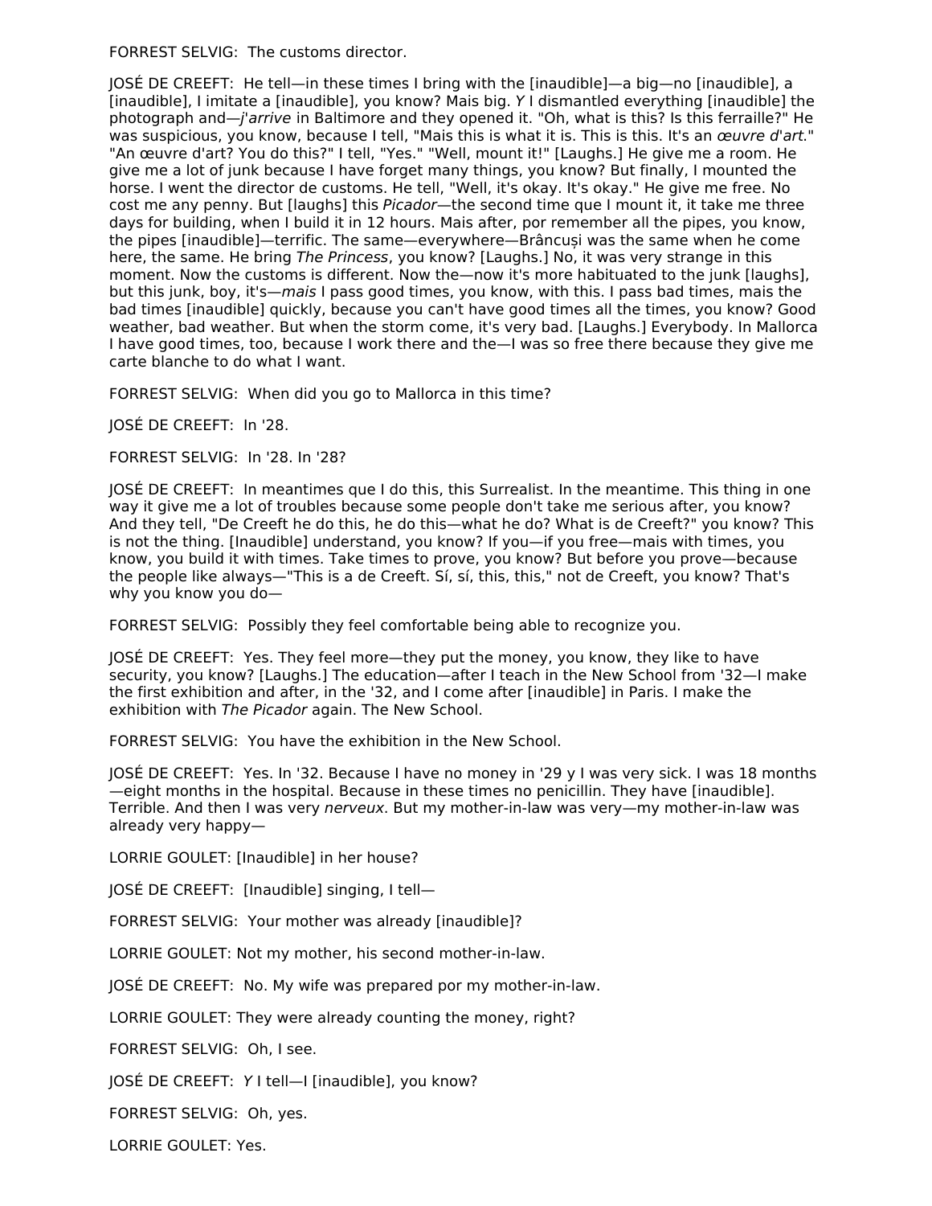FORREST SELVIG:  The customs director.

JOSÉ DE CREEFT:  He tell—in these times I bring with the [inaudible]—a big—no [inaudible], a [inaudible], I imitate a [inaudible], you know? Mais big. *Y* I dismantled everything [inaudible] the photograph and—*j'arrive* in Baltimore and they opened it. "Oh, what is this? Is this ferraille?" He was suspicious, you know, because I tell, "Mais this is what it is. This is this. It's an *œuvre d'art*." "An œuvre d'art? You do this?" I tell, "Yes." "Well, mount it!" [Laughs.] He give me a room. He give me a lot of junk because I have forget many things, you know? But finally, I mounted the horse. I went the director de customs. He tell, "Well, it's okay. It's okay." He give me free. No cost me any penny. But [laughs] this *Picador*—the second time que I mount it, it take me three days for building, when I build it in 12 hours. Mais after, por remember all the pipes, you know, the pipes [inaudible]—terrific. The same—everywhere—Brâncuși was the same when he come here, the same. He bring *The Princess*, you know? [Laughs.] No, it was very strange in this moment. Now the customs is different. Now the—now it's more habituated to the junk [laughs], but this junk, boy, it's—*mais* I pass good times, you know, with this. I pass bad times, mais the bad times [inaudible] quickly, because you can't have good times all the times, you know? Good weather, bad weather. But when the storm come, it's very bad. [Laughs.] Everybody. In Mallorca I have good times, too, because I work there and the—I was so free there because they give me carte blanche to do what I want.

FORREST SELVIG:  When did you go to Mallorca in this time?

JOSÉ DE CREEFT:  In '28.

FORREST SELVIG:  In '28. In '28?

JOSÉ DE CREEFT:  In meantimes que I do this, this Surrealist. In the meantime. This thing in one way it give me a lot of troubles because some people don't take me serious after, you know? And they tell, "De Creeft he do this, he do this—what he do? What is de Creeft?" you know? This is not the thing. [Inaudible] understand, you know? If you—if you free—mais with times, you know, you build it with times. Take times to prove, you know? But before you prove—because the people like always—"This is a de Creeft. Sí, sí, this, this," not de Creeft, you know? That's why you know you do—

FORREST SELVIG:  Possibly they feel comfortable being able to recognize you.

JOSÉ DE CREEFT:  Yes. They feel more—they put the money, you know, they like to have security, you know? [Laughs.] The education—after I teach in the New School from '32—I make the first exhibition and after, in the '32, and I come after [inaudible] in Paris. I make the exhibition with *The Picador* again. The New School.

FORREST SELVIG:  You have the exhibition in the New School.

JOSÉ DE CREEFT:  Yes. In '32. Because I have no money in '29 y I was very sick. I was 18 months—eight months in the hospital. Because in these times no penicillin. They have [inaudible]. Terrible. And then I was very *nerveux*. But my mother-in-law was very—my mother-in-law was already very happy—

LORRIE GOULET: [Inaudible] in her house?

JOSÉ DE CREEFT:  [Inaudible] singing, I tell—

FORREST SELVIG:  Your mother was already [inaudible]?

LORRIE GOULET: Not my mother, his second mother-in-law.

JOSÉ DE CREEFT:  No. My wife was prepared por my mother-in-law.

LORRIE GOULET: They were already counting the money, right?

FORREST SELVIG:  Oh, I see.

JOSÉ DE CREEFT:  *Y* I tell—I [inaudible], you know?

FORREST SELVIG:  Oh, yes.

LORRIE GOULET: Yes.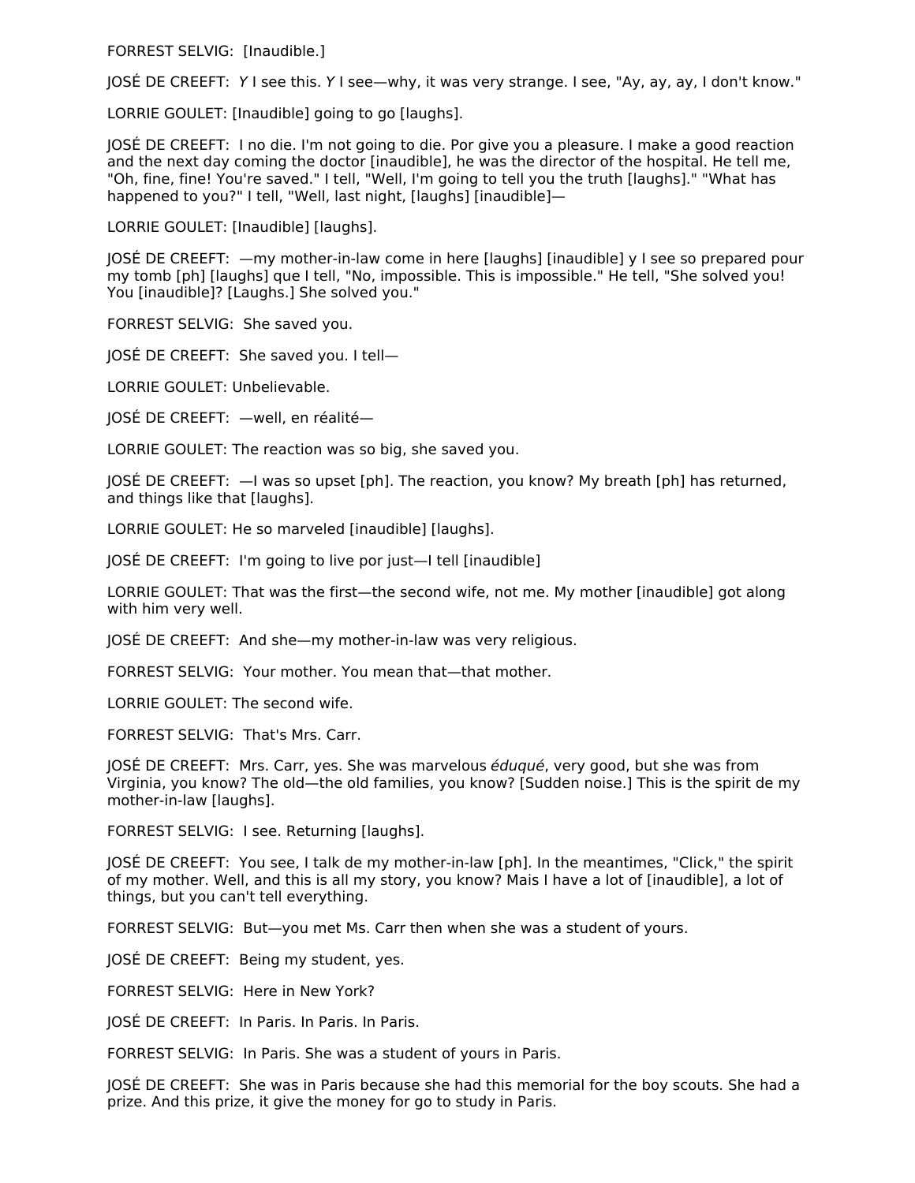FORREST SELVIG: [Inaudible.]

JOSÉ DE CREEFT: *Y* I see this. *Y* I see—why, it was very strange. I see, "Ay, ay, ay, I don't know."

LORRIE GOULET: [Inaudible] going to go [laughs].

JOSÉ DE CREEFT: I no die. I'm not going to die. Por give you a pleasure. I make a good reaction and the next day coming the doctor [inaudible], he was the director of the hospital. He tell me, "Oh, fine, fine! You're saved." I tell, "Well, I'm going to tell you the truth [laughs]." "What has happened to you?" I tell, "Well, last night, [laughs] [inaudible]—

LORRIE GOULET: [Inaudible] [laughs].

JOSÉ DE CREEFT: —my mother-in-law come in here [laughs] [inaudible] y I see so prepared pour my tomb [ph] [laughs] que I tell, "No, impossible. This is impossible." He tell, "She solved you! You [inaudible]? [Laughs.] She solved you."

FORREST SELVIG: She saved you.

JOSÉ DE CREEFT: She saved you. I tell—

LORRIE GOULET: Unbelievable.

JOSÉ DE CREEFT: —well, en réalité—

LORRIE GOULET: The reaction was so big, she saved you.

JOSÉ DE CREEFT: —I was so upset [ph]. The reaction, you know? My breath [ph] has returned, and things like that [laughs].

LORRIE GOULET: He so marveled [inaudible] [laughs].

JOSÉ DE CREEFT: I'm going to live por just—I tell [inaudible]

LORRIE GOULET: That was the first—the second wife, not me. My mother [inaudible] got along with him very well.

JOSÉ DE CREEFT: And she—my mother-in-law was very religious.

FORREST SELVIG: Your mother. You mean that—that mother.

LORRIE GOULET: The second wife.

FORREST SELVIG: That's Mrs. Carr.

JOSÉ DE CREEFT: Mrs. Carr, yes. She was marvelous *éduqué*, very good, but she was from Virginia, you know? The old—the old families, you know? [Sudden noise.] This is the spirit de my mother-in-law [laughs].

FORREST SELVIG: I see. Returning [laughs].

JOSÉ DE CREEFT: You see, I talk de my mother-in-law [ph]. In the meantimes, "Click," the spirit of my mother. Well, and this is all my story, you know? Mais I have a lot of [inaudible], a lot of things, but you can't tell everything.

FORREST SELVIG: But—you met Ms. Carr then when she was a student of yours.

JOSÉ DE CREEFT: Being my student, yes.

FORREST SELVIG: Here in New York?

JOSÉ DE CREEFT: In Paris. In Paris. In Paris.

FORREST SELVIG: In Paris. She was a student of yours in Paris.

JOSÉ DE CREEFT: She was in Paris because she had this memorial for the boy scouts. She had a prize. And this prize, it give the money for go to study in Paris.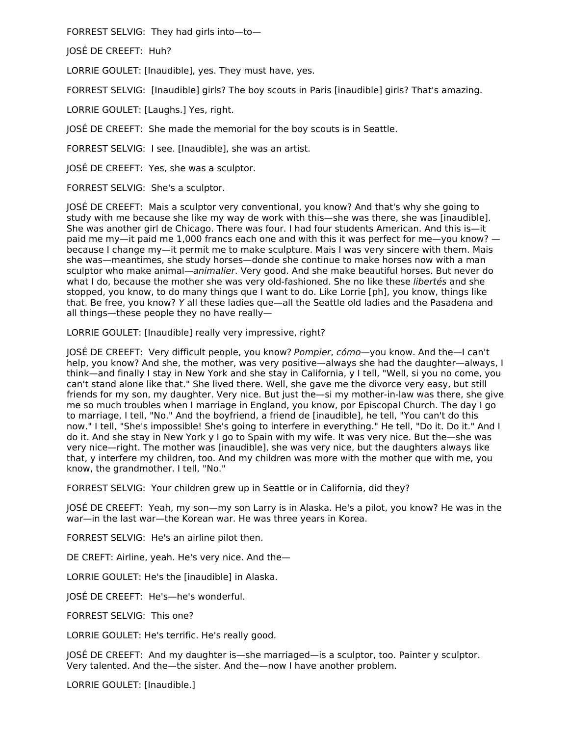FORREST SELVIG: They had girls into—to—

JOSÉ DE CREEFT: Huh?

LORRIE GOULET: [Inaudible], yes. They must have, yes.

FORREST SELVIG: [Inaudible] girls? The boy scouts in Paris [inaudible] girls? That's amazing.

LORRIE GOULET: [Laughs.] Yes, right.

JOSÉ DE CREEFT: She made the memorial for the boy scouts is in Seattle.

FORREST SELVIG: I see. [Inaudible], she was an artist.

JOSÉ DE CREEFT: Yes, she was a sculptor.

FORREST SELVIG: She's a sculptor.

JOSÉ DE CREEFT: Mais a sculptor very conventional, you know? And that's why she going to study with me because she like my way de work with this—she was there, she was [inaudible]. She was another girl de Chicago. There was four. I had four students American. And this is—it paid me my—it paid me 1,000 francs each one and with this it was perfect for me—you know? —because I change my—it permit me to make sculpture. Mais I was very sincere with them. Mais she was—meantimes, she study horses—donde she continue to make horses now with a man sculptor who make animal—*animalier*. Very good. And she make beautiful horses. But never do what I do, because the mother she was very old-fashioned. She no like these *libertés* and she stopped, you know, to do many things que I want to do. Like Lorrie [ph], you know, things like that. Be free, you know? *Y* all these ladies que—all the Seattle old ladies and the Pasadena and all things—these people they no have really—

LORRIE GOULET: [Inaudible] really very impressive, right?

JOSÉ DE CREEFT: Very difficult people, you know? *Pompier*, *cómo*—you know. And the—I can't help, you know? And she, the mother, was very positive—always she had the daughter—always, I think—and finally I stay in New York and she stay in California, y I tell, "Well, si you no come, you can't stand alone like that." She lived there. Well, she gave me the divorce very easy, but still friends for my son, my daughter. Very nice. But just the—si my mother-in-law was there, she give me so much troubles when I marriage in England, you know, por Episcopal Church. The day I go to marriage, I tell, "No." And the boyfriend, a friend de [inaudible], he tell, "You can't do this now." I tell, "She's impossible! She's going to interfere in everything." He tell, "Do it. Do it." And I do it. And she stay in New York y I go to Spain with my wife. It was very nice. But the—she was very nice—right. The mother was [inaudible], she was very nice, but the daughters always like that, y interfere my children, too. And my children was more with the mother que with me, you know, the grandmother. I tell, "No."

FORREST SELVIG: Your children grew up in Seattle or in California, did they?

JOSÉ DE CREEFT: Yeah, my son—my son Larry is in Alaska. He's a pilot, you know? He was in the war—in the last war—the Korean war. He was three years in Korea.

FORREST SELVIG: He's an airline pilot then.

DE CREFT: Airline, yeah. He's very nice. And the—

LORRIE GOULET: He's the [inaudible] in Alaska.

JOSÉ DE CREEFT: He's—he's wonderful.

FORREST SELVIG: This one?

LORRIE GOULET: He's terrific. He's really good.

JOSÉ DE CREEFT: And my daughter is—she marriaged—is a sculptor, too. Painter y sculptor. Very talented. And the—the sister. And the—now I have another problem.

LORRIE GOULET: [Inaudible.]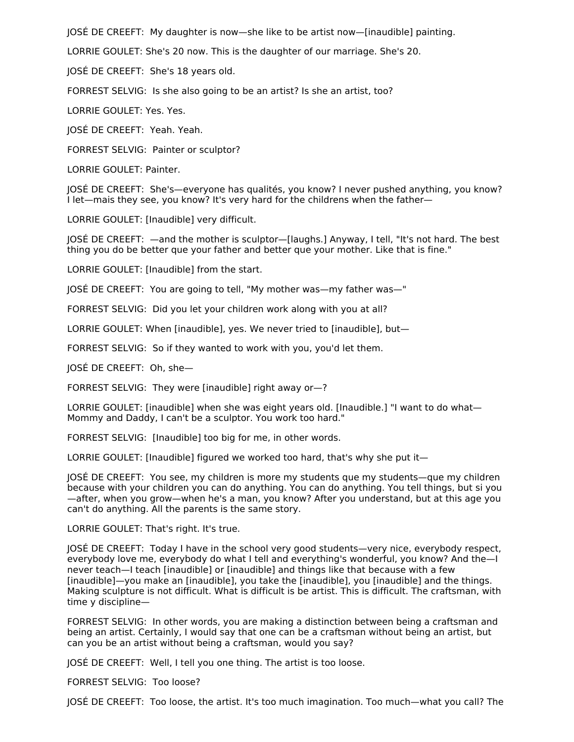JOSÉ DE CREEFT: My daughter is now—she like to be artist now—[inaudible] painting.

LORRIE GOULET: She's 20 now. This is the daughter of our marriage. She's 20.

JOSÉ DE CREEFT: She's 18 years old.

FORREST SELVIG: Is she also going to be an artist? Is she an artist, too?

LORRIE GOULET: Yes. Yes.

JOSÉ DE CREEFT: Yeah. Yeah.

FORREST SELVIG: Painter or sculptor?

LORRIE GOULET: Painter.

JOSÉ DE CREEFT: She's—everyone has qualités, you know? I never pushed anything, you know? I let—mais they see, you know? It's very hard for the childrens when the father—

LORRIE GOULET: [Inaudible] very difficult.

JOSÉ DE CREEFT: —and the mother is sculptor—[laughs.] Anyway, I tell, "It's not hard. The best thing you do be better que your father and better que your mother. Like that is fine."

LORRIE GOULET: [Inaudible] from the start.

JOSÉ DE CREEFT: You are going to tell, "My mother was—my father was—"

FORREST SELVIG: Did you let your children work along with you at all?

LORRIE GOULET: When [inaudible], yes. We never tried to [inaudible], but—

FORREST SELVIG: So if they wanted to work with you, you'd let them.

JOSÉ DE CREEFT: Oh, she—

FORREST SELVIG: They were [inaudible] right away or—?

LORRIE GOULET: [inaudible] when she was eight years old. [Inaudible.] "I want to do what—Mommy and Daddy, I can't be a sculptor. You work too hard."

FORREST SELVIG: [Inaudible] too big for me, in other words.

LORRIE GOULET: [Inaudible] figured we worked too hard, that's why she put it—

JOSÉ DE CREEFT: You see, my children is more my students que my students—que my children because with your children you can do anything. You can do anything. You tell things, but si you—after, when you grow—when he's a man, you know? After you understand, but at this age you can't do anything. All the parents is the same story.

LORRIE GOULET: That's right. It's true.

JOSÉ DE CREEFT: Today I have in the school very good students—very nice, everybody respect, everybody love me, everybody do what I tell and everything's wonderful, you know? And the—I never teach—I teach [inaudible] or [inaudible] and things like that because with a few [inaudible]—you make an [inaudible], you take the [inaudible], you [inaudible] and the things. Making sculpture is not difficult. What is difficult is be artist. This is difficult. The craftsman, with time y discipline—

FORREST SELVIG: In other words, you are making a distinction between being a craftsman and being an artist. Certainly, I would say that one can be a craftsman without being an artist, but can you be an artist without being a craftsman, would you say?

JOSÉ DE CREEFT: Well, I tell you one thing. The artist is too loose.

FORREST SELVIG: Too loose?

JOSÉ DE CREEFT: Too loose, the artist. It's too much imagination. Too much—what you call? The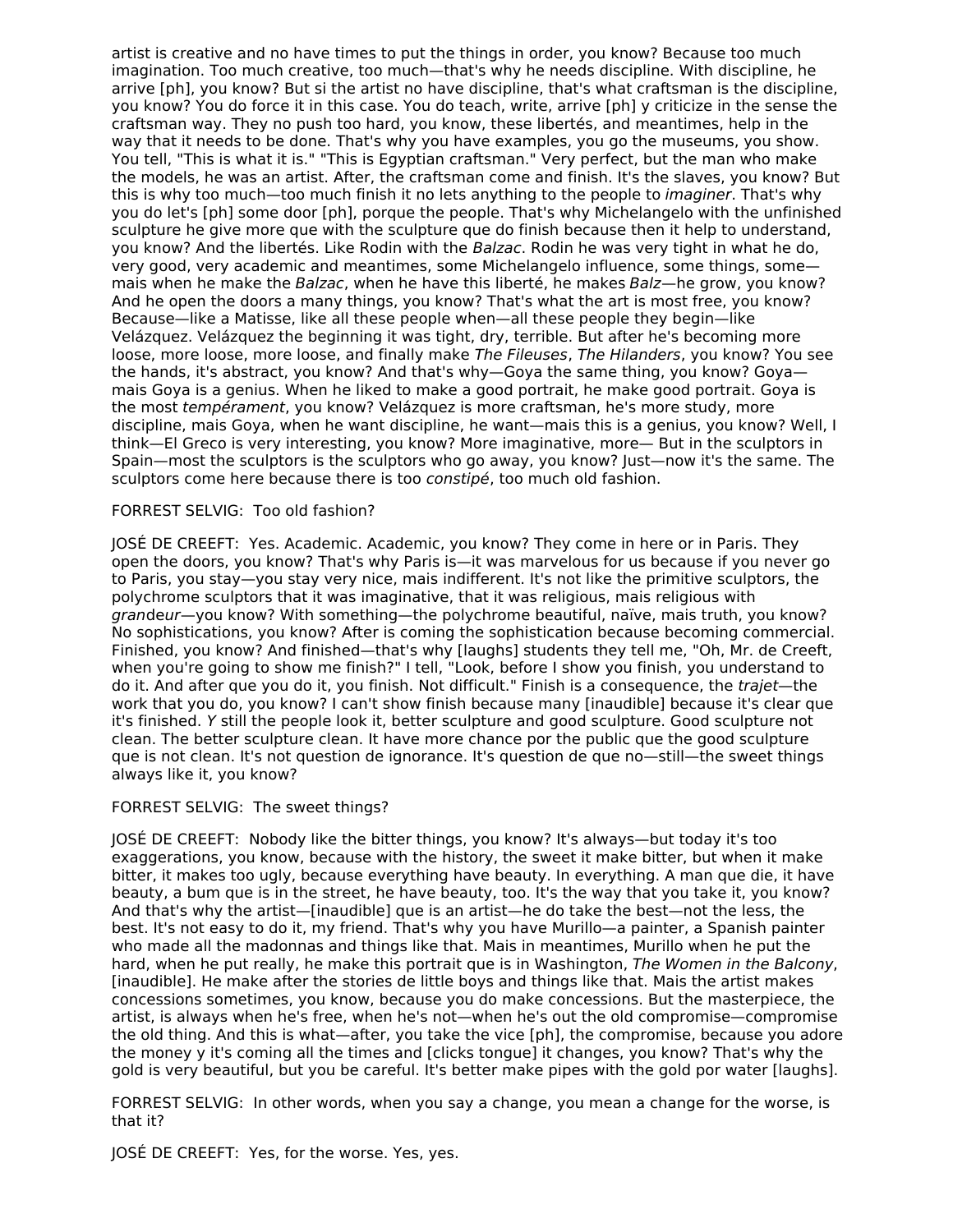artist is creative and no have times to put the things in order, you know? Because too much imagination. Too much creative, too much—that's why he needs discipline. With discipline, he arrive [ph], you know? But si the artist no have discipline, that's what craftsman is the discipline, you know? You do force it in this case. You do teach, write, arrive [ph] y criticize in the sense the craftsman way. They no push too hard, you know, these libertés, and meantimes, help in the way that it needs to be done. That's why you have examples, you go the museums, you show. You tell, "This is what it is." "This is Egyptian craftsman." Very perfect, but the man who make the models, he was an artist. After, the craftsman come and finish. It's the slaves, you know? But this is why too much—too much finish it no lets anything to the people to *imaginer*. That's why you do let's [ph] some door [ph], porque the people. That's why Michelangelo with the unfinished sculpture he give more que with the sculpture que do finish because then it help to understand, you know? And the libertés. Like Rodin with the *Balzac*. Rodin he was very tight in what he do, very good, very academic and meantimes, some Michelangelo influence, some things, some—mais when he make the *Balzac*, when he have this liberté, he makes *Balz*—he grow, you know? And he open the doors a many things, you know? That's what the art is most free, you know? Because—like a Matisse, like all these people when—all these people they begin—like Velázquez. Velázquez the beginning it was tight, dry, terrible. But after he's becoming more loose, more loose, more loose, and finally make *The Fileuses*, *The Hilanders*, you know? You see the hands, it's abstract, you know? And that's why—Goya the same thing, you know? Goya—mais Goya is a genius. When he liked to make a good portrait, he make good portrait. Goya is the most *tempérament*, you know? Velázquez is more craftsman, he's more study, more discipline, mais Goya, when he want discipline, he want—mais this is a genius, you know? Well, I think—El Greco is very interesting, you know? More imaginative, more— But in the sculptors in Spain—most the sculptors is the sculptors who go away, you know? Just—now it's the same. The sculptors come here because there is too *constipé*, too much old fashion.

FORREST SELVIG: Too old fashion?

JOSÉ DE CREEFT: Yes. Academic. Academic, you know? They come in here or in Paris. They open the doors, you know? That's why Paris is—it was marvelous for us because if you never go to Paris, you stay—you stay very nice, mais indifferent. It's not like the primitive sculptors, the polychrome sculptors that it was imaginative, that it was religious, mais religious with *gran*deur—you know? With something—the polychrome beautiful, naïve, mais truth, you know? No sophistications, you know? After is coming the sophistication because becoming commercial. Finished, you know? And finished—that's why [laughs] students they tell me, "Oh, Mr. de Creeft, when you're going to show me finish?" I tell, "Look, before I show you finish, you understand to do it. And after que you do it, you finish. Not difficult." Finish is a consequence, the *trajet*—the work that you do, you know? I can't show finish because many [inaudible] because it's clear que it's finished. *Y* still the people look it, better sculpture and good sculpture. Good sculpture not clean. The better sculpture clean. It have more chance por the public que the good sculpture que is not clean. It's not question de ignorance. It's question de que no—still—the sweet things always like it, you know?

FORREST SELVIG: The sweet things?

JOSÉ DE CREEFT: Nobody like the bitter things, you know? It's always—but today it's too exaggerations, you know, because with the history, the sweet it make bitter, but when it make bitter, it makes too ugly, because everything have beauty. In everything. A man que die, it have beauty, a bum que is in the street, he have beauty, too. It's the way that you take it, you know? And that's why the artist—[inaudible] que is an artist—he do take the best—not the less, the best. It's not easy to do it, my friend. That's why you have Murillo—a painter, a Spanish painter who made all the madonnas and things like that. Mais in meantimes, Murillo when he put the hard, when he put really, he make this portrait que is in Washington, *The Women in the Balcony*, [inaudible]. He make after the stories de little boys and things like that. Mais the artist makes concessions sometimes, you know, because you do make concessions. But the masterpiece, the artist, is always when he's free, when he's not—when he's out the old compromise—compromise the old thing. And this is what—after, you take the vice [ph], the compromise, because you adore the money y it's coming all the times and [clicks tongue] it changes, you know? That's why the gold is very beautiful, but you be careful. It's better make pipes with the gold por water [laughs].

FORREST SELVIG: In other words, when you say a change, you mean a change for the worse, is that it?

JOSÉ DE CREEFT: Yes, for the worse. Yes, yes.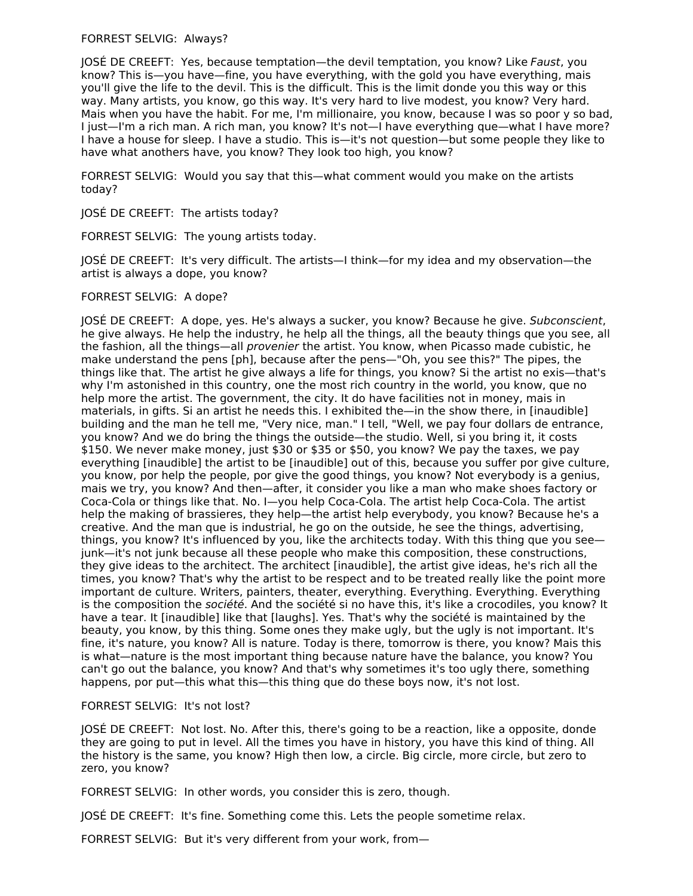FORREST SELVIG: Always?

JOSÉ DE CREEFT: Yes, because temptation—the devil temptation, you know? Like *Faust*, you know? This is—you have—fine, you have everything, with the gold you have everything, mais you'll give the life to the devil. This is the difficult. This is the limit donde you this way or this way. Many artists, you know, go this way. It's very hard to live modest, you know? Very hard. Mais when you have the habit. For me, I'm millionaire, you know, because I was so poor y so bad, I just—I'm a rich man. A rich man, you know? It's not—I have everything que—what I have more? I have a house for sleep. I have a studio. This is—it's not question—but some people they like to have what anothers have, you know? They look too high, you know?

FORREST SELVIG: Would you say that this—what comment would you make on the artists today?

JOSÉ DE CREEFT: The artists today?

FORREST SELVIG: The young artists today.

JOSÉ DE CREEFT: It's very difficult. The artists—I think—for my idea and my observation—the artist is always a dope, you know?

FORREST SELVIG: A dope?

JOSÉ DE CREEFT: A dope, yes. He's always a sucker, you know? Because he give. *Subconscient*, he give always. He help the industry, he help all the things, all the beauty things que you see, all the fashion, all the things—all *provenier* the artist. You know, when Picasso made cubistic, he make understand the pens [ph], because after the pens—"Oh, you see this?" The pipes, the things like that. The artist he give always a life for things, you know? Si the artist no exis—that's why I'm astonished in this country, one the most rich country in the world, you know, que no help more the artist. The government, the city. It do have facilities not in money, mais in materials, in gifts. Si an artist he needs this. I exhibited the—in the show there, in [inaudible] building and the man he tell me, "Very nice, man." I tell, "Well, we pay four dollars de entrance, you know? And we do bring the things the outside—the studio. Well, si you bring it, it costs $150. We never make money, just $30 or $35 or $50, you know? We pay the taxes, we pay everything [inaudible] the artist to be [inaudible] out of this, because you suffer por give culture, you know, por help the people, por give the good things, you know? Not everybody is a genius, mais we try, you know? And then—after, it consider you like a man who make shoes factory or Coca-Cola or things like that. No. I—you help Coca-Cola. The artist help Coca-Cola. The artist help the making of brassieres, they help—the artist help everybody, you know? Because he's a creative. And the man que is industrial, he go on the outside, he see the things, advertising, things, you know? It's influenced by you, like the architects today. With this thing que you see—junk—it's not junk because all these people who make this composition, these constructions, they give ideas to the architect. The architect [inaudible], the artist give ideas, he's rich all the times, you know? That's why the artist to be respect and to be treated really like the point more important de culture. Writers, painters, theater, everything. Everything. Everything. Everything is the composition the *société*. And the société si no have this, it's like a crocodiles, you know? It have a tear. It [inaudible] like that [laughs]. Yes. That's why the société is maintained by the beauty, you know, by this thing. Some ones they make ugly, but the ugly is not important. It's fine, it's nature, you know? All is nature. Today is there, tomorrow is there, you know? Mais this is what—nature is the most important thing because nature have the balance, you know? You can't go out the balance, you know? And that's why sometimes it's too ugly there, something happens, por put—this what this—this thing que do these boys now, it's not lost.

FORREST SELVIG: It's not lost?

JOSÉ DE CREEFT: Not lost. No. After this, there's going to be a reaction, like a opposite, donde they are going to put in level. All the times you have in history, you have this kind of thing. All the history is the same, you know? High then low, a circle. Big circle, more circle, but zero to zero, you know?

FORREST SELVIG: In other words, you consider this is zero, though.

JOSÉ DE CREEFT: It's fine. Something come this. Lets the people sometime relax.

FORREST SELVIG: But it's very different from your work, from—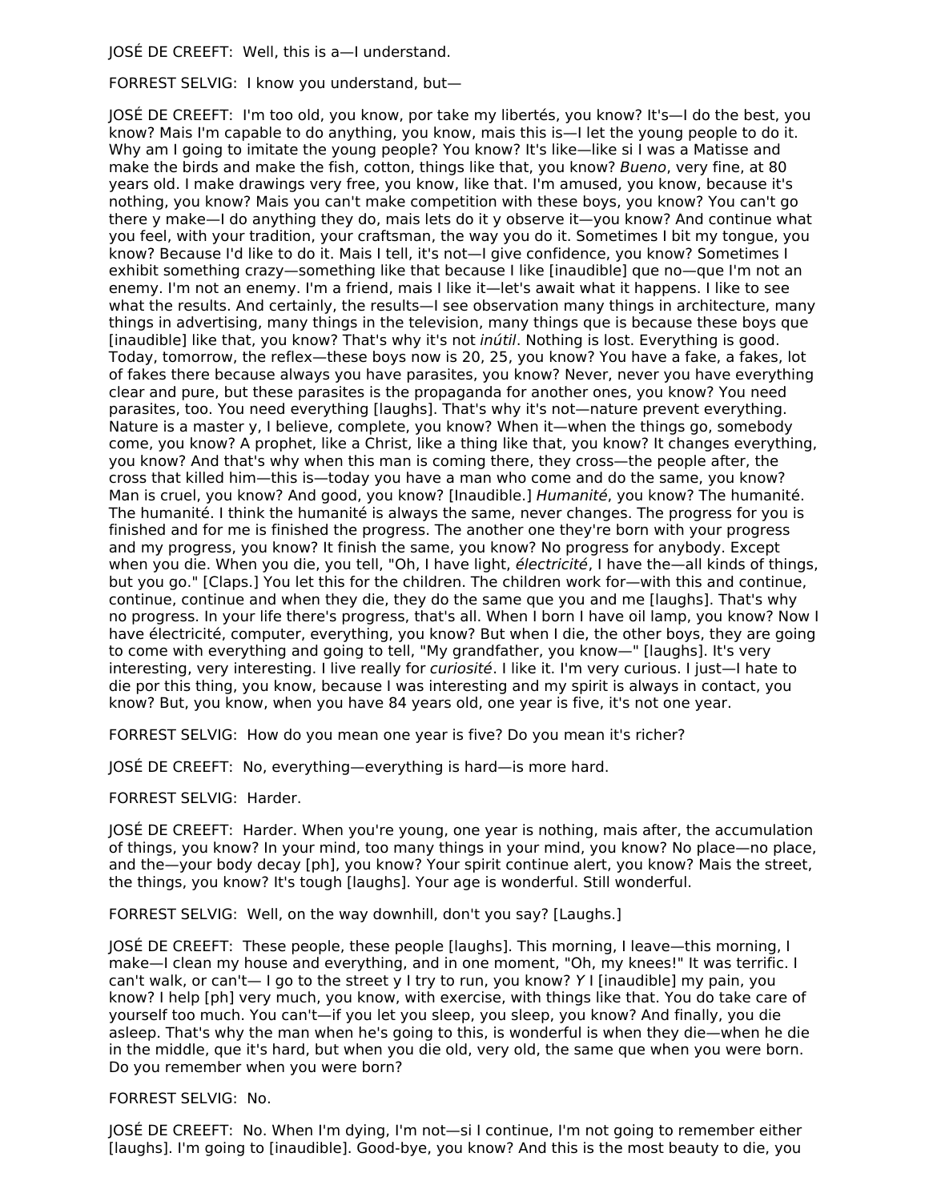JOSÉ DE CREEFT: Well, this is a—I understand.

FORREST SELVIG: I know you understand, but—

JOSÉ DE CREEFT: I'm too old, you know, por take my libertés, you know? It's—I do the best, you know? Mais I'm capable to do anything, you know, mais this is—I let the young people to do it. Why am I going to imitate the young people? You know? It's like—like si I was a Matisse and make the birds and make the fish, cotton, things like that, you know? *Bueno*, very fine, at 80 years old. I make drawings very free, you know, like that. I'm amused, you know, because it's nothing, you know? Mais you can't make competition with these boys, you know? You can't go there y make—I do anything they do, mais lets do it y observe it—you know? And continue what you feel, with your tradition, your craftsman, the way you do it. Sometimes I bit my tongue, you know? Because I'd like to do it. Mais I tell, it's not—I give confidence, you know? Sometimes I exhibit something crazy—something like that because I like [inaudible] que no—que I'm not an enemy. I'm not an enemy. I'm a friend, mais I like it—let's await what it happens. I like to see what the results. And certainly, the results—I see observation many things in architecture, many things in advertising, many things in the television, many things que is because these boys que [inaudible] like that, you know? That's why it's not *inútil*. Nothing is lost. Everything is good. Today, tomorrow, the reflex—these boys now is 20, 25, you know? You have a fake, a fakes, lot of fakes there because always you have parasites, you know? Never, never you have everything clear and pure, but these parasites is the propaganda for another ones, you know? You need parasites, too. You need everything [laughs]. That's why it's not—nature prevent everything. Nature is a master y, I believe, complete, you know? When it—when the things go, somebody come, you know? A prophet, like a Christ, like a thing like that, you know? It changes everything, you know? And that's why when this man is coming there, they cross—the people after, the cross that killed him—this is—today you have a man who come and do the same, you know? Man is cruel, you know? And good, you know? [Inaudible.] *Humanité*, you know? The humanité. The humanité. I think the humanité is always the same, never changes. The progress for you is finished and for me is finished the progress. The another one they're born with your progress and my progress, you know? It finish the same, you know? No progress for anybody. Except when you die. When you die, you tell, "Oh, I have light, *électricité*, I have the—all kinds of things, but you go." [Claps.] You let this for the children. The children work for—with this and continue, continue, continue and when they die, they do the same que you and me [laughs]. That's why no progress. In your life there's progress, that's all. When I born I have oil lamp, you know? Now I have électricité, computer, everything, you know? But when I die, the other boys, they are going to come with everything and going to tell, "My grandfather, you know—" [laughs]. It's very interesting, very interesting. I live really for *curiosité*. I like it. I'm very curious. I just—I hate to die por this thing, you know, because I was interesting and my spirit is always in contact, you know? But, you know, when you have 84 years old, one year is five, it's not one year.

FORREST SELVIG: How do you mean one year is five? Do you mean it's richer?

JOSÉ DE CREEFT: No, everything—everything is hard—is more hard.

FORREST SELVIG: Harder.

JOSÉ DE CREEFT: Harder. When you're young, one year is nothing, mais after, the accumulation of things, you know? In your mind, too many things in your mind, you know? No place—no place, and the—your body decay [ph], you know? Your spirit continue alert, you know? Mais the street, the things, you know? It's tough [laughs]. Your age is wonderful. Still wonderful.

FORREST SELVIG: Well, on the way downhill, don't you say? [Laughs.]

JOSÉ DE CREEFT: These people, these people [laughs]. This morning, I leave—this morning, I make—I clean my house and everything, and in one moment, "Oh, my knees!" It was terrific. I can't walk, or can't— I go to the street y I try to run, you know? *Y* I [inaudible] my pain, you know? I help [ph] very much, you know, with exercise, with things like that. You do take care of yourself too much. You can't—if you let you sleep, you sleep, you know? And finally, you die asleep. That's why the man when he's going to this, is wonderful is when they die—when he die in the middle, que it's hard, but when you die old, very old, the same que when you were born. Do you remember when you were born?

FORREST SELVIG: No.

JOSÉ DE CREEFT: No. When I'm dying, I'm not—si I continue, I'm not going to remember either [laughs]. I'm going to [inaudible]. Good-bye, you know? And this is the most beauty to die, you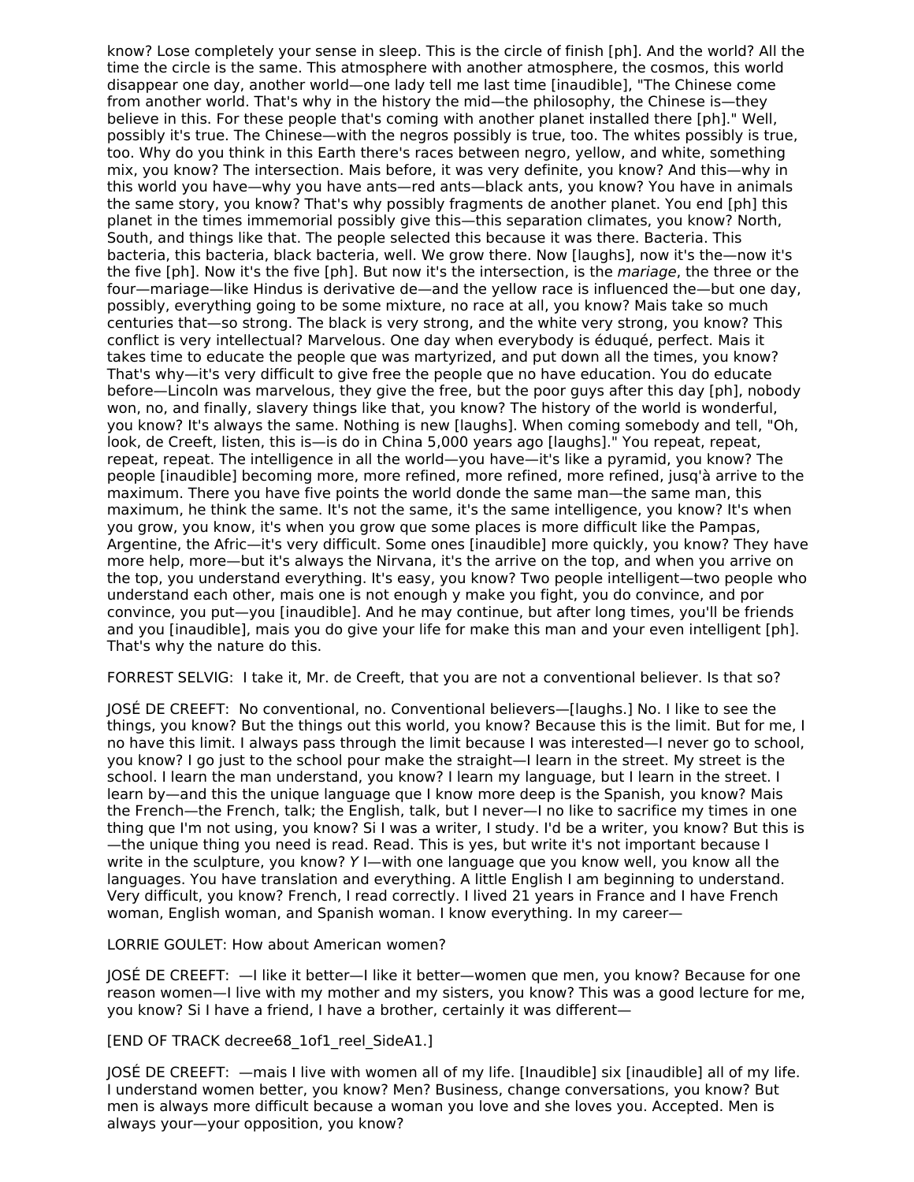know? Lose completely your sense in sleep. This is the circle of finish [ph]. And the world? All the time the circle is the same. This atmosphere with another atmosphere, the cosmos, this world disappear one day, another world—one lady tell me last time [inaudible], "The Chinese come from another world. That's why in the history the mid—the philosophy, the Chinese is—they believe in this. For these people that's coming with another planet installed there [ph]." Well, possibly it's true. The Chinese—with the negros possibly is true, too. The whites possibly is true, too. Why do you think in this Earth there's races between negro, yellow, and white, something mix, you know? The intersection. Mais before, it was very definite, you know? And this—why in this world you have—why you have ants—red ants—black ants, you know? You have in animals the same story, you know? That's why possibly fragments de another planet. You end [ph] this planet in the times immemorial possibly give this—this separation climates, you know? North, South, and things like that. The people selected this because it was there. Bacteria. This bacteria, this bacteria, black bacteria, well. We grow there. Now [laughs], now it's the—now it's the five [ph]. Now it's the five [ph]. But now it's the intersection, is the *mariage*, the three or the four—mariage—like Hindus is derivative de—and the yellow race is influenced the—but one day, possibly, everything going to be some mixture, no race at all, you know? Mais take so much centuries that—so strong. The black is very strong, and the white very strong, you know? This conflict is very intellectual? Marvelous. One day when everybody is éduqué, perfect. Mais it takes time to educate the people que was martyrized, and put down all the times, you know? That's why—it's very difficult to give free the people que no have education. You do educate before—Lincoln was marvelous, they give the free, but the poor guys after this day [ph], nobody won, no, and finally, slavery things like that, you know? The history of the world is wonderful, you know? It's always the same. Nothing is new [laughs]. When coming somebody and tell, "Oh, look, de Creeft, listen, this is—is do in China 5,000 years ago [laughs]." You repeat, repeat, repeat, repeat. The intelligence in all the world—you have—it's like a pyramid, you know? The people [inaudible] becoming more, more refined, more refined, more refined, jusq'à arrive to the maximum. There you have five points the world donde the same man—the same man, this maximum, he think the same. It's not the same, it's the same intelligence, you know? It's when you grow, you know, it's when you grow que some places is more difficult like the Pampas, Argentine, the Afric—it's very difficult. Some ones [inaudible] more quickly, you know? They have more help, more—but it's always the Nirvana, it's the arrive on the top, and when you arrive on the top, you understand everything. It's easy, you know? Two people intelligent—two people who understand each other, mais one is not enough y make you fight, you do convince, and por convince, you put—you [inaudible]. And he may continue, but after long times, you'll be friends and you [inaudible], mais you do give your life for make this man and your even intelligent [ph]. That's why the nature do this.

FORREST SELVIG: I take it, Mr. de Creeft, that you are not a conventional believer. Is that so?

JOSÉ DE CREEFT: No conventional, no. Conventional believers—[laughs.] No. I like to see the things, you know? But the things out this world, you know? Because this is the limit. But for me, I no have this limit. I always pass through the limit because I was interested—I never go to school, you know? I go just to the school pour make the straight—I learn in the street. My street is the school. I learn the man understand, you know? I learn my language, but I learn in the street. I learn by—and this the unique language que I know more deep is the Spanish, you know? Mais the French—the French, talk; the English, talk, but I never—I no like to sacrifice my times in one thing que I'm not using, you know? Si I was a writer, I study. I'd be a writer, you know? But this is—the unique thing you need is read. Read. This is yes, but write it's not important because I write in the sculpture, you know? *Y* I—with one language que you know well, you know all the languages. You have translation and everything. A little English I am beginning to understand. Very difficult, you know? French, I read correctly. I lived 21 years in France and I have French woman, English woman, and Spanish woman. I know everything. In my career—

LORRIE GOULET: How about American women?

JOSÉ DE CREEFT: —I like it better—I like it better—women que men, you know? Because for one reason women—I live with my mother and my sisters, you know? This was a good lecture for me, you know? Si I have a friend, I have a brother, certainly it was different—

[END OF TRACK decree68_1of1_reel_SideA1.]

JOSÉ DE CREEFT: —mais I live with women all of my life. [Inaudible] six [inaudible] all of my life. I understand women better, you know? Men? Business, change conversations, you know? But men is always more difficult because a woman you love and she loves you. Accepted. Men is always your—your opposition, you know?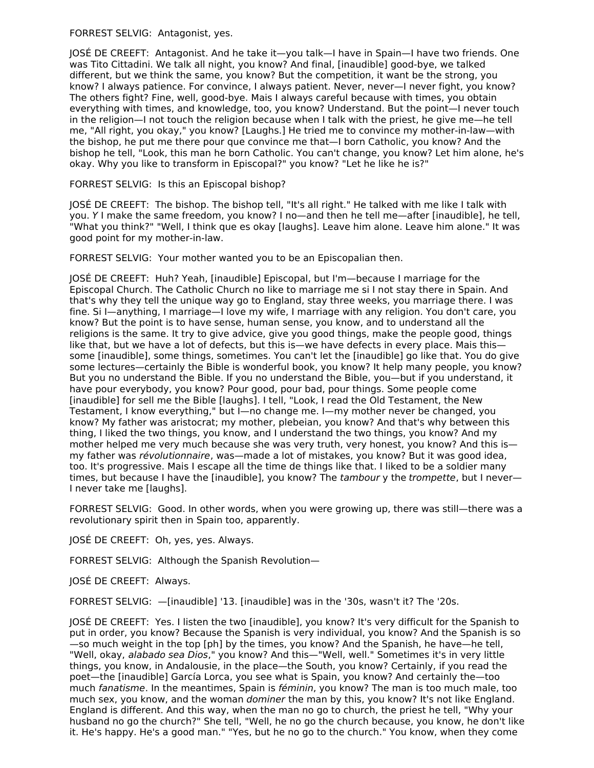FORREST SELVIG: Antagonist, yes.

JOSÉ DE CREEFT: Antagonist. And he take it—you talk—I have in Spain—I have two friends. One was Tito Cittadini. We talk all night, you know? And final, [inaudible] good-bye, we talked different, but we think the same, you know? But the competition, it want be the strong, you know? I always patience. For convince, I always patient. Never, never—I never fight, you know? The others fight? Fine, well, good-bye. Mais I always careful because with times, you obtain everything with times, and knowledge, too, you know? Understand. But the point—I never touch in the religion—I not touch the religion because when I talk with the priest, he give me—he tell me, "All right, you okay," you know? [Laughs.] He tried me to convince my mother-in-law—with the bishop, he put me there pour que convince me that—I born Catholic, you know? And the bishop he tell, "Look, this man he born Catholic. You can't change, you know? Let him alone, he's okay. Why you like to transform in Episcopal?" you know? "Let he like he is?"

FORREST SELVIG: Is this an Episcopal bishop?

JOSÉ DE CREEFT: The bishop. The bishop tell, "It's all right." He talked with me like I talk with you. *Y* I make the same freedom, you know? I no—and then he tell me—after [inaudible], he tell, "What you think?" "Well, I think que es okay [laughs]. Leave him alone. Leave him alone." It was good point for my mother-in-law.

FORREST SELVIG: Your mother wanted you to be an Episcopalian then.

JOSÉ DE CREEFT: Huh? Yeah, [inaudible] Episcopal, but I'm—because I marriage for the Episcopal Church. The Catholic Church no like to marriage me si I not stay there in Spain. And that's why they tell the unique way go to England, stay three weeks, you marriage there. I was fine. Si I—anything, I marriage—I love my wife, I marriage with any religion. You don't care, you know? But the point is to have sense, human sense, you know, and to understand all the religions is the same. It try to give advice, give you good things, make the people good, things like that, but we have a lot of defects, but this is—we have defects in every place. Mais this—some [inaudible], some things, sometimes. You can't let the [inaudible] go like that. You do give some lectures—certainly the Bible is wonderful book, you know? It help many people, you know? But you no understand the Bible. If you no understand the Bible, you—but if you understand, it have pour everybody, you know? Pour good, pour bad, pour things. Some people come [inaudible] for sell me the Bible [laughs]. I tell, "Look, I read the Old Testament, the New Testament, I know everything," but I—no change me. I—my mother never be changed, you know? My father was aristocrat; my mother, plebeian, you know? And that's why between this thing, I liked the two things, you know, and I understand the two things, you know? And my mother helped me very much because she was very truth, very honest, you know? And this is—my father was *révolutionnaire*, was—made a lot of mistakes, you know? But it was good idea, too. It's progressive. Mais I escape all the time de things like that. I liked to be a soldier many times, but because I have the [inaudible], you know? The *tambour* y the *trompette*, but I never—I never take me [laughs].

FORREST SELVIG: Good. In other words, when you were growing up, there was still—there was a revolutionary spirit then in Spain too, apparently.

JOSÉ DE CREEFT: Oh, yes, yes. Always.

FORREST SELVIG: Although the Spanish Revolution—

JOSÉ DE CREEFT: Always.

FORREST SELVIG: —[inaudible] '13. [inaudible] was in the '30s, wasn't it? The '20s.

JOSÉ DE CREEFT: Yes. I listen the two [inaudible], you know? It's very difficult for the Spanish to put in order, you know? Because the Spanish is very individual, you know? And the Spanish is so—so much weight in the top [ph] by the times, you know? And the Spanish, he have—he tell, "Well, okay, *alabado sea Dios*," you know? And this—"Well, well." Sometimes it's in very little things, you know, in Andalousie, in the place—the South, you know? Certainly, if you read the poet—the [inaudible] García Lorca, you see what is Spain, you know? And certainly the—too much *fanatisme*. In the meantimes, Spain is *féminin*, you know? The man is too much male, too much sex, you know, and the woman *dominer* the man by this, you know? It's not like England. England is different. And this way, when the man no go to church, the priest he tell, "Why your husband no go the church?" She tell, "Well, he no go the church because, you know, he don't like it. He's happy. He's a good man." "Yes, but he no go to the church." You know, when they come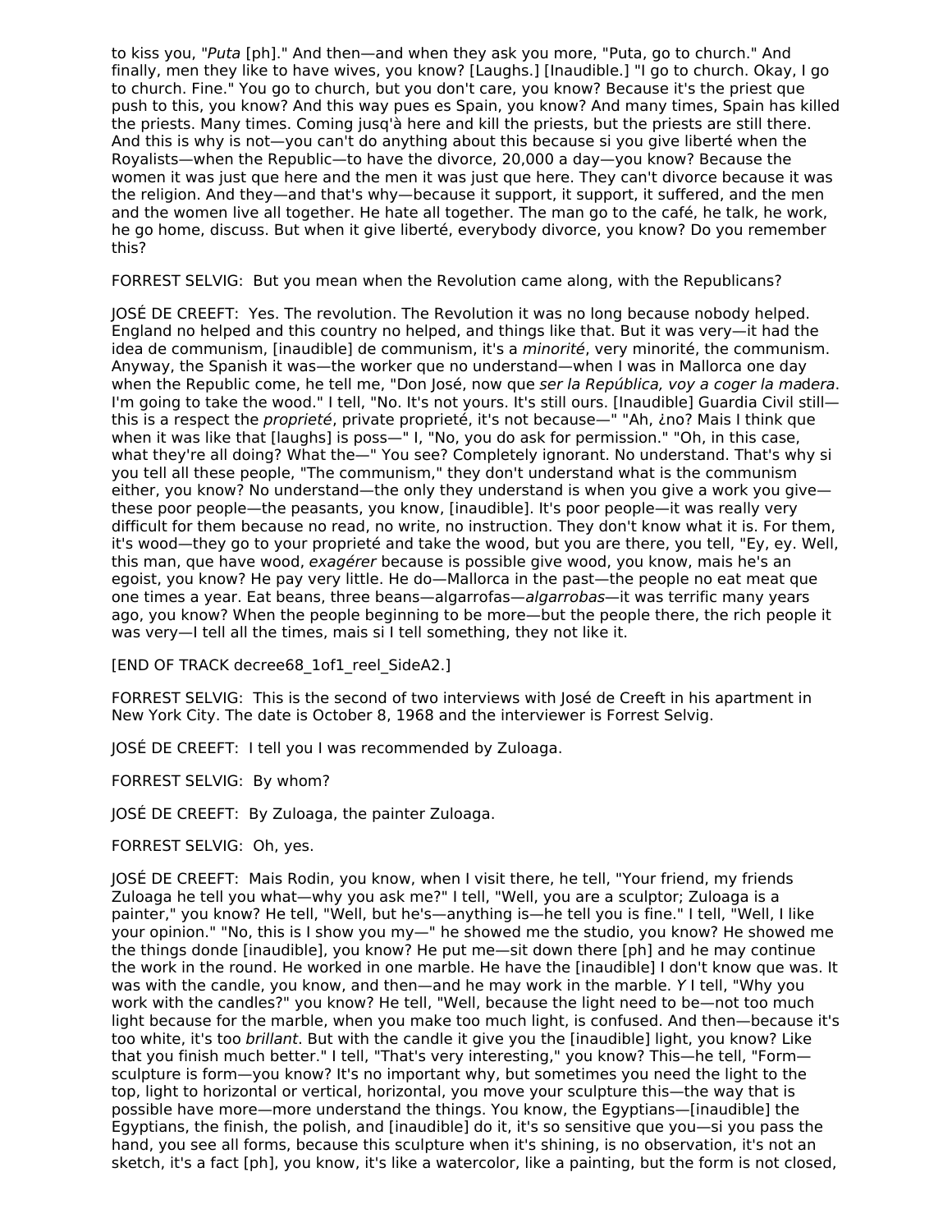to kiss you, "*Puta* [ph]." And then—and when they ask you more, "Puta, go to church." And finally, men they like to have wives, you know? [Laughs.] [Inaudible.] "I go to church. Okay, I go to church. Fine." You go to church, but you don't care, you know? Because it's the priest que push to this, you know? And this way pues es Spain, you know? And many times, Spain has killed the priests. Many times. Coming jusq'à here and kill the priests, but the priests are still there. And this is why is not—you can't do anything about this because si you give liberté when the Royalists—when the Republic—to have the divorce, 20,000 a day—you know? Because the women it was just que here and the men it was just que here. They can't divorce because it was the religion. And they—and that's why—because it support, it support, it suffered, and the men and the women live all together. He hate all together. The man go to the café, he talk, he work, he go home, discuss. But when it give liberté, everybody divorce, you know? Do you remember this?

FORREST SELVIG: But you mean when the Revolution came along, with the Republicans?

JOSÉ DE CREEFT: Yes. The revolution. The Revolution it was no long because nobody helped. England no helped and this country no helped, and things like that. But it was very—it had the idea de communism, [inaudible] de communism, it's a *minorité*, very minorité, the communism. Anyway, the Spanish it was—the worker que no understand—when I was in Mallorca one day when the Republic come, he tell me, "Don José, now que *ser la República, voy a coger la ma*dera. I'm going to take the wood." I tell, "No. It's not yours. It's still ours. [Inaudible] Guardia Civil still—this is a respect the *proprieté*, private proprieté, it's not because—" "Ah, ¿no? Mais I think que when it was like that [laughs] is poss—" I, "No, you do ask for permission." "Oh, in this case, what they're all doing? What the—" You see? Completely ignorant. No understand. That's why si you tell all these people, "The communism," they don't understand what is the communism either, you know? No understand—the only they understand is when you give a work you give—these poor people—the peasants, you know, [inaudible]. It's poor people—it was really very difficult for them because no read, no write, no instruction. They don't know what it is. For them, it's wood—they go to your proprieté and take the wood, but you are there, you tell, "Ey, ey. Well, this man, que have wood, *exagérer* because is possible give wood, you know, mais he's an egoist, you know? He pay very little. He do—Mallorca in the past—the people no eat meat que one times a year. Eat beans, three beans—algarrofas—*algarrobas*—it was terrific many years ago, you know? When the people beginning to be more—but the people there, the rich people it was very—I tell all the times, mais si I tell something, they not like it.

[END OF TRACK decree68_1of1_reel_SideA2.]

FORREST SELVIG: This is the second of two interviews with José de Creeft in his apartment in New York City. The date is October 8, 1968 and the interviewer is Forrest Selvig.

JOSÉ DE CREEFT: I tell you I was recommended by Zuloaga.

FORREST SELVIG: By whom?

JOSÉ DE CREEFT: By Zuloaga, the painter Zuloaga.

FORREST SELVIG: Oh, yes.

JOSÉ DE CREEFT: Mais Rodin, you know, when I visit there, he tell, "Your friend, my friends Zuloaga he tell you what—why you ask me?" I tell, "Well, you are a sculptor; Zuloaga is a painter," you know? He tell, "Well, but he's—anything is—he tell you is fine." I tell, "Well, I like your opinion." "No, this is I show you my—" he showed me the studio, you know? He showed me the things donde [inaudible], you know? He put me—sit down there [ph] and he may continue the work in the round. He worked in one marble. He have the [inaudible] I don't know que was. It was with the candle, you know, and then—and he may work in the marble. *Y* I tell, "Why you work with the candles?" you know? He tell, "Well, because the light need to be—not too much light because for the marble, when you make too much light, is confused. And then—because it's too white, it's too *brillant*. But with the candle it give you the [inaudible] light, you know? Like that you finish much better." I tell, "That's very interesting," you know? This—he tell, "Form—sculpture is form—you know? It's no important why, but sometimes you need the light to the top, light to horizontal or vertical, horizontal, you move your sculpture this—the way that is possible have more—more understand the things. You know, the Egyptians—[inaudible] the Egyptians, the finish, the polish, and [inaudible] do it, it's so sensitive que you—si you pass the hand, you see all forms, because this sculpture when it's shining, is no observation, it's not an sketch, it's a fact [ph], you know, it's like a watercolor, like a painting, but the form is not closed,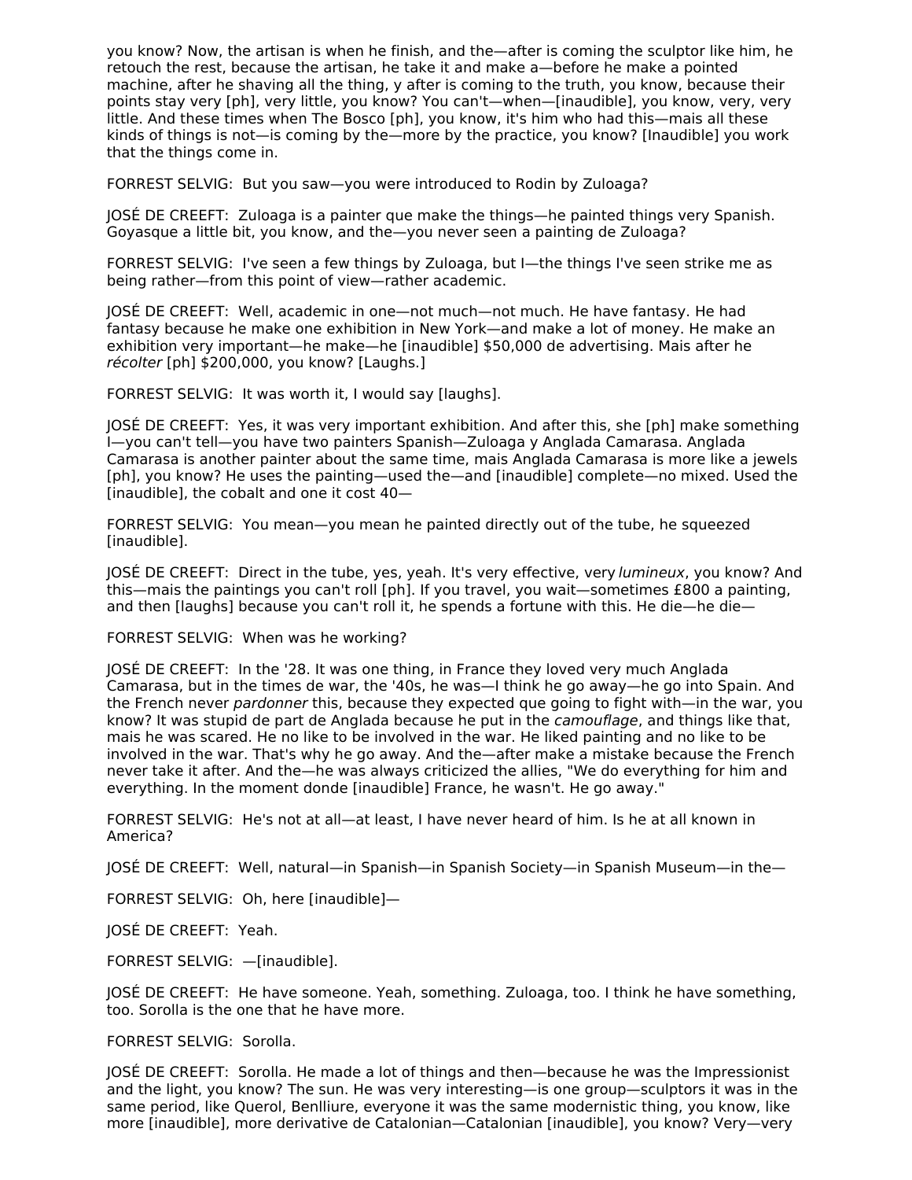you know? Now, the artisan is when he finish, and the—after is coming the sculptor like him, he retouch the rest, because the artisan, he take it and make a—before he make a pointed machine, after he shaving all the thing, y after is coming to the truth, you know, because their points stay very [ph], very little, you know? You can't—when—[inaudible], you know, very, very little. And these times when The Bosco [ph], you know, it's him who had this—mais all these kinds of things is not—is coming by the—more by the practice, you know? [Inaudible] you work that the things come in.

FORREST SELVIG: But you saw—you were introduced to Rodin by Zuloaga?

JOSÉ DE CREEFT: Zuloaga is a painter que make the things—he painted things very Spanish. Goyasque a little bit, you know, and the—you never seen a painting de Zuloaga?

FORREST SELVIG: I've seen a few things by Zuloaga, but I—the things I've seen strike me as being rather—from this point of view—rather academic.

JOSÉ DE CREEFT: Well, academic in one—not much—not much. He have fantasy. He had fantasy because he make one exhibition in New York—and make a lot of money. He make an exhibition very important—he make—he [inaudible] $50,000 de advertising. Mais after he *récolter* [ph] $200,000, you know? [Laughs.]

FORREST SELVIG: It was worth it, I would say [laughs].

JOSÉ DE CREEFT: Yes, it was very important exhibition. And after this, she [ph] make something I—you can't tell—you have two painters Spanish—Zuloaga y Anglada Camarasa. Anglada Camarasa is another painter about the same time, mais Anglada Camarasa is more like a jewels [ph], you know? He uses the painting—used the—and [inaudible] complete—no mixed. Used the [inaudible], the cobalt and one it cost 40—

FORREST SELVIG: You mean—you mean he painted directly out of the tube, he squeezed [inaudible].

JOSÉ DE CREEFT: Direct in the tube, yes, yeah. It's very effective, very *lumineux*, you know? And this—mais the paintings you can't roll [ph]. If you travel, you wait—sometimes £800 a painting, and then [laughs] because you can't roll it, he spends a fortune with this. He die—he die—

FORREST SELVIG: When was he working?

JOSÉ DE CREEFT: In the '28. It was one thing, in France they loved very much Anglada Camarasa, but in the times de war, the '40s, he was—I think he go away—he go into Spain. And the French never *pardonner* this, because they expected que going to fight with—in the war, you know? It was stupid de part de Anglada because he put in the *camouflage*, and things like that, mais he was scared. He no like to be involved in the war. He liked painting and no like to be involved in the war. That's why he go away. And the—after make a mistake because the French never take it after. And the—he was always criticized the allies, "We do everything for him and everything. In the moment donde [inaudible] France, he wasn't. He go away."

FORREST SELVIG: He's not at all—at least, I have never heard of him. Is he at all known in America?

JOSÉ DE CREEFT: Well, natural—in Spanish—in Spanish Society—in Spanish Museum—in the—

FORREST SELVIG: Oh, here [inaudible]—

JOSÉ DE CREEFT: Yeah.

FORREST SELVIG: —[inaudible].

JOSÉ DE CREEFT: He have someone. Yeah, something. Zuloaga, too. I think he have something, too. Sorolla is the one that he have more.

FORREST SELVIG: Sorolla.

JOSÉ DE CREEFT: Sorolla. He made a lot of things and then—because he was the Impressionist and the light, you know? The sun. He was very interesting—is one group—sculptors it was in the same period, like Querol, Benlliure, everyone it was the same modernistic thing, you know, like more [inaudible], more derivative de Catalonian—Catalonian [inaudible], you know? Very—very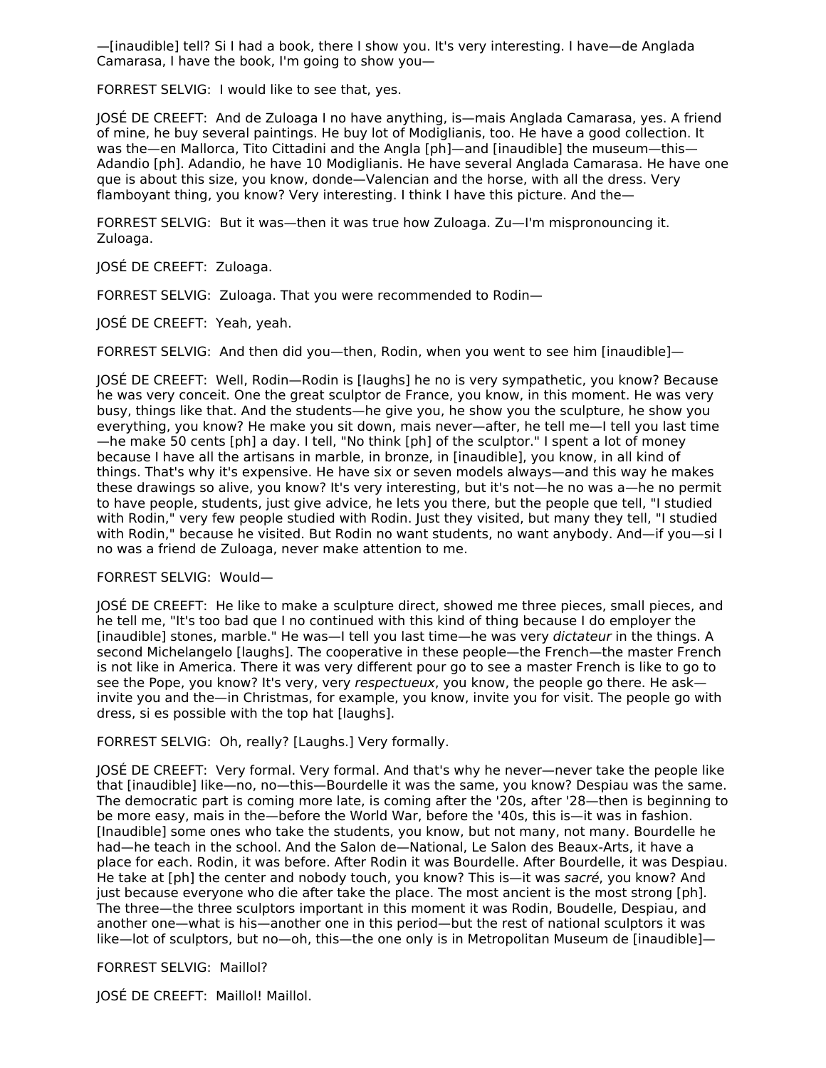—[inaudible] tell? Si I had a book, there I show you. It's very interesting. I have—de Anglada Camarasa, I have the book, I'm going to show you—

FORREST SELVIG:  I would like to see that, yes.

JOSÉ DE CREEFT:  And de Zuloaga I no have anything, is—mais Anglada Camarasa, yes. A friend of mine, he buy several paintings. He buy lot of Modiglianis, too. He have a good collection. It was the—en Mallorca, Tito Cittadini and the Angla [ph]—and [inaudible] the museum—this—Adandio [ph]. Adandio, he have 10 Modiglianis. He have several Anglada Camarasa. He have one que is about this size, you know, donde—Valencian and the horse, with all the dress. Very flamboyant thing, you know? Very interesting. I think I have this picture. And the—

FORREST SELVIG:  But it was—then it was true how Zuloaga. Zu—I'm mispronouncing it. Zuloaga.

JOSÉ DE CREEFT:  Zuloaga.

FORREST SELVIG:  Zuloaga. That you were recommended to Rodin—

JOSÉ DE CREEFT:  Yeah, yeah.

FORREST SELVIG:  And then did you—then, Rodin, when you went to see him [inaudible]—

JOSÉ DE CREEFT:  Well, Rodin—Rodin is [laughs] he no is very sympathetic, you know? Because he was very conceit. One the great sculptor de France, you know, in this moment. He was very busy, things like that. And the students—he give you, he show you the sculpture, he show you everything, you know? He make you sit down, mais never—after, he tell me—I tell you last time—he make 50 cents [ph] a day. I tell, "No think [ph] of the sculptor." I spent a lot of money because I have all the artisans in marble, in bronze, in [inaudible], you know, in all kind of things. That's why it's expensive. He have six or seven models always—and this way he makes these drawings so alive, you know? It's very interesting, but it's not—he no was a—he no permit to have people, students, just give advice, he lets you there, but the people que tell, "I studied with Rodin," very few people studied with Rodin. Just they visited, but many they tell, "I studied with Rodin," because he visited. But Rodin no want students, no want anybody. And—if you—si I no was a friend de Zuloaga, never make attention to me.

FORREST SELVIG:  Would—

JOSÉ DE CREEFT:  He like to make a sculpture direct, showed me three pieces, small pieces, and he tell me, "It's too bad que I no continued with this kind of thing because I do employer the [inaudible] stones, marble." He was—I tell you last time—he was very *dictateur* in the things. A second Michelangelo [laughs]. The cooperative in these people—the French—the master French is not like in America. There it was very different pour go to see a master French is like to go to see the Pope, you know? It's very, very *respectueux*, you know, the people go there. He ask—invite you and the—in Christmas, for example, you know, invite you for visit. The people go with dress, si es possible with the top hat [laughs].

FORREST SELVIG:  Oh, really? [Laughs.] Very formally.

JOSÉ DE CREEFT:  Very formal. Very formal. And that's why he never—never take the people like that [inaudible] like—no, no—this—Bourdelle it was the same, you know? Despiau was the same. The democratic part is coming more late, is coming after the '20s, after '28—then is beginning to be more easy, mais in the—before the World War, before the '40s, this is—it was in fashion. [Inaudible] some ones who take the students, you know, but not many, not many. Bourdelle he had—he teach in the school. And the Salon de—National, Le Salon des Beaux-Arts, it have a place for each. Rodin, it was before. After Rodin it was Bourdelle. After Bourdelle, it was Despiau. He take at [ph] the center and nobody touch, you know? This is—it was *sacré*, you know? And just because everyone who die after take the place. The most ancient is the most strong [ph]. The three—the three sculptors important in this moment it was Rodin, Boudelle, Despiau, and another one—what is his—another one in this period—but the rest of national sculptors it was like—lot of sculptors, but no—oh, this—the one only is in Metropolitan Museum de [inaudible]—

FORREST SELVIG:  Maillol?

JOSÉ DE CREEFT:  Maillol! Maillol.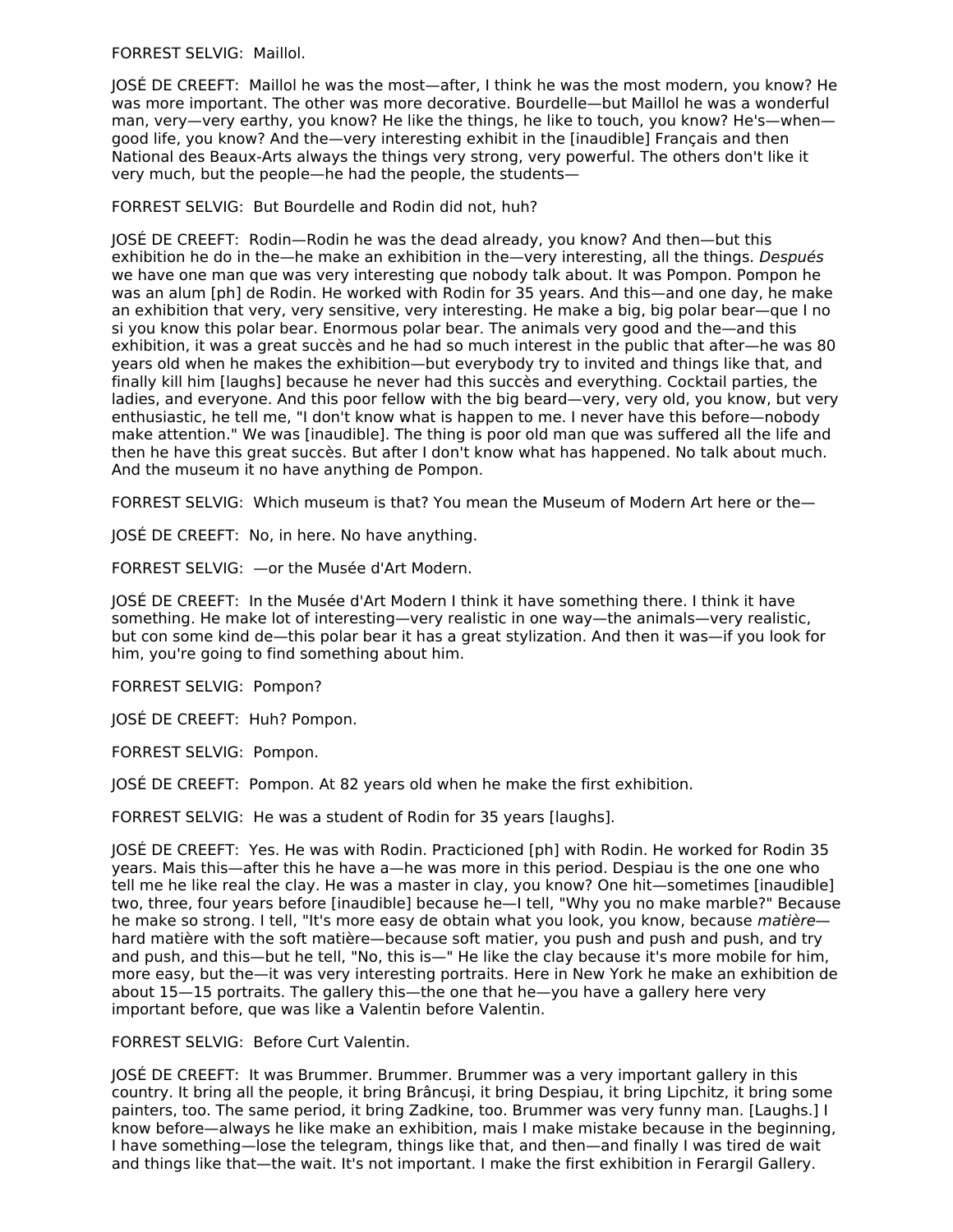FORREST SELVIG: Maillol.

JOSÉ DE CREEFT: Maillol he was the most—after, I think he was the most modern, you know? He was more important. The other was more decorative. Bourdelle—but Maillol he was a wonderful man, very—very earthy, you know? He like the things, he like to touch, you know? He's—when—good life, you know? And the—very interesting exhibit in the [inaudible] Français and then National des Beaux-Arts always the things very strong, very powerful. The others don't like it very much, but the people—he had the people, the students—

FORREST SELVIG: But Bourdelle and Rodin did not, huh?

JOSÉ DE CREEFT: Rodin—Rodin he was the dead already, you know? And then—but this exhibition he do in the—he make an exhibition in the—very interesting, all the things. *Después* we have one man que was very interesting que nobody talk about. It was Pompon. Pompon he was an alum [ph] de Rodin. He worked with Rodin for 35 years. And this—and one day, he make an exhibition that very, very sensitive, very interesting. He make a big, big polar bear—que I no si you know this polar bear. Enormous polar bear. The animals very good and the—and this exhibition, it was a great succès and he had so much interest in the public that after—he was 80 years old when he makes the exhibition—but everybody try to invited and things like that, and finally kill him [laughs] because he never had this succès and everything. Cocktail parties, the ladies, and everyone. And this poor fellow with the big beard—very, very old, you know, but very enthusiastic, he tell me, "I don't know what is happen to me. I never have this before—nobody make attention." We was [inaudible]. The thing is poor old man que was suffered all the life and then he have this great succès. But after I don't know what has happened. No talk about much. And the museum it no have anything de Pompon.

FORREST SELVIG: Which museum is that? You mean the Museum of Modern Art here or the—

JOSÉ DE CREEFT: No, in here. No have anything.

FORREST SELVIG: —or the Musée d'Art Modern.

JOSÉ DE CREEFT: In the Musée d'Art Modern I think it have something there. I think it have something. He make lot of interesting—very realistic in one way—the animals—very realistic, but con some kind de—this polar bear it has a great stylization. And then it was—if you look for him, you're going to find something about him.

FORREST SELVIG: Pompon?

JOSÉ DE CREEFT: Huh? Pompon.

FORREST SELVIG: Pompon.

JOSÉ DE CREEFT: Pompon. At 82 years old when he make the first exhibition.

FORREST SELVIG: He was a student of Rodin for 35 years [laughs].

JOSÉ DE CREEFT: Yes. He was with Rodin. Practicioned [ph] with Rodin. He worked for Rodin 35 years. Mais this—after this he have a—he was more in this period. Despiau is the one one who tell me he like real the clay. He was a master in clay, you know? One hit—sometimes [inaudible] two, three, four years before [inaudible] because he—I tell, "Why you no make marble?" Because he make so strong. I tell, "It's more easy de obtain what you look, you know, because *matière*—hard matière with the soft matière—because soft matier, you push and push and push, and try and push, and this—but he tell, "No, this is—" He like the clay because it's more mobile for him, more easy, but the—it was very interesting portraits. Here in New York he make an exhibition de about 15—15 portraits. The gallery this—the one that he—you have a gallery here very important before, que was like a Valentin before Valentin.

FORREST SELVIG: Before Curt Valentin.

JOSÉ DE CREEFT: It was Brummer. Brummer. Brummer was a very important gallery in this country. It bring all the people, it bring Brâncuși, it bring Despiau, it bring Lipchitz, it bring some painters, too. The same period, it bring Zadkine, too. Brummer was very funny man. [Laughs.] I know before—always he like make an exhibition, mais I make mistake because in the beginning, I have something—lose the telegram, things like that, and then—and finally I was tired de wait and things like that—the wait. It's not important. I make the first exhibition in Ferargil Gallery.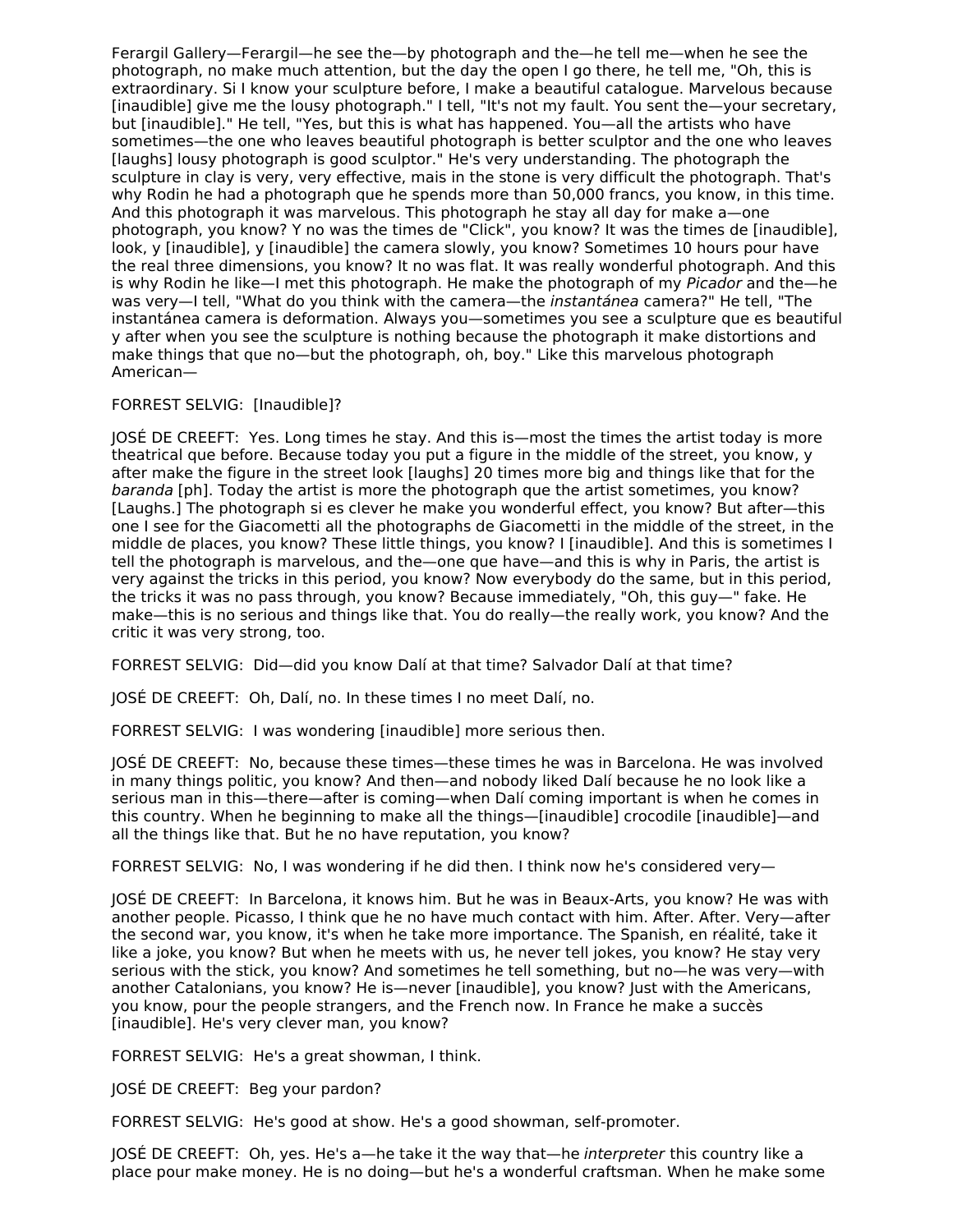Ferargil Gallery—Ferargil—he see the—by photograph and the—he tell me—when he see the photograph, no make much attention, but the day the open I go there, he tell me, "Oh, this is extraordinary. Si I know your sculpture before, I make a beautiful catalogue. Marvelous because [inaudible] give me the lousy photograph." I tell, "It's not my fault. You sent the—your secretary, but [inaudible]." He tell, "Yes, but this is what has happened. You—all the artists who have sometimes—the one who leaves beautiful photograph is better sculptor and the one who leaves [laughs] lousy photograph is good sculptor." He's very understanding. The photograph the sculpture in clay is very, very effective, mais in the stone is very difficult the photograph. That's why Rodin he had a photograph que he spends more than 50,000 francs, you know, in this time. And this photograph it was marvelous. This photograph he stay all day for make a—one photograph, you know? Y no was the times de "Click", you know? It was the times de [inaudible], look, y [inaudible], y [inaudible] the camera slowly, you know? Sometimes 10 hours pour have the real three dimensions, you know? It no was flat. It was really wonderful photograph. And this is why Rodin he like—I met this photograph. He make the photograph of my *Picador* and the—he was very—I tell, "What do you think with the camera—the *instantánea* camera?" He tell, "The instantánea camera is deformation. Always you—sometimes you see a sculpture que es beautiful y after when you see the sculpture is nothing because the photograph it make distortions and make things that que no—but the photograph, oh, boy." Like this marvelous photograph American—

FORREST SELVIG: [Inaudible]?

JOSÉ DE CREEFT: Yes. Long times he stay. And this is—most the times the artist today is more theatrical que before. Because today you put a figure in the middle of the street, you know, y after make the figure in the street look [laughs] 20 times more big and things like that for the *baranda* [ph]. Today the artist is more the photograph que the artist sometimes, you know? [Laughs.] The photograph si es clever he make you wonderful effect, you know? But after—this one I see for the Giacometti all the photographs de Giacometti in the middle of the street, in the middle de places, you know? These little things, you know? I [inaudible]. And this is sometimes I tell the photograph is marvelous, and the—one que have—and this is why in Paris, the artist is very against the tricks in this period, you know? Now everybody do the same, but in this period, the tricks it was no pass through, you know? Because immediately, "Oh, this guy—" fake. He make—this is no serious and things like that. You do really—the really work, you know? And the critic it was very strong, too.

FORREST SELVIG: Did—did you know Dalí at that time? Salvador Dalí at that time?

JOSÉ DE CREEFT: Oh, Dalí, no. In these times I no meet Dalí, no.

FORREST SELVIG: I was wondering [inaudible] more serious then.

JOSÉ DE CREEFT: No, because these times—these times he was in Barcelona. He was involved in many things politic, you know? And then—and nobody liked Dalí because he no look like a serious man in this—there—after is coming—when Dalí coming important is when he comes in this country. When he beginning to make all the things—[inaudible] crocodile [inaudible]—and all the things like that. But he no have reputation, you know?

FORREST SELVIG: No, I was wondering if he did then. I think now he's considered very—

JOSÉ DE CREEFT: In Barcelona, it knows him. But he was in Beaux-Arts, you know? He was with another people. Picasso, I think que he no have much contact with him. After. After. Very—after the second war, you know, it's when he take more importance. The Spanish, en réalité, take it like a joke, you know? But when he meets with us, he never tell jokes, you know? He stay very serious with the stick, you know? And sometimes he tell something, but no—he was very—with another Catalonians, you know? He is—never [inaudible], you know? Just with the Americans, you know, pour the people strangers, and the French now. In France he make a succès [inaudible]. He's very clever man, you know?

FORREST SELVIG: He's a great showman, I think.

JOSÉ DE CREEFT: Beg your pardon?

FORREST SELVIG: He's good at show. He's a good showman, self-promoter.

JOSÉ DE CREEFT: Oh, yes. He's a—he take it the way that—he *interpreter* this country like a place pour make money. He is no doing—but he's a wonderful craftsman. When he make some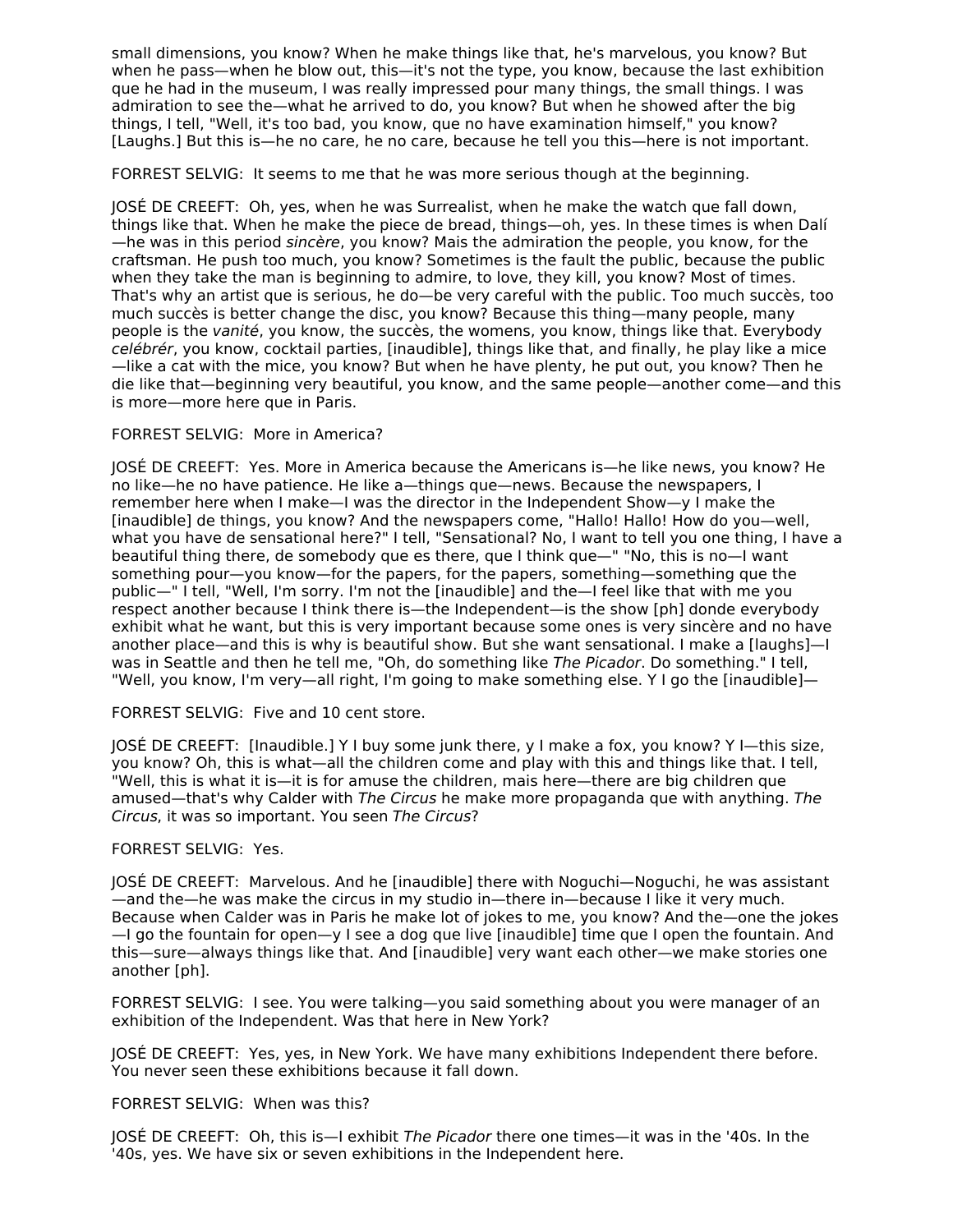small dimensions, you know? When he make things like that, he's marvelous, you know? But when he pass—when he blow out, this—it's not the type, you know, because the last exhibition que he had in the museum, I was really impressed pour many things, the small things. I was admiration to see the—what he arrived to do, you know? But when he showed after the big things, I tell, "Well, it's too bad, you know, que no have examination himself," you know? [Laughs.] But this is—he no care, he no care, because he tell you this—here is not important.

FORREST SELVIG: It seems to me that he was more serious though at the beginning.

JOSÉ DE CREEFT: Oh, yes, when he was Surrealist, when he make the watch que fall down, things like that. When he make the piece de bread, things—oh, yes. In these times is when Dalí—he was in this period *sincère*, you know? Mais the admiration the people, you know, for the craftsman. He push too much, you know? Sometimes is the fault the public, because the public when they take the man is beginning to admire, to love, they kill, you know? Most of times. That's why an artist que is serious, he do—be very careful with the public. Too much succès, too much succès is better change the disc, you know? Because this thing—many people, many people is the *vanité*, you know, the succès, the womens, you know, things like that. Everybody *celébrér*, you know, cocktail parties, [inaudible], things like that, and finally, he play like a mice—like a cat with the mice, you know? But when he have plenty, he put out, you know? Then he die like that—beginning very beautiful, you know, and the same people—another come—and this is more—more here que in Paris.

FORREST SELVIG: More in America?

JOSÉ DE CREEFT: Yes. More in America because the Americans is—he like news, you know? He no like—he no have patience. He like a—things que—news. Because the newspapers, I remember here when I make—I was the director in the Independent Show—y I make the [inaudible] de things, you know? And the newspapers come, "Hallo! Hallo! How do you—well, what you have de sensational here?" I tell, "Sensational? No, I want to tell you one thing, I have a beautiful thing there, de somebody que es there, que I think que—" "No, this is no—I want something pour—you know—for the papers, for the papers, something—something que the public—" I tell, "Well, I'm sorry. I'm not the [inaudible] and the—I feel like that with me you respect another because I think there is—the Independent—is the show [ph] donde everybody exhibit what he want, but this is very important because some ones is very sincère and no have another place—and this is why is beautiful show. But she want sensational. I make a [laughs]—I was in Seattle and then he tell me, "Oh, do something like *The Picador*. Do something." I tell, "Well, you know, I'm very—all right, I'm going to make something else. Y I go the [inaudible]—

FORREST SELVIG: Five and 10 cent store.

JOSÉ DE CREEFT: [Inaudible.] Y I buy some junk there, y I make a fox, you know? Y I—this size, you know? Oh, this is what—all the children come and play with this and things like that. I tell, "Well, this is what it is—it is for amuse the children, mais here—there are big children que amused—that's why Calder with *The Circus* he make more propaganda que with anything. *The Circus*, it was so important. You seen *The Circus*?

FORREST SELVIG: Yes.

JOSÉ DE CREEFT: Marvelous. And he [inaudible] there with Noguchi—Noguchi, he was assistant—and the—he was make the circus in my studio in—there in—because I like it very much. Because when Calder was in Paris he make lot of jokes to me, you know? And the—one the jokes—I go the fountain for open—y I see a dog que live [inaudible] time que I open the fountain. And this—sure—always things like that. And [inaudible] very want each other—we make stories one another [ph].

FORREST SELVIG: I see. You were talking—you said something about you were manager of an exhibition of the Independent. Was that here in New York?

JOSÉ DE CREEFT: Yes, yes, in New York. We have many exhibitions Independent there before. You never seen these exhibitions because it fall down.

FORREST SELVIG: When was this?

JOSÉ DE CREEFT: Oh, this is—I exhibit *The Picador* there one times—it was in the '40s. In the '40s, yes. We have six or seven exhibitions in the Independent here.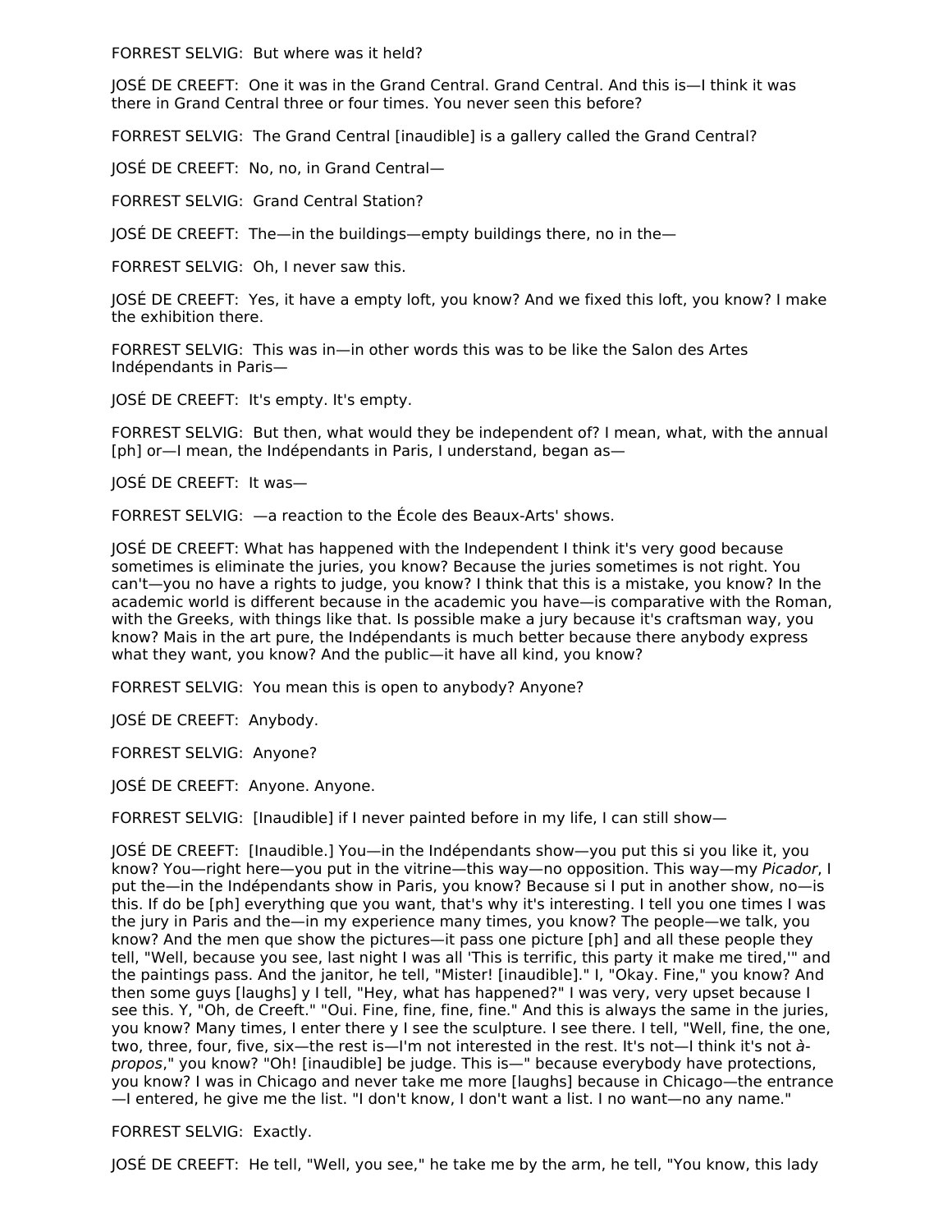FORREST SELVIG: But where was it held?

JOSÉ DE CREEFT: One it was in the Grand Central. Grand Central. And this is—I think it was there in Grand Central three or four times. You never seen this before?

FORREST SELVIG: The Grand Central [inaudible] is a gallery called the Grand Central?

JOSÉ DE CREEFT: No, no, in Grand Central—

FORREST SELVIG: Grand Central Station?

JOSÉ DE CREEFT: The—in the buildings—empty buildings there, no in the—

FORREST SELVIG: Oh, I never saw this.

JOSÉ DE CREEFT: Yes, it have a empty loft, you know? And we fixed this loft, you know? I make the exhibition there.

FORREST SELVIG: This was in—in other words this was to be like the Salon des Artes Indépendants in Paris—

JOSÉ DE CREEFT: It's empty. It's empty.

FORREST SELVIG: But then, what would they be independent of? I mean, what, with the annual [ph] or—I mean, the Indépendants in Paris, I understand, began as—

JOSÉ DE CREEFT: It was—

FORREST SELVIG: —a reaction to the École des Beaux-Arts' shows.

JOSÉ DE CREEFT: What has happened with the Independent I think it's very good because sometimes is eliminate the juries, you know? Because the juries sometimes is not right. You can't—you no have a rights to judge, you know? I think that this is a mistake, you know? In the academic world is different because in the academic you have—is comparative with the Roman, with the Greeks, with things like that. Is possible make a jury because it's craftsman way, you know? Mais in the art pure, the Indépendants is much better because there anybody express what they want, you know? And the public—it have all kind, you know?

FORREST SELVIG: You mean this is open to anybody? Anyone?

JOSÉ DE CREEFT: Anybody.

FORREST SELVIG: Anyone?

JOSÉ DE CREEFT: Anyone. Anyone.

FORREST SELVIG: [Inaudible] if I never painted before in my life, I can still show—

JOSÉ DE CREEFT: [Inaudible.] You—in the Indépendants show—you put this si you like it, you know? You—right here—you put in the vitrine—this way—no opposition. This way—my *Picador*, I put the—in the Indépendants show in Paris, you know? Because si I put in another show, no—is this. If do be [ph] everything que you want, that's why it's interesting. I tell you one times I was the jury in Paris and the—in my experience many times, you know? The people—we talk, you know? And the men que show the pictures—it pass one picture [ph] and all these people they tell, "Well, because you see, last night I was all 'This is terrific, this party it make me tired,'" and the paintings pass. And the janitor, he tell, "Mister! [inaudible]." I, "Okay. Fine," you know? And then some guys [laughs] y I tell, "Hey, what has happened?" I was very, very upset because I see this. Y, "Oh, de Creeft." "Oui. Fine, fine, fine, fine." And this is always the same in the juries, you know? Many times, I enter there y I see the sculpture. I see there. I tell, "Well, fine, the one, two, three, four, five, six—the rest is—I'm not interested in the rest. It's not—I think it's not *à-propos*," you know? "Oh! [inaudible] be judge. This is—" because everybody have protections, you know? I was in Chicago and never take me more [laughs] because in Chicago—the entrance—I entered, he give me the list. "I don't know, I don't want a list. I no want—no any name."

FORREST SELVIG: Exactly.

JOSÉ DE CREEFT: He tell, "Well, you see," he take me by the arm, he tell, "You know, this lady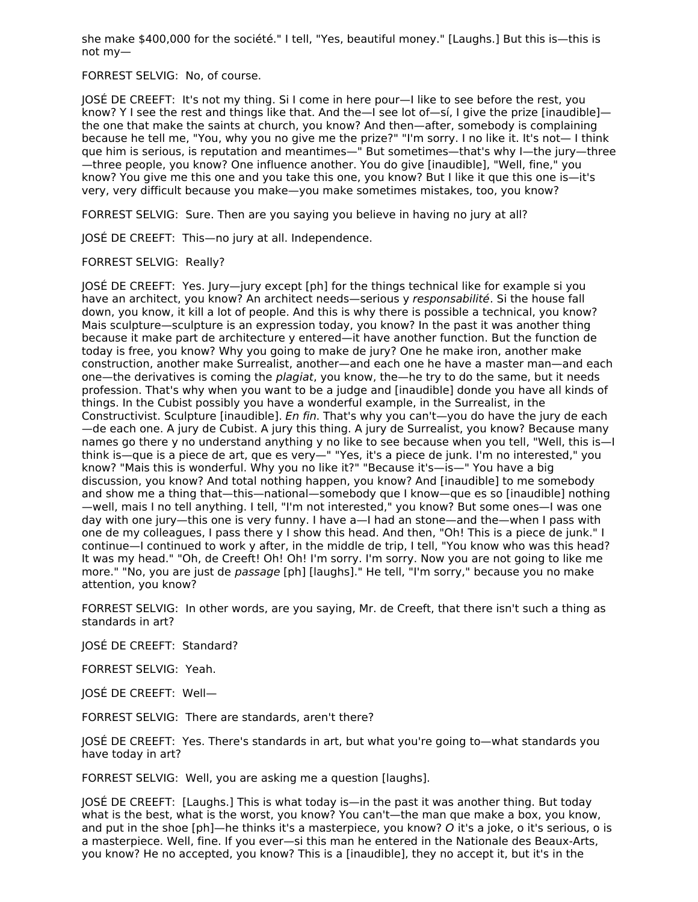she make $400,000 for the société." I tell, "Yes, beautiful money." [Laughs.] But this is—this is not my—

FORREST SELVIG: No, of course.

JOSÉ DE CREEFT: It's not my thing. Si I come in here pour—I like to see before the rest, you know? Y I see the rest and things like that. And the—I see lot of—sí, I give the prize [inaudible]—the one that make the saints at church, you know? And then—after, somebody is complaining because he tell me, "You, why you no give me the prize?" "I'm sorry. I no like it. It's not— I think que him is serious, is reputation and meantimes—" But sometimes—that's why I—the jury—three—three people, you know? One influence another. You do give [inaudible], "Well, fine," you know? You give me this one and you take this one, you know? But I like it que this one is—it's very, very difficult because you make—you make sometimes mistakes, too, you know?

FORREST SELVIG: Sure. Then are you saying you believe in having no jury at all?

JOSÉ DE CREEFT: This—no jury at all. Independence.

FORREST SELVIG: Really?

JOSÉ DE CREEFT: Yes. Jury—jury except [ph] for the things technical like for example si you have an architect, you know? An architect needs—serious y *responsabilité*. Si the house fall down, you know, it kill a lot of people. And this is why there is possible a technical, you know? Mais sculpture—sculpture is an expression today, you know? In the past it was another thing because it make part de architecture y entered—it have another function. But the function de today is free, you know? Why you going to make de jury? One he make iron, another make construction, another make Surrealist, another—and each one he have a master man—and each one—the derivatives is coming the *plagiat*, you know, the—he try to do the same, but it needs profession. That's why when you want to be a judge and [inaudible] donde you have all kinds of things. In the Cubist possibly you have a wonderful example, in the Surrealist, in the Constructivist. Sculpture [inaudible]. *En fin*. That's why you can't—you do have the jury de each—de each one. A jury de Cubist. A jury this thing. A jury de Surrealist, you know? Because many names go there y no understand anything y no like to see because when you tell, "Well, this is—I think is—que is a piece de art, que es very—" "Yes, it's a piece de junk. I'm no interested," you know? "Mais this is wonderful. Why you no like it?" "Because it's—is—" You have a big discussion, you know? And total nothing happen, you know? And [inaudible] to me somebody and show me a thing that—this—national—somebody que I know—que es so [inaudible] nothing—well, mais I no tell anything. I tell, "I'm not interested," you know? But some ones—I was one day with one jury—this one is very funny. I have a—I had an stone—and the—when I pass with one de my colleagues, I pass there y I show this head. And then, "Oh! This is a piece de junk." I continue—I continued to work y after, in the middle de trip, I tell, "You know who was this head? It was my head." "Oh, de Creeft! Oh! Oh! I'm sorry. I'm sorry. Now you are not going to like me more." "No, you are just de *passage* [ph] [laughs]." He tell, "I'm sorry," because you no make attention, you know?

FORREST SELVIG: In other words, are you saying, Mr. de Creeft, that there isn't such a thing as standards in art?

JOSÉ DE CREEFT: Standard?

FORREST SELVIG: Yeah.

JOSÉ DE CREEFT: Well—

FORREST SELVIG: There are standards, aren't there?

JOSÉ DE CREEFT: Yes. There's standards in art, but what you're going to—what standards you have today in art?

FORREST SELVIG: Well, you are asking me a question [laughs].

JOSÉ DE CREEFT: [Laughs.] This is what today is—in the past it was another thing. But today what is the best, what is the worst, you know? You can't—the man que make a box, you know, and put in the shoe [ph]—he thinks it's a masterpiece, you know? *O* it's a joke, o it's serious, o is a masterpiece. Well, fine. If you ever—si this man he entered in the Nationale des Beaux-Arts, you know? He no accepted, you know? This is a [inaudible], they no accept it, but it's in the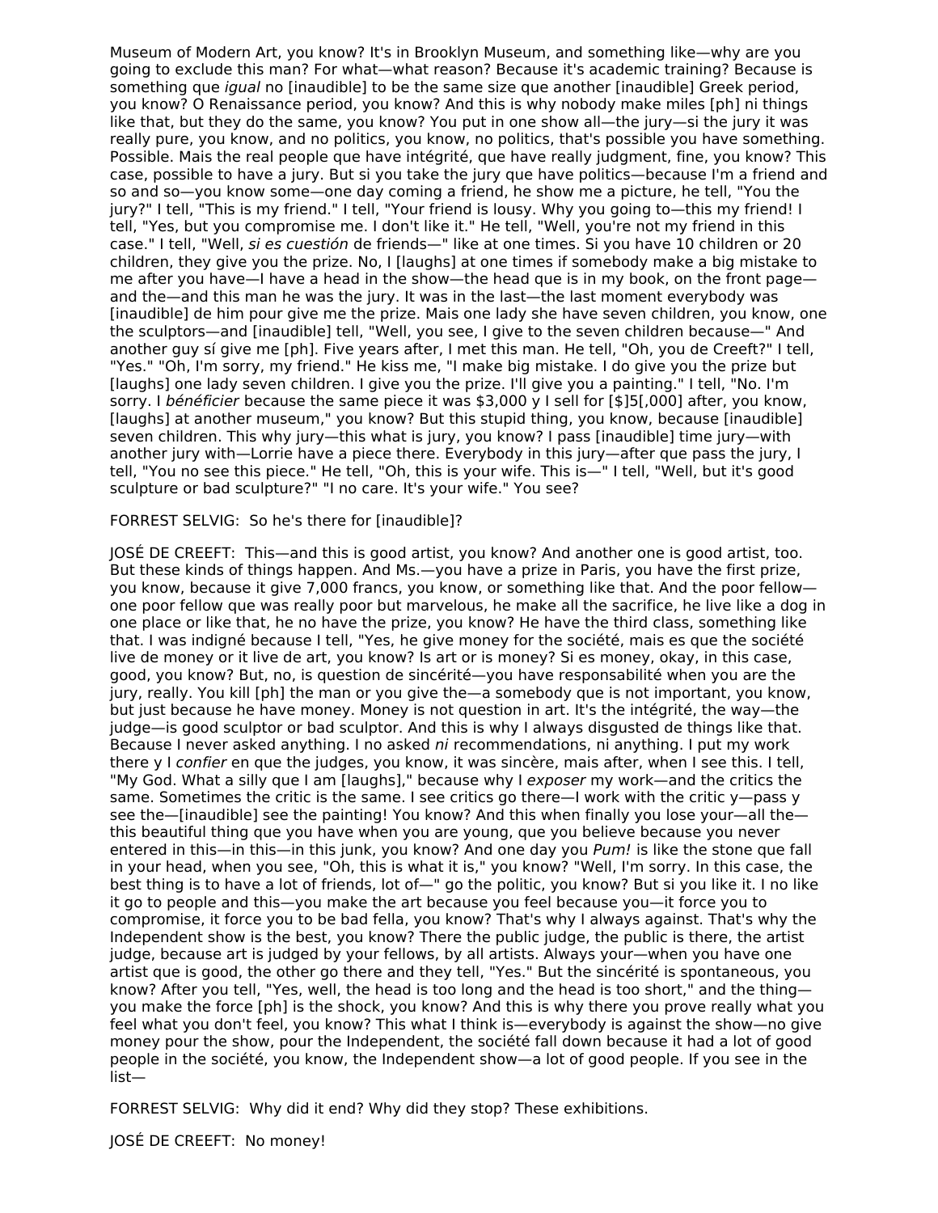Museum of Modern Art, you know? It's in Brooklyn Museum, and something like—why are you going to exclude this man? For what—what reason? Because it's academic training? Because is something que *igual* no [inaudible] to be the same size que another [inaudible] Greek period, you know? O Renaissance period, you know? And this is why nobody make miles [ph] ni things like that, but they do the same, you know? You put in one show all—the jury—si the jury it was really pure, you know, and no politics, you know, no politics, that's possible you have something. Possible. Mais the real people que have intégrité, que have really judgment, fine, you know? This case, possible to have a jury. But si you take the jury que have politics—because I'm a friend and so and so—you know some—one day coming a friend, he show me a picture, he tell, "You the jury?" I tell, "This is my friend." I tell, "Your friend is lousy. Why you going to—this my friend! I tell, "Yes, but you compromise me. I don't like it." He tell, "Well, you're not my friend in this case." I tell, "Well, *si es cuestión* de friends—" like at one times. Si you have 10 children or 20 children, they give you the prize. No, I [laughs] at one times if somebody make a big mistake to me after you have—I have a head in the show—the head que is in my book, on the front page—and the—and this man he was the jury. It was in the last—the last moment everybody was [inaudible] de him pour give me the prize. Mais one lady she have seven children, you know, one the sculptors—and [inaudible] tell, "Well, you see, I give to the seven children because—" And another guy sí give me [ph]. Five years after, I met this man. He tell, "Oh, you de Creeft?" I tell, "Yes." "Oh, I'm sorry, my friend." He kiss me, "I make big mistake. I do give you the prize but [laughs] one lady seven children. I give you the prize. I'll give you a painting." I tell, "No. I'm sorry. I *bénéficier* because the same piece it was $3,000 y I sell for [$]5[,000] after, you know, [laughs] at another museum," you know? But this stupid thing, you know, because [inaudible] seven children. This why jury—this what is jury, you know? I pass [inaudible] time jury—with another jury with—Lorrie have a piece there. Everybody in this jury—after que pass the jury, I tell, "You no see this piece." He tell, "Oh, this is your wife. This is—" I tell, "Well, but it's good sculpture or bad sculpture?" "I no care. It's your wife." You see?

FORREST SELVIG: So he's there for [inaudible]?

JOSÉ DE CREEFT: This—and this is good artist, you know? And another one is good artist, too. But these kinds of things happen. And Ms.—you have a prize in Paris, you have the first prize, you know, because it give 7,000 francs, you know, or something like that. And the poor fellow—one poor fellow que was really poor but marvelous, he make all the sacrifice, he live like a dog in one place or like that, he no have the prize, you know? He have the third class, something like that. I was indigné because I tell, "Yes, he give money for the société, mais es que the société live de money or it live de art, you know? Is art or is money? Si es money, okay, in this case, good, you know? But, no, is question de sincérité—you have responsabilité when you are the jury, really. You kill [ph] the man or you give the—a somebody que is not important, you know, but just because he have money. Money is not question in art. It's the intégrité, the way—the judge—is good sculptor or bad sculptor. And this is why I always disgusted de things like that. Because I never asked anything. I no asked *ni* recommendations, ni anything. I put my work there y I *confier* en que the judges, you know, it was sincère, mais after, when I see this. I tell, "My God. What a silly que I am [laughs]," because why I *exposer* my work—and the critics the same. Sometimes the critic is the same. I see critics go there—I work with the critic y—pass y see the—[inaudible] see the painting! You know? And this when finally you lose your—all the—this beautiful thing que you have when you are young, que you believe because you never entered in this—in this—in this junk, you know? And one day you *Pum!* is like the stone que fall in your head, when you see, "Oh, this is what it is," you know? "Well, I'm sorry. In this case, the best thing is to have a lot of friends, lot of—" go the politic, you know? But si you like it. I no like it go to people and this—you make the art because you feel because you—it force you to compromise, it force you to be bad fella, you know? That's why I always against. That's why the Independent show is the best, you know? There the public judge, the public is there, the artist judge, because art is judged by your fellows, by all artists. Always your—when you have one artist que is good, the other go there and they tell, "Yes." But the sincérité is spontaneous, you know? After you tell, "Yes, well, the head is too long and the head is too short," and the thing—you make the force [ph] is the shock, you know? And this is why there you prove really what you feel what you don't feel, you know? This what I think is—everybody is against the show—no give money pour the show, pour the Independent, the société fall down because it had a lot of good people in the société, you know, the Independent show—a lot of good people. If you see in the list—

FORREST SELVIG: Why did it end? Why did they stop? These exhibitions.

JOSÉ DE CREEFT: No money!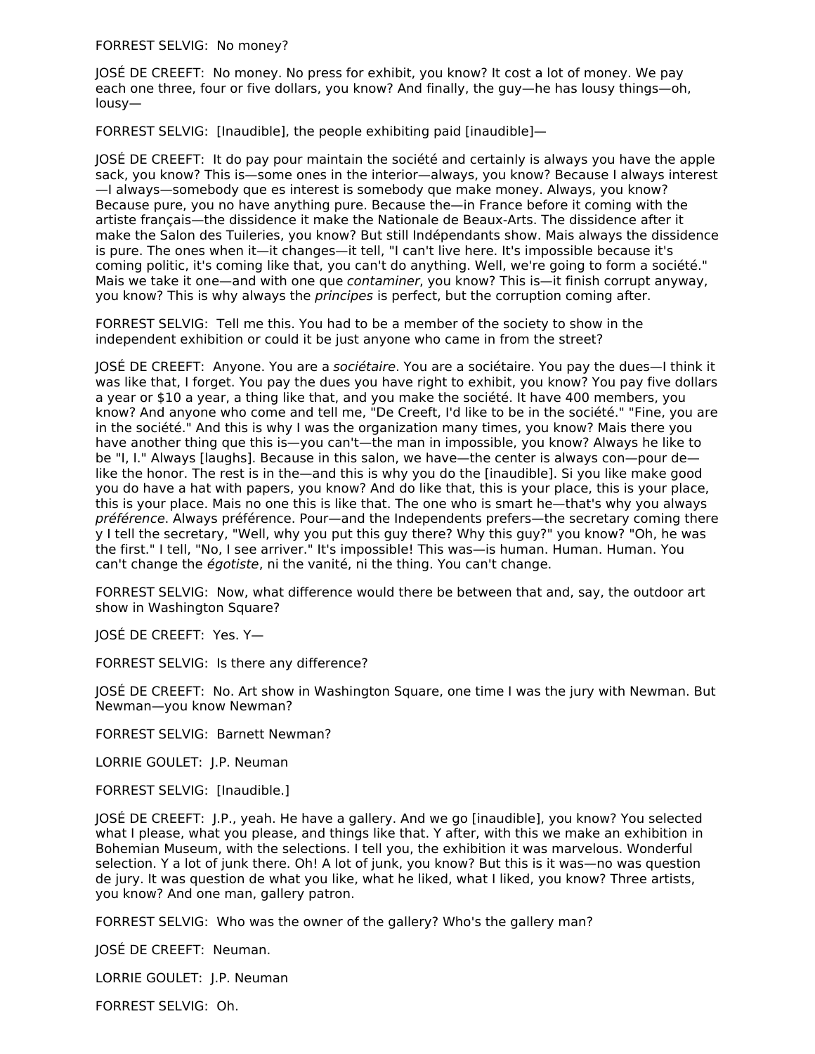FORREST SELVIG:  No money?

JOSÉ DE CREEFT:  No money. No press for exhibit, you know? It cost a lot of money. We pay each one three, four or five dollars, you know? And finally, the guy—he has lousy things—oh, lousy—

FORREST SELVIG:  [Inaudible], the people exhibiting paid [inaudible]—

JOSÉ DE CREEFT:  It do pay pour maintain the société and certainly is always you have the apple sack, you know? This is—some ones in the interior—always, you know? Because I always interest—I always—somebody que es interest is somebody que make money. Always, you know? Because pure, you no have anything pure. Because the—in France before it coming with the artiste français—the dissidence it make the Nationale de Beaux-Arts. The dissidence after it make the Salon des Tuileries, you know? But still Indépendants show. Mais always the dissidence is pure. The ones when it—it changes—it tell, "I can't live here. It's impossible because it's coming politic, it's coming like that, you can't do anything. Well, we're going to form a société." Mais we take it one—and with one que *contaminer*, you know? This is—it finish corrupt anyway, you know? This is why always the *principes* is perfect, but the corruption coming after.

FORREST SELVIG:  Tell me this. You had to be a member of the society to show in the independent exhibition or could it be just anyone who came in from the street?

JOSÉ DE CREEFT:  Anyone. You are a *sociétaire*. You are a sociétaire. You pay the dues—I think it was like that, I forget. You pay the dues you have right to exhibit, you know? You pay five dollars a year or $10 a year, a thing like that, and you make the société. It have 400 members, you know? And anyone who come and tell me, "De Creeft, I'd like to be in the société." "Fine, you are in the société." And this is why I was the organization many times, you know? Mais there you have another thing que this is—you can't—the man in impossible, you know? Always he like to be "I, I." Always [laughs]. Because in this salon, we have—the center is always con—pour de—like the honor. The rest is in the—and this is why you do the [inaudible]. Si you like make good you do have a hat with papers, you know? And do like that, this is your place, this is your place, this is your place. Mais no one this is like that. The one who is smart he—that's why you always *préférence*. Always préférence. Pour—and the Independents prefers—the secretary coming there y I tell the secretary, "Well, why you put this guy there? Why this guy?" you know? "Oh, he was the first." I tell, "No, I see arriver." It's impossible! This was—is human. Human. Human. You can't change the *égotiste*, ni the vanité, ni the thing. You can't change.

FORREST SELVIG:  Now, what difference would there be between that and, say, the outdoor art show in Washington Square?

JOSÉ DE CREEFT:  Yes. Y—

FORREST SELVIG:  Is there any difference?

JOSÉ DE CREEFT:  No. Art show in Washington Square, one time I was the jury with Newman. But Newman—you know Newman?

FORREST SELVIG:  Barnett Newman?

LORRIE GOULET:  J.P. Neuman

FORREST SELVIG:  [Inaudible.]

JOSÉ DE CREEFT:  J.P., yeah. He have a gallery. And we go [inaudible], you know? You selected what I please, what you please, and things like that. Y after, with this we make an exhibition in Bohemian Museum, with the selections. I tell you, the exhibition it was marvelous. Wonderful selection. Y a lot of junk there. Oh! A lot of junk, you know? But this is it was—no was question de jury. It was question de what you like, what he liked, what I liked, you know? Three artists, you know? And one man, gallery patron.

FORREST SELVIG:  Who was the owner of the gallery? Who's the gallery man?

JOSÉ DE CREEFT:  Neuman.

LORRIE GOULET:  J.P. Neuman

FORREST SELVIG:  Oh.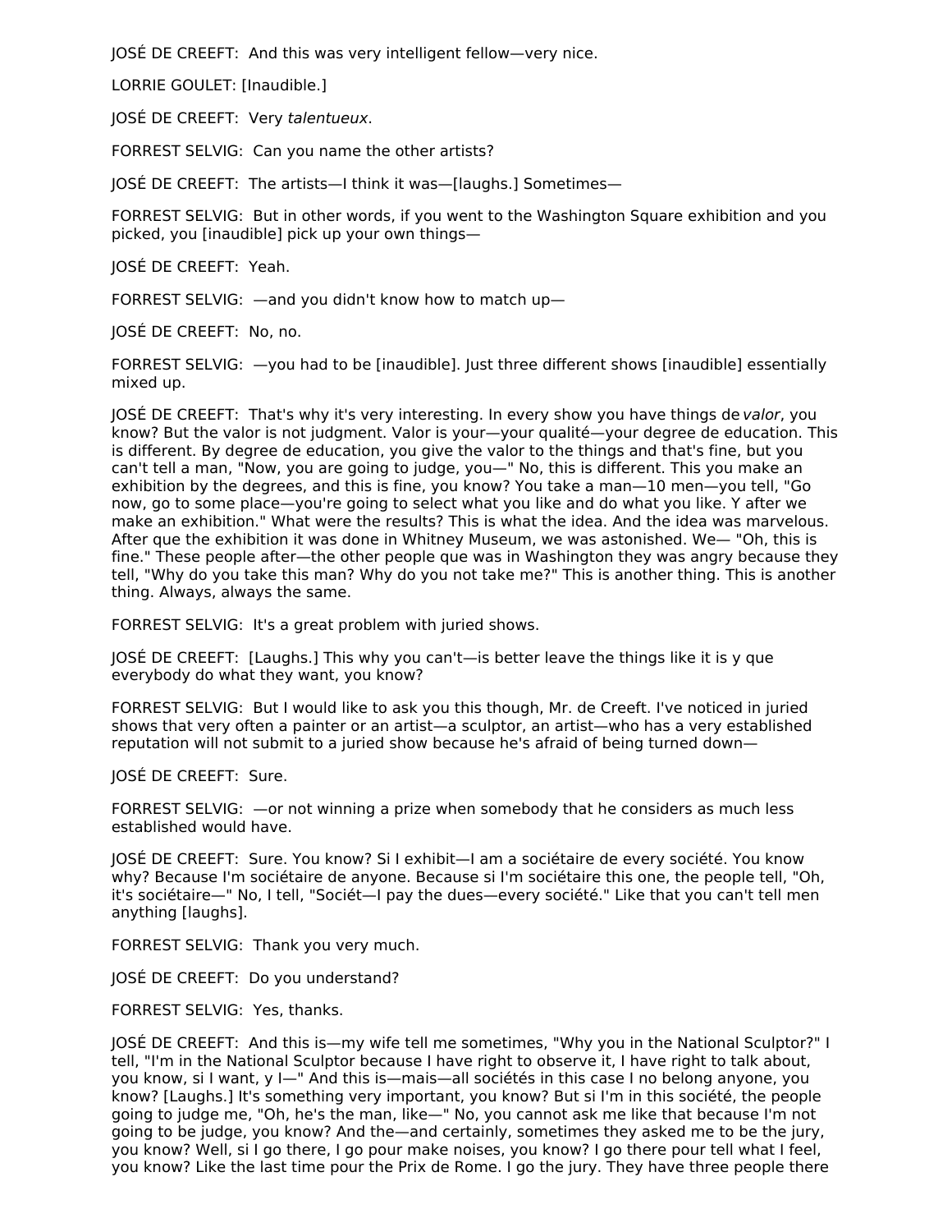JOSÉ DE CREEFT: And this was very intelligent fellow—very nice.

LORRIE GOULET: [Inaudible.]

JOSÉ DE CREEFT: Very *talentueux*.

FORREST SELVIG: Can you name the other artists?

JOSÉ DE CREEFT: The artists—I think it was—[laughs.] Sometimes—

FORREST SELVIG: But in other words, if you went to the Washington Square exhibition and you picked, you [inaudible] pick up your own things—

JOSÉ DE CREEFT: Yeah.

FORREST SELVIG: —and you didn't know how to match up—

JOSÉ DE CREEFT: No, no.

FORREST SELVIG: —you had to be [inaudible]. Just three different shows [inaudible] essentially mixed up.

JOSÉ DE CREEFT: That's why it's very interesting. In every show you have things de *valor*, you know? But the valor is not judgment. Valor is your—your qualité—your degree de education. This is different. By degree de education, you give the valor to the things and that's fine, but you can't tell a man, "Now, you are going to judge, you—" No, this is different. This you make an exhibition by the degrees, and this is fine, you know? You take a man—10 men—you tell, "Go now, go to some place—you're going to select what you like and do what you like. Y after we make an exhibition." What were the results? This is what the idea. And the idea was marvelous. After que the exhibition it was done in Whitney Museum, we was astonished. We— "Oh, this is fine." These people after—the other people que was in Washington they was angry because they tell, "Why do you take this man? Why do you not take me?" This is another thing. This is another thing. Always, always the same.

FORREST SELVIG: It's a great problem with juried shows.

JOSÉ DE CREEFT: [Laughs.] This why you can't—is better leave the things like it is y que everybody do what they want, you know?

FORREST SELVIG: But I would like to ask you this though, Mr. de Creeft. I've noticed in juried shows that very often a painter or an artist—a sculptor, an artist—who has a very established reputation will not submit to a juried show because he's afraid of being turned down—

JOSÉ DE CREEFT: Sure.

FORREST SELVIG: —or not winning a prize when somebody that he considers as much less established would have.

JOSÉ DE CREEFT: Sure. You know? Si I exhibit—I am a sociétaire de every société. You know why? Because I'm sociétaire de anyone. Because si I'm sociétaire this one, the people tell, "Oh, it's sociétaire—" No, I tell, "Sociét—I pay the dues—every société." Like that you can't tell men anything [laughs].

FORREST SELVIG: Thank you very much.

JOSÉ DE CREEFT: Do you understand?

FORREST SELVIG: Yes, thanks.

JOSÉ DE CREEFT: And this is—my wife tell me sometimes, "Why you in the National Sculptor?" I tell, "I'm in the National Sculptor because I have right to observe it, I have right to talk about, you know, si I want, y I—" And this is—mais—all sociétés in this case I no belong anyone, you know? [Laughs.] It's something very important, you know? But si I'm in this société, the people going to judge me, "Oh, he's the man, like—" No, you cannot ask me like that because I'm not going to be judge, you know? And the—and certainly, sometimes they asked me to be the jury, you know? Well, si I go there, I go pour make noises, you know? I go there pour tell what I feel, you know? Like the last time pour the Prix de Rome. I go the jury. They have three people there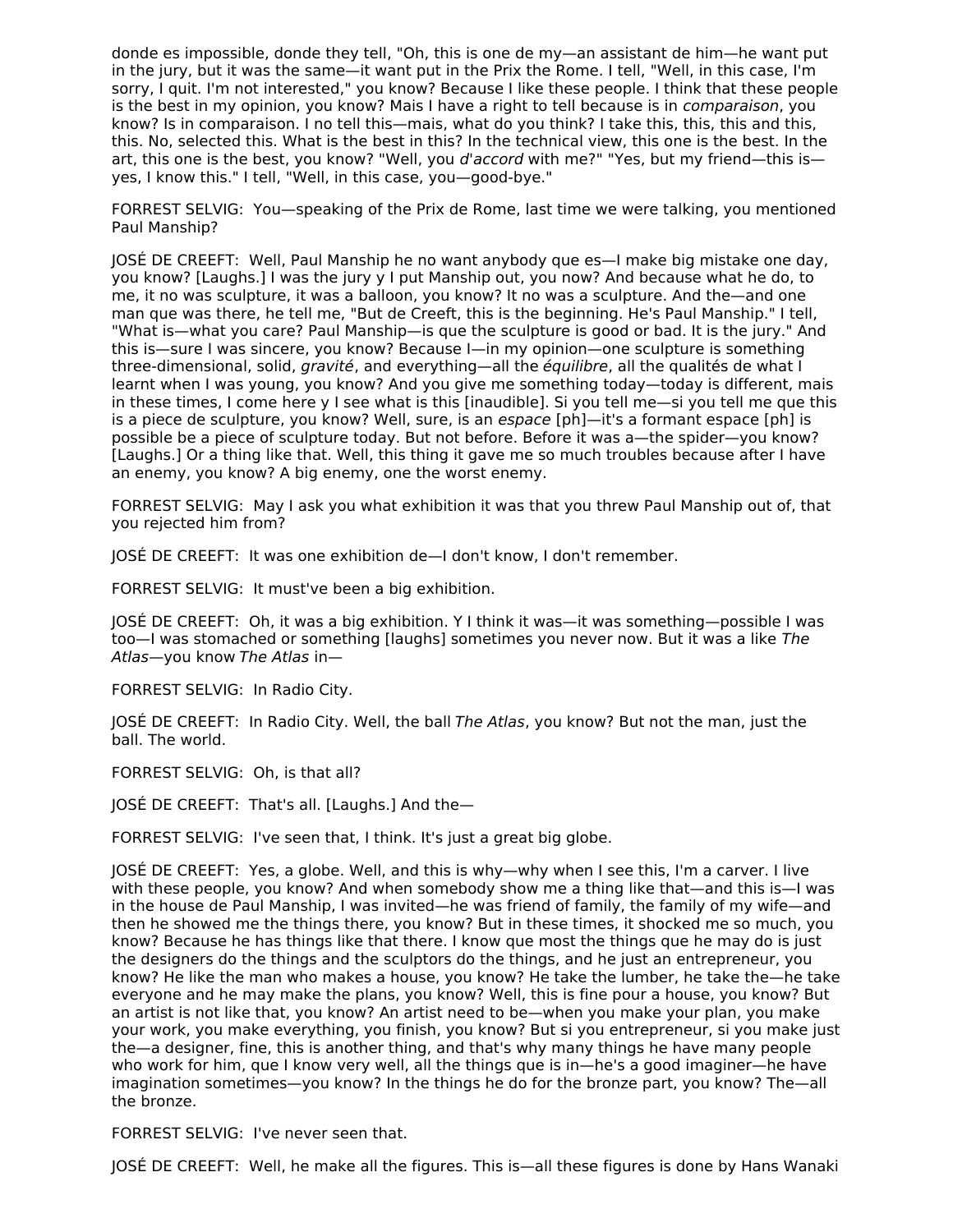donde es impossible, donde they tell, "Oh, this is one de my—an assistant de him—he want put in the jury, but it was the same—it want put in the Prix the Rome. I tell, "Well, in this case, I'm sorry, I quit. I'm not interested," you know? Because I like these people. I think that these people is the best in my opinion, you know? Mais I have a right to tell because is in *comparaison*, you know? Is in comparaison. I no tell this—mais, what do you think? I take this, this, this and this, this. No, selected this. What is the best in this? In the technical view, this one is the best. In the art, this one is the best, you know? "Well, you *d'accord* with me?" "Yes, but my friend—this is—yes, I know this." I tell, "Well, in this case, you—good-bye."

FORREST SELVIG: You—speaking of the Prix de Rome, last time we were talking, you mentioned Paul Manship?

JOSÉ DE CREEFT: Well, Paul Manship he no want anybody que es—I make big mistake one day, you know? [Laughs.] I was the jury y I put Manship out, you now? And because what he do, to me, it no was sculpture, it was a balloon, you know? It no was a sculpture. And the—and one man que was there, he tell me, "But de Creeft, this is the beginning. He's Paul Manship." I tell, "What is—what you care? Paul Manship—is que the sculpture is good or bad. It is the jury." And this is—sure I was sincere, you know? Because I—in my opinion—one sculpture is something three-dimensional, solid, *gravité*, and everything—all the *équilibre*, all the qualités de what I learnt when I was young, you know? And you give me something today—today is different, mais in these times, I come here y I see what is this [inaudible]. Si you tell me—si you tell me que this is a piece de sculpture, you know? Well, sure, is an *espace* [ph]—it's a formant espace [ph] is possible be a piece of sculpture today. But not before. Before it was a—the spider—you know? [Laughs.] Or a thing like that. Well, this thing it gave me so much troubles because after I have an enemy, you know? A big enemy, one the worst enemy.

FORREST SELVIG: May I ask you what exhibition it was that you threw Paul Manship out of, that you rejected him from?

JOSÉ DE CREEFT: It was one exhibition de—I don't know, I don't remember.

FORREST SELVIG: It must've been a big exhibition.

JOSÉ DE CREEFT: Oh, it was a big exhibition. Y I think it was—it was something—possible I was too—I was stomached or something [laughs] sometimes you never now. But it was a like *The Atlas*—you know *The Atlas* in—

FORREST SELVIG: In Radio City.

JOSÉ DE CREEFT: In Radio City. Well, the ball *The Atlas*, you know? But not the man, just the ball. The world.

FORREST SELVIG: Oh, is that all?

JOSÉ DE CREEFT: That's all. [Laughs.] And the—

FORREST SELVIG: I've seen that, I think. It's just a great big globe.

JOSÉ DE CREEFT: Yes, a globe. Well, and this is why—why when I see this, I'm a carver. I live with these people, you know? And when somebody show me a thing like that—and this is—I was in the house de Paul Manship, I was invited—he was friend of family, the family of my wife—and then he showed me the things there, you know? But in these times, it shocked me so much, you know? Because he has things like that there. I know que most the things que he may do is just the designers do the things and the sculptors do the things, and he just an entrepreneur, you know? He like the man who makes a house, you know? He take the lumber, he take the—he take everyone and he may make the plans, you know? Well, this is fine pour a house, you know? But an artist is not like that, you know? An artist need to be—when you make your plan, you make your work, you make everything, you finish, you know? But si you entrepreneur, si you make just the—a designer, fine, this is another thing, and that's why many things he have many people who work for him, que I know very well, all the things que is in—he's a good imaginer—he have imagination sometimes—you know? In the things he do for the bronze part, you know? The—all the bronze.

FORREST SELVIG: I've never seen that.

JOSÉ DE CREEFT: Well, he make all the figures. This is—all these figures is done by Hans Wanaki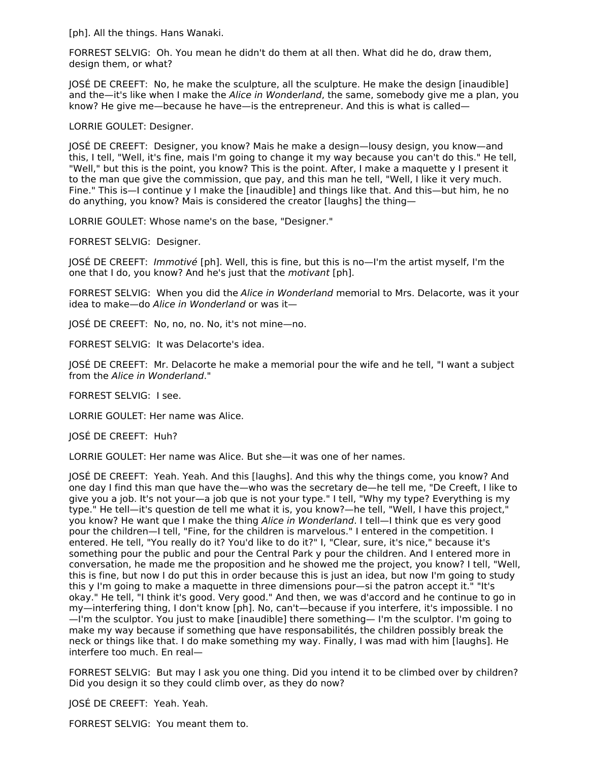[ph]. All the things. Hans Wanaki.

FORREST SELVIG:  Oh. You mean he didn't do them at all then. What did he do, draw them, design them, or what?

JOSÉ DE CREEFT:  No, he make the sculpture, all the sculpture. He make the design [inaudible] and the—it's like when I make the *Alice in Wonderland*, the same, somebody give me a plan, you know? He give me—because he have—is the entrepreneur. And this is what is called—

LORRIE GOULET: Designer.

JOSÉ DE CREEFT:  Designer, you know? Mais he make a design—lousy design, you know—and this, I tell, "Well, it's fine, mais I'm going to change it my way because you can't do this." He tell, "Well," but this is the point, you know? This is the point. After, I make a maquette y I present it to the man que give the commission, que pay, and this man he tell, "Well, I like it very much. Fine." This is—I continue y I make the [inaudible] and things like that. And this—but him, he no do anything, you know? Mais is considered the creator [laughs] the thing—

LORRIE GOULET: Whose name's on the base, "Designer."

FORREST SELVIG:  Designer.

JOSÉ DE CREEFT:  *Immotivé* [ph]. Well, this is fine, but this is no—I'm the artist myself, I'm the one that I do, you know? And he's just that the *motivant* [ph].

FORREST SELVIG:  When you did the *Alice in Wonderland* memorial to Mrs. Delacorte, was it your idea to make—do *Alice in Wonderland* or was it—

JOSÉ DE CREEFT:  No, no, no. No, it's not mine—no.

FORREST SELVIG:  It was Delacorte's idea.

JOSÉ DE CREEFT:  Mr. Delacorte he make a memorial pour the wife and he tell, "I want a subject from the *Alice in Wonderland*."

FORREST SELVIG:  I see.

LORRIE GOULET: Her name was Alice.

JOSÉ DE CREEFT:  Huh?

LORRIE GOULET: Her name was Alice. But she—it was one of her names.

JOSÉ DE CREEFT:  Yeah. Yeah. And this [laughs]. And this why the things come, you know? And one day I find this man que have the—who was the secretary de—he tell me, "De Creeft, I like to give you a job. It's not your—a job que is not your type." I tell, "Why my type? Everything is my type." He tell—it's question de tell me what it is, you know?—he tell, "Well, I have this project," you know? He want que I make the thing *Alice in Wonderland*. I tell—I think que es very good pour the children—I tell, "Fine, for the children is marvelous." I entered in the competition. I entered. He tell, "You really do it? You'd like to do it?" I, "Clear, sure, it's nice," because it's something pour the public and pour the Central Park y pour the children. And I entered more in conversation, he made me the proposition and he showed me the project, you know? I tell, "Well, this is fine, but now I do put this in order because this is just an idea, but now I'm going to study this y I'm going to make a maquette in three dimensions pour—si the patron accept it." "It's okay." He tell, "I think it's good. Very good." And then, we was d'accord and he continue to go in my—interfering thing, I don't know [ph]. No, can't—because if you interfere, it's impossible. I no —I'm the sculptor. You just to make [inaudible] there something— I'm the sculptor. I'm going to make my way because if something que have responsabilités, the children possibly break the neck or things like that. I do make something my way. Finally, I was mad with him [laughs]. He interfere too much. En real—

FORREST SELVIG:  But may I ask you one thing. Did you intend it to be climbed over by children? Did you design it so they could climb over, as they do now?

JOSÉ DE CREEFT:  Yeah. Yeah.

FORREST SELVIG:  You meant them to.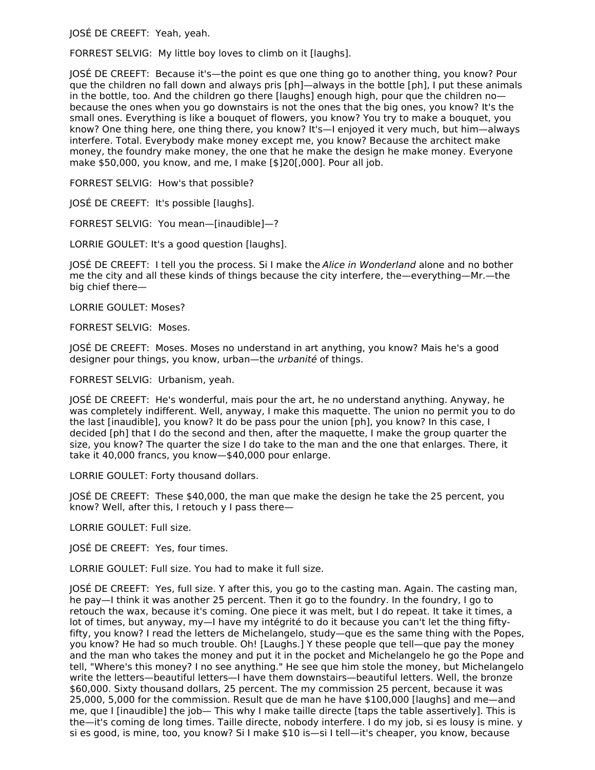JOSÉ DE CREEFT: Yeah, yeah.

FORREST SELVIG: My little boy loves to climb on it [laughs].

JOSÉ DE CREEFT: Because it's—the point es que one thing go to another thing, you know? Pour que the children no fall down and always pris [ph]—always in the bottle [ph], I put these animals in the bottle, too. And the children go there [laughs] enough high, pour que the children no—because the ones when you go downstairs is not the ones that the big ones, you know? It's the small ones. Everything is like a bouquet of flowers, you know? You try to make a bouquet, you know? One thing here, one thing there, you know? It's—I enjoyed it very much, but him—always interfere. Total. Everybody make money except me, you know? Because the architect make money, the foundry make money, the one that he make the design he make money. Everyone make $50,000, you know, and me, I make [$]20[,000]. Pour all job.

FORREST SELVIG: How's that possible?

JOSÉ DE CREEFT: It's possible [laughs].

FORREST SELVIG: You mean—[inaudible]—?

LORRIE GOULET: It's a good question [laughs].

JOSÉ DE CREEFT: I tell you the process. Si I make the *Alice in Wonderland* alone and no bother me the city and all these kinds of things because the city interfere, the—everything—Mr.—the big chief there—

LORRIE GOULET: Moses?

FORREST SELVIG: Moses.

JOSÉ DE CREEFT: Moses. Moses no understand in art anything, you know? Mais he's a good designer pour things, you know, urban—the *urbanité* of things.

FORREST SELVIG: Urbanism, yeah.

JOSÉ DE CREEFT: He's wonderful, mais pour the art, he no understand anything. Anyway, he was completely indifferent. Well, anyway, I make this maquette. The union no permit you to do the last [inaudible], you know? It do be pass pour the union [ph], you know? In this case, I decided [ph] that I do the second and then, after the maquette, I make the group quarter the size, you know? The quarter the size I do take to the man and the one that enlarges. There, it take it 40,000 francs, you know—$40,000 pour enlarge.

LORRIE GOULET: Forty thousand dollars.

JOSÉ DE CREEFT: These $40,000, the man que make the design he take the 25 percent, you know? Well, after this, I retouch y I pass there—

LORRIE GOULET: Full size.

JOSÉ DE CREEFT: Yes, four times.

LORRIE GOULET: Full size. You had to make it full size.

JOSÉ DE CREEFT: Yes, full size. Y after this, you go to the casting man. Again. The casting man, he pay—I think it was another 25 percent. Then it go to the foundry. In the foundry, I go to retouch the wax, because it's coming. One piece it was melt, but I do repeat. It take it times, a lot of times, but anyway, my—I have my intégrité to do it because you can't let the thing fifty-fifty, you know? I read the letters de Michelangelo, study—que es the same thing with the Popes, you know? He had so much trouble. Oh! [Laughs.] Y these people que tell—que pay the money and the man who takes the money and put it in the pocket and Michelangelo he go the Pope and tell, "Where's this money? I no see anything." He see que him stole the money, but Michelangelo write the letters—beautiful letters—I have them downstairs—beautiful letters. Well, the bronze $60,000. Sixty thousand dollars, 25 percent. The my commission 25 percent, because it was 25,000, 5,000 for the commission. Result que de man he have $100,000 [laughs] and me—and me, que I [inaudible] the job— This why I make taille directe [taps the table assertively]. This is the—it's coming de long times. Taille directe, nobody interfere. I do my job, si es lousy is mine. y si es good, is mine, too, you know? Si I make $10 is—si I tell—it's cheaper, you know, because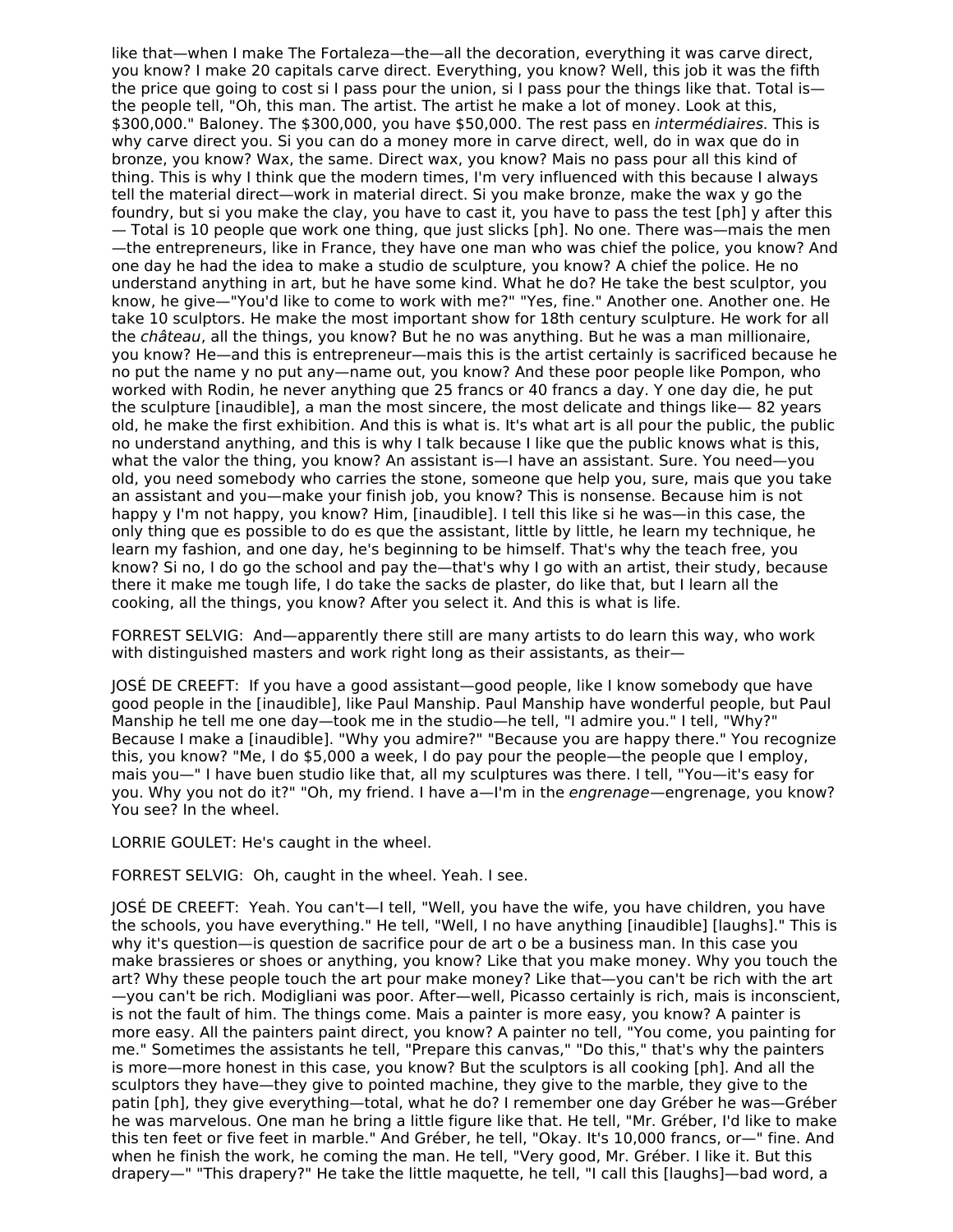like that—when I make The Fortaleza—the—all the decoration, everything it was carve direct, you know? I make 20 capitals carve direct. Everything, you know? Well, this job it was the fifth the price que going to cost si I pass pour the union, si I pass pour the things like that. Total is—the people tell, "Oh, this man. The artist. The artist he make a lot of money. Look at this, $300,000." Baloney. The $300,000, you have $50,000. The rest pass en *intermédiaires*. This is why carve direct you. Si you can do a money more in carve direct, well, do in wax que do in bronze, you know? Wax, the same. Direct wax, you know? Mais no pass pour all this kind of thing. This is why I think que the modern times, I'm very influenced with this because I always tell the material direct—work in material direct. Si you make bronze, make the wax y go the foundry, but si you make the clay, you have to cast it, you have to pass the test [ph] y after this — Total is 10 people que work one thing, que just slicks [ph]. No one. There was—mais the men—the entrepreneurs, like in France, they have one man who was chief the police, you know? And one day he had the idea to make a studio de sculpture, you know? A chief the police. He no understand anything in art, but he have some kind. What he do? He take the best sculptor, you know, he give—"You'd like to come to work with me?" "Yes, fine." Another one. Another one. He take 10 sculptors. He make the most important show for 18th century sculpture. He work for all the *château*, all the things, you know? But he no was anything. But he was a man millionaire, you know? He—and this is entrepreneur—mais this is the artist certainly is sacrificed because he no put the name y no put any—name out, you know? And these poor people like Pompon, who worked with Rodin, he never anything que 25 francs or 40 francs a day. Y one day die, he put the sculpture [inaudible], a man the most sincere, the most delicate and things like— 82 years old, he make the first exhibition. And this is what is. It's what art is all pour the public, the public no understand anything, and this is why I talk because I like que the public knows what is this, what the valor the thing, you know? An assistant is—I have an assistant. Sure. You need—you old, you need somebody who carries the stone, someone que help you, sure, mais que you take an assistant and you—make your finish job, you know? This is nonsense. Because him is not happy y I'm not happy, you know? Him, [inaudible]. I tell this like si he was—in this case, the only thing que es possible to do es que the assistant, little by little, he learn my technique, he learn my fashion, and one day, he's beginning to be himself. That's why the teach free, you know? Si no, I do go the school and pay the—that's why I go with an artist, their study, because there it make me tough life, I do take the sacks de plaster, do like that, but I learn all the cooking, all the things, you know? After you select it. And this is what is life.

FORREST SELVIG: And—apparently there still are many artists to do learn this way, who work with distinguished masters and work right long as their assistants, as their—

JOSÉ DE CREEFT: If you have a good assistant—good people, like I know somebody que have good people in the [inaudible], like Paul Manship. Paul Manship have wonderful people, but Paul Manship he tell me one day—took me in the studio—he tell, "I admire you." I tell, "Why?" Because I make a [inaudible]. "Why you admire?" "Because you are happy there." You recognize this, you know? "Me, I do $5,000 a week, I do pay pour the people—the people que I employ, mais you—" I have buen studio like that, all my sculptures was there. I tell, "You—it's easy for you. Why you not do it?" "Oh, my friend. I have a—I'm in the *engrenage*—engrenage, you know? You see? In the wheel.

LORRIE GOULET: He's caught in the wheel.

FORREST SELVIG: Oh, caught in the wheel. Yeah. I see.

JOSÉ DE CREEFT: Yeah. You can't—I tell, "Well, you have the wife, you have children, you have the schools, you have everything." He tell, "Well, I no have anything [inaudible] [laughs]." This is why it's question—is question de sacrifice pour de art o be a business man. In this case you make brassieres or shoes or anything, you know? Like that you make money. Why you touch the art? Why these people touch the art pour make money? Like that—you can't be rich with the art—you can't be rich. Modigliani was poor. After—well, Picasso certainly is rich, mais is inconscient, is not the fault of him. The things come. Mais a painter is more easy, you know? A painter is more easy. All the painters paint direct, you know? A painter no tell, "You come, you painting for me." Sometimes the assistants he tell, "Prepare this canvas," "Do this," that's why the painters is more—more honest in this case, you know? But the sculptors is all cooking [ph]. And all the sculptors they have—they give to pointed machine, they give to the marble, they give to the patin [ph], they give everything—total, what he do? I remember one day Gréber he was—Gréber he was marvelous. One man he bring a little figure like that. He tell, "Mr. Gréber, I'd like to make this ten feet or five feet in marble." And Gréber, he tell, "Okay. It's 10,000 francs, or—" fine. And when he finish the work, he coming the man. He tell, "Very good, Mr. Gréber. I like it. But this drapery—" "This drapery?" He take the little maquette, he tell, "I call this [laughs]—bad word, a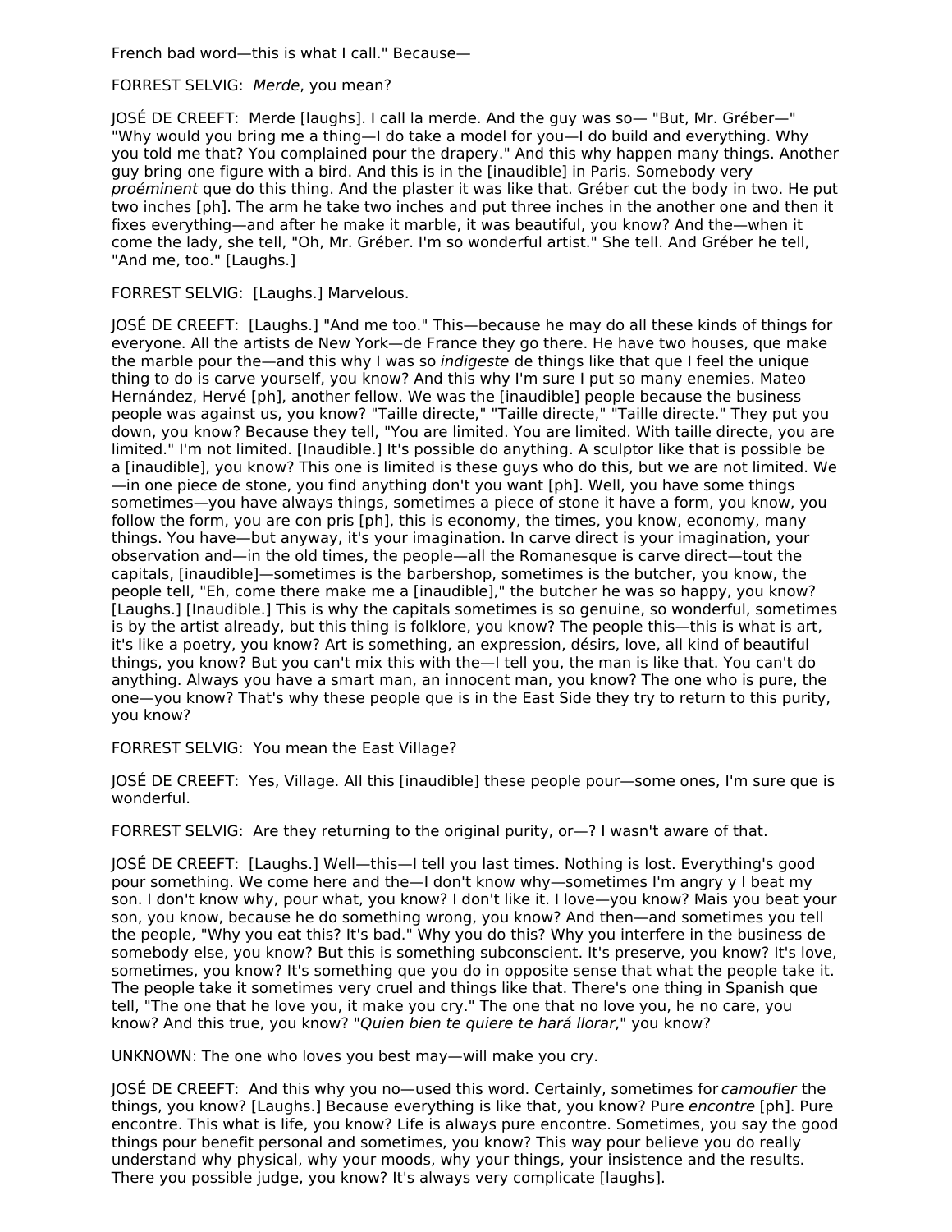French bad word—this is what I call." Because—

FORREST SELVIG: *Merde*, you mean?

JOSÉ DE CREEFT: Merde [laughs]. I call la merde. And the guy was so— "But, Mr. Gréber—" "Why would you bring me a thing—I do take a model for you—I do build and everything. Why you told me that? You complained pour the drapery." And this why happen many things. Another guy bring one figure with a bird. And this is in the [inaudible] in Paris. Somebody very *proéminent* que do this thing. And the plaster it was like that. Gréber cut the body in two. He put two inches [ph]. The arm he take two inches and put three inches in the another one and then it fixes everything—and after he make it marble, it was beautiful, you know? And the—when it come the lady, she tell, "Oh, Mr. Gréber. I'm so wonderful artist." She tell. And Gréber he tell, "And me, too." [Laughs.]

FORREST SELVIG: [Laughs.] Marvelous.

JOSÉ DE CREEFT: [Laughs.] "And me too." This—because he may do all these kinds of things for everyone. All the artists de New York—de France they go there. He have two houses, que make the marble pour the—and this why I was so *indigeste* de things like that que I feel the unique thing to do is carve yourself, you know? And this why I'm sure I put so many enemies. Mateo Hernández, Hervé [ph], another fellow. We was the [inaudible] people because the business people was against us, you know? "Taille directe," "Taille directe," "Taille directe." They put you down, you know? Because they tell, "You are limited. You are limited. With taille directe, you are limited." I'm not limited. [Inaudible.] It's possible do anything. A sculptor like that is possible be a [inaudible], you know? This one is limited is these guys who do this, but we are not limited. We—in one piece de stone, you find anything don't you want [ph]. Well, you have some things sometimes—you have always things, sometimes a piece of stone it have a form, you know, you follow the form, you are con pris [ph], this is economy, the times, you know, economy, many things. You have—but anyway, it's your imagination. In carve direct is your imagination, your observation and—in the old times, the people—all the Romanesque is carve direct—tout the capitals, [inaudible]—sometimes is the barbershop, sometimes is the butcher, you know, the people tell, "Eh, come there make me a [inaudible]," the butcher he was so happy, you know? [Laughs.] [Inaudible.] This is why the capitals sometimes is so genuine, so wonderful, sometimes is by the artist already, but this thing is folklore, you know? The people this—this is what is art, it's like a poetry, you know? Art is something, an expression, désirs, love, all kind of beautiful things, you know? But you can't mix this with the—I tell you, the man is like that. You can't do anything. Always you have a smart man, an innocent man, you know? The one who is pure, the one—you know? That's why these people que is in the East Side they try to return to this purity, you know?

FORREST SELVIG: You mean the East Village?

JOSÉ DE CREEFT: Yes, Village. All this [inaudible] these people pour—some ones, I'm sure que is wonderful.

FORREST SELVIG: Are they returning to the original purity, or—? I wasn't aware of that.

JOSÉ DE CREEFT: [Laughs.] Well—this—I tell you last times. Nothing is lost. Everything's good pour something. We come here and the—I don't know why—sometimes I'm angry y I beat my son. I don't know why, pour what, you know? I don't like it. I love—you know? Mais you beat your son, you know, because he do something wrong, you know? And then—and sometimes you tell the people, "Why you eat this? It's bad." Why you do this? Why you interfere in the business de somebody else, you know? But this is something subconscient. It's preserve, you know? It's love, sometimes, you know? It's something que you do in opposite sense that what the people take it. The people take it sometimes very cruel and things like that. There's one thing in Spanish que tell, "The one that he love you, it make you cry." The one that no love you, he no care, you know? And this true, you know? "*Quien bien te quiere te hará llorar*," you know?

UNKNOWN: The one who loves you best may—will make you cry.

JOSÉ DE CREEFT: And this why you no—used this word. Certainly, sometimes for *camoufler* the things, you know? [Laughs.] Because everything is like that, you know? Pure *encontre* [ph]. Pure encontre. This what is life, you know? Life is always pure encontre. Sometimes, you say the good things pour benefit personal and sometimes, you know? This way pour believe you do really understand why physical, why your moods, why your things, your insistence and the results. There you possible judge, you know? It's always very complicate [laughs].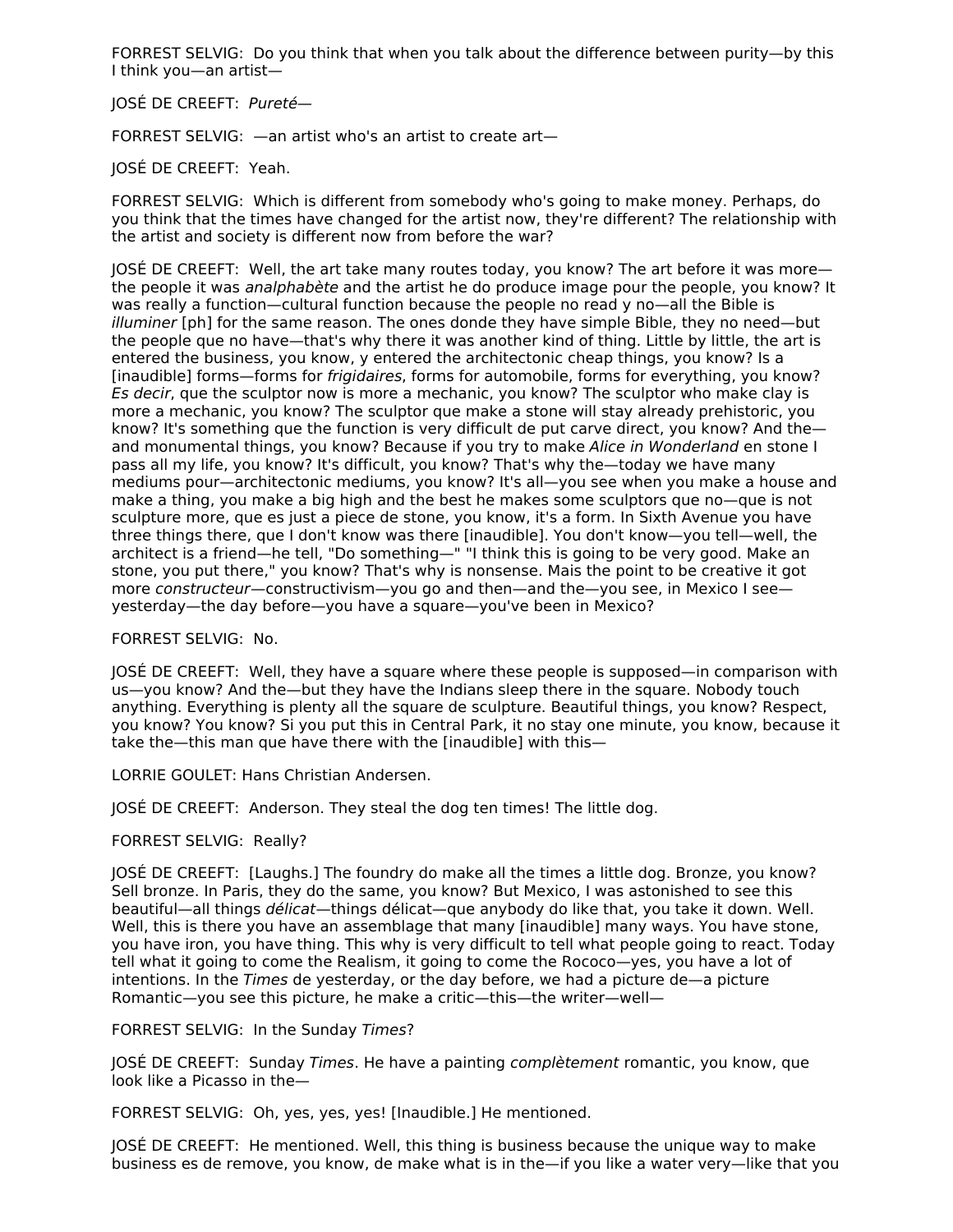FORREST SELVIG:  Do you think that when you talk about the difference between purity—by this I think you—an artist—

JOSÉ DE CREEFT:  *Pureté*—

FORREST SELVIG:  —an artist who's an artist to create art—

JOSÉ DE CREEFT:  Yeah.

FORREST SELVIG:  Which is different from somebody who's going to make money. Perhaps, do you think that the times have changed for the artist now, they're different? The relationship with the artist and society is different now from before the war?

JOSÉ DE CREEFT:  Well, the art take many routes today, you know? The art before it was more—the people it was *analphabète* and the artist he do produce image pour the people, you know? It was really a function—cultural function because the people no read y no—all the Bible is *illuminer* [ph] for the same reason. The ones donde they have simple Bible, they no need—but the people que no have—that's why there it was another kind of thing. Little by little, the art is entered the business, you know, y entered the architectonic cheap things, you know? Is a [inaudible] forms—forms for *frigidaires*, forms for automobile, forms for everything, you know? *Es decir*, que the sculptor now is more a mechanic, you know? The sculptor who make clay is more a mechanic, you know? The sculptor que make a stone will stay already prehistoric, you know? It's something que the function is very difficult de put carve direct, you know? And the—and monumental things, you know? Because if you try to make *Alice in Wonderland* en stone I pass all my life, you know? It's difficult, you know? That's why the—today we have many mediums pour—architectonic mediums, you know? It's all—you see when you make a house and make a thing, you make a big high and the best he makes some sculptors que no—que is not sculpture more, que es just a piece de stone, you know, it's a form. In Sixth Avenue you have three things there, que I don't know was there [inaudible]. You don't know—you tell—well, the architect is a friend—he tell, "Do something—" "I think this is going to be very good. Make an stone, you put there," you know? That's why is nonsense. Mais the point to be creative it got more *constructeur*—constructivism—you go and then—and the—you see, in Mexico I see—yesterday—the day before—you have a square—you've been in Mexico?

FORREST SELVIG:  No.

JOSÉ DE CREEFT:  Well, they have a square where these people is supposed—in comparison with us—you know? And the—but they have the Indians sleep there in the square. Nobody touch anything. Everything is plenty all the square de sculpture. Beautiful things, you know? Respect, you know? You know? Si you put this in Central Park, it no stay one minute, you know, because it take the—this man que have there with the [inaudible] with this—

LORRIE GOULET: Hans Christian Andersen.

JOSÉ DE CREEFT:  Anderson. They steal the dog ten times! The little dog.

FORREST SELVIG:  Really?

JOSÉ DE CREEFT:  [Laughs.] The foundry do make all the times a little dog. Bronze, you know? Sell bronze. In Paris, they do the same, you know? But Mexico, I was astonished to see this beautiful—all things *délicat*—things délicat—que anybody do like that, you take it down. Well. Well, this is there you have an assemblage that many [inaudible] many ways. You have stone, you have iron, you have thing. This why is very difficult to tell what people going to react. Today tell what it going to come the Realism, it going to come the Rococo—yes, you have a lot of intentions. In the *Times* de yesterday, or the day before, we had a picture de—a picture Romantic—you see this picture, he make a critic—this—the writer—well—

FORREST SELVIG:  In the Sunday *Times*?

JOSÉ DE CREEFT:  Sunday *Times*. He have a painting *complètement* romantic, you know, que look like a Picasso in the—

FORREST SELVIG:  Oh, yes, yes, yes! [Inaudible.] He mentioned.

JOSÉ DE CREEFT:  He mentioned. Well, this thing is business because the unique way to make business es de remove, you know, de make what is in the—if you like a water very—like that you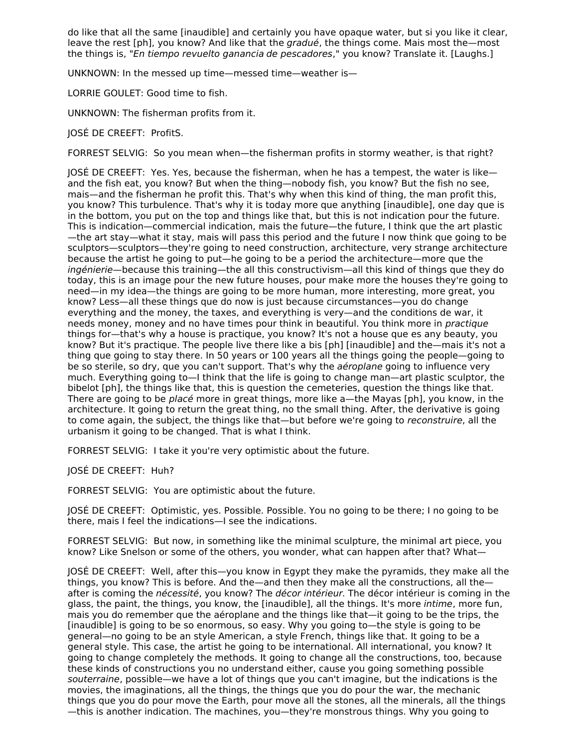do like that all the same [inaudible] and certainly you have opaque water, but si you like it clear, leave the rest [ph], you know? And like that the *gradué*, the things come. Mais most the—most the things is, "*En tiempo revuelto ganancia de pescadores*," you know? Translate it. [Laughs.]

UNKNOWN: In the messed up time—messed time—weather is—

LORRIE GOULET: Good time to fish.

UNKNOWN: The fisherman profits from it.

JOSÉ DE CREEFT: ProfitS.

FORREST SELVIG: So you mean when—the fisherman profits in stormy weather, is that right?

JOSÉ DE CREEFT: Yes. Yes, because the fisherman, when he has a tempest, the water is like—and the fish eat, you know? But when the thing—nobody fish, you know? But the fish no see, mais—and the fisherman he profit this. That's why when this kind of thing, the man profit this, you know? This turbulence. That's why it is today more que anything [inaudible], one day que is in the bottom, you put on the top and things like that, but this is not indication pour the future. This is indication—commercial indication, mais the future—the future, I think que the art plastic—the art stay—what it stay, mais will pass this period and the future I now think que going to be sculptors—sculptors—they're going to need construction, architecture, very strange architecture because the artist he going to put—he going to be a period the architecture—more que the *ingénierie*—because this training—the all this constructivism—all this kind of things que they do today, this is an image pour the new future houses, pour make more the houses they're going to need—in my idea—the things are going to be more human, more interesting, more great, you know? Less—all these things que do now is just because circumstances—you do change everything and the money, the taxes, and everything is very—and the conditions de war, it needs money, money and no have times pour think in beautiful. You think more in *practique* things for—that's why a house is practique, you know? It's not a house que es any beauty, you know? But it's practique. The people live there like a bis [ph] [inaudible] and the—mais it's not a thing que going to stay there. In 50 years or 100 years all the things going the people—going to be so sterile, so dry, que you can't support. That's why the *aéroplane* going to influence very much. Everything going to—I think that the life is going to change man—art plastic sculptor, the bibelot [ph], the things like that, this is question the cemeteries, question the things like that. There are going to be *placé* more in great things, more like a—the Mayas [ph], you know, in the architecture. It going to return the great thing, no the small thing. After, the derivative is going to come again, the subject, the things like that—but before we're going to *reconstruire*, all the urbanism it going to be changed. That is what I think.

FORREST SELVIG: I take it you're very optimistic about the future.

JOSÉ DE CREEFT: Huh?

FORREST SELVIG: You are optimistic about the future.

JOSÉ DE CREEFT: Optimistic, yes. Possible. Possible. You no going to be there; I no going to be there, mais I feel the indications—I see the indications.

FORREST SELVIG: But now, in something like the minimal sculpture, the minimal art piece, you know? Like Snelson or some of the others, you wonder, what can happen after that? What—

JOSÉ DE CREEFT: Well, after this—you know in Egypt they make the pyramids, they make all the things, you know? This is before. And the—and then they make all the constructions, all the—after is coming the *nécessité*, you know? The *décor intérieur*. The décor intérieur is coming in the glass, the paint, the things, you know, the [inaudible], all the things. It's more *intime*, more fun, mais you do remember que the aéroplane and the things like that—it going to be the trips, the [inaudible] is going to be so enormous, so easy. Why you going to—the style is going to be general—no going to be an style American, a style French, things like that. It going to be a general style. This case, the artist he going to be international. All international, you know? It going to change completely the methods. It going to change all the constructions, too, because these kinds of constructions you no understand either, cause you going something possible *souterraine*, possible—we have a lot of things que you can't imagine, but the indications is the movies, the imaginations, all the things, the things que you do pour the war, the mechanic things que you do pour move the Earth, pour move all the stones, all the minerals, all the things—this is another indication. The machines, you—they're monstrous things. Why you going to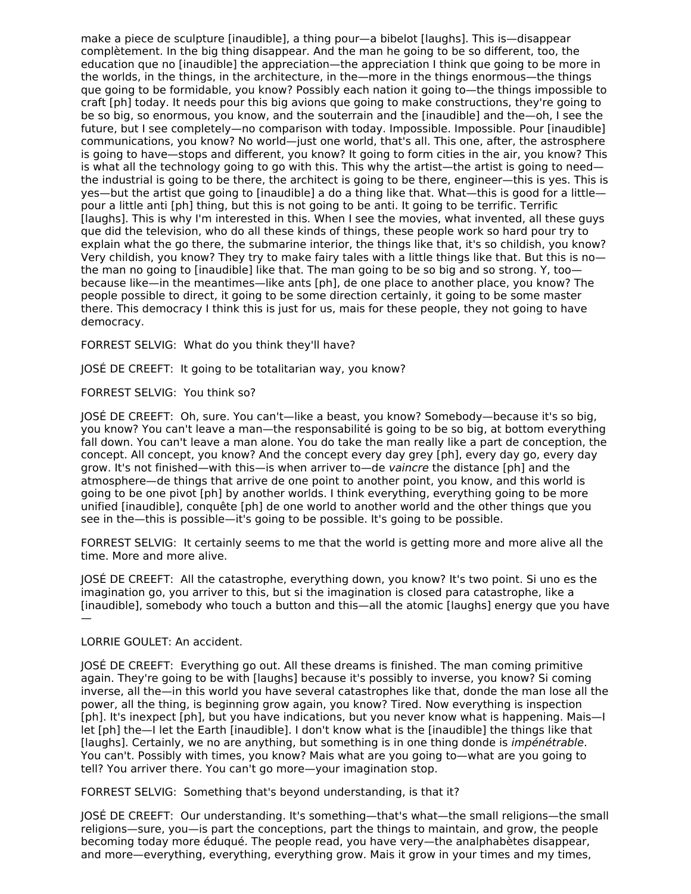make a piece de sculpture [inaudible], a thing pour—a bibelot [laughs]. This is—disappear complètement. In the big thing disappear. And the man he going to be so different, too, the education que no [inaudible] the appreciation—the appreciation I think que going to be more in the worlds, in the things, in the architecture, in the—more in the things enormous—the things que going to be formidable, you know? Possibly each nation it going to—the things impossible to craft [ph] today. It needs pour this big avions que going to make constructions, they're going to be so big, so enormous, you know, and the souterrain and the [inaudible] and the—oh, I see the future, but I see completely—no comparison with today. Impossible. Impossible. Pour [inaudible] communications, you know? No world—just one world, that's all. This one, after, the astrosphere is going to have—stops and different, you know? It going to form cities in the air, you know? This is what all the technology going to go with this. This why the artist—the artist is going to need—the industrial is going to be there, the architect is going to be there, engineer—this is yes. This is yes—but the artist que going to [inaudible] a do a thing like that. What—this is good for a little—pour a little anti [ph] thing, but this is not going to be anti. It going to be terrific. Terrific [laughs]. This is why I'm interested in this. When I see the movies, what invented, all these guys que did the television, who do all these kinds of things, these people work so hard pour try to explain what the go there, the submarine interior, the things like that, it's so childish, you know? Very childish, you know? They try to make fairy tales with a little things like that. But this is no—the man no going to [inaudible] like that. The man going to be so big and so strong. Y, too—because like—in the meantimes—like ants [ph], de one place to another place, you know? The people possible to direct, it going to be some direction certainly, it going to be some master there. This democracy I think this is just for us, mais for these people, they not going to have democracy.

FORREST SELVIG: What do you think they'll have?

JOSÉ DE CREEFT: It going to be totalitarian way, you know?

FORREST SELVIG: You think so?

JOSÉ DE CREEFT: Oh, sure. You can't—like a beast, you know? Somebody—because it's so big, you know? You can't leave a man—the responsabilité is going to be so big, at bottom everything fall down. You can't leave a man alone. You do take the man really like a part de conception, the concept. All concept, you know? And the concept every day grey [ph], every day go, every day grow. It's not finished—with this—is when arriver to—de *vaincre* the distance [ph] and the atmosphere—de things that arrive de one point to another point, you know, and this world is going to be one pivot [ph] by another worlds. I think everything, everything going to be more unified [inaudible], conquête [ph] de one world to another world and the other things que you see in the—this is possible—it's going to be possible. It's going to be possible.

FORREST SELVIG: It certainly seems to me that the world is getting more and more alive all the time. More and more alive.

JOSÉ DE CREEFT: All the catastrophe, everything down, you know? It's two point. Si uno es the imagination go, you arriver to this, but si the imagination is closed para catastrophe, like a [inaudible], somebody who touch a button and this—all the atomic [laughs] energy que you have—

LORRIE GOULET: An accident.

JOSÉ DE CREEFT: Everything go out. All these dreams is finished. The man coming primitive again. They're going to be with [laughs] because it's possibly to inverse, you know? Si coming inverse, all the—in this world you have several catastrophes like that, donde the man lose all the power, all the thing, is beginning grow again, you know? Tired. Now everything is inspection [ph]. It's inexpect [ph], but you have indications, but you never know what is happening. Mais—I let [ph] the—I let the Earth [inaudible]. I don't know what is the [inaudible] the things like that [laughs]. Certainly, we no are anything, but something is in one thing donde is *impénétrable*. You can't. Possibly with times, you know? Mais what are you going to—what are you going to tell? You arriver there. You can't go more—your imagination stop.

FORREST SELVIG: Something that's beyond understanding, is that it?

JOSÉ DE CREEFT: Our understanding. It's something—that's what—the small religions—the small religions—sure, you—is part the conceptions, part the things to maintain, and grow, the people becoming today more éduqué. The people read, you have very—the analphabètes disappear, and more—everything, everything, everything grow. Mais it grow in your times and my times,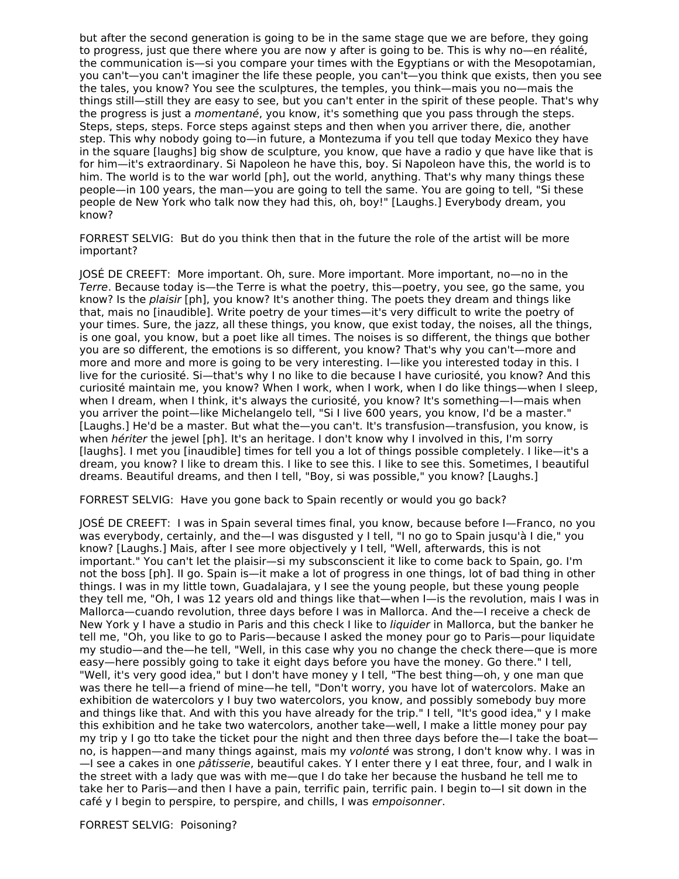but after the second generation is going to be in the same stage que we are before, they going to progress, just que there where you are now y after is going to be. This is why no—en réalité, the communication is—si you compare your times with the Egyptians or with the Mesopotamian, you can't—you can't imaginer the life these people, you can't—you think que exists, then you see the tales, you know? You see the sculptures, the temples, you think—mais you no—mais the things still—still they are easy to see, but you can't enter in the spirit of these people. That's why the progress is just a *momentané*, you know, it's something que you pass through the steps. Steps, steps, steps. Force steps against steps and then when you arriver there, die, another step. This why nobody going to—in future, a Montezuma if you tell que today Mexico they have in the square [laughs] big show de sculpture, you know, que have a radio y que have like that is for him—it's extraordinary. Si Napoleon he have this, boy. Si Napoleon have this, the world is to him. The world is to the war world [ph], out the world, anything. That's why many things these people—in 100 years, the man—you are going to tell the same. You are going to tell, "Si these people de New York who talk now they had this, oh, boy!" [Laughs.] Everybody dream, you know?

FORREST SELVIG: But do you think then that in the future the role of the artist will be more important?

JOSÉ DE CREEFT: More important. Oh, sure. More important. More important, no—no in the *Terre*. Because today is—the Terre is what the poetry, this—poetry, you see, go the same, you know? Is the *plaisir* [ph], you know? It's another thing. The poets they dream and things like that, mais no [inaudible]. Write poetry de your times—it's very difficult to write the poetry of your times. Sure, the jazz, all these things, you know, que exist today, the noises, all the things, is one goal, you know, but a poet like all times. The noises is so different, the things que bother you are so different, the emotions is so different, you know? That's why you can't—more and more and more and more is going to be very interesting. I—like you interested today in this. I live for the curiosité. Si—that's why I no like to die because I have curiosité, you know? And this curiosité maintain me, you know? When I work, when I work, when I do like things—when I sleep, when I dream, when I think, it's always the curiosité, you know? It's something—I—mais when you arriver the point—like Michelangelo tell, "Si I live 600 years, you know, I'd be a master." [Laughs.] He'd be a master. But what the—you can't. It's transfusion—transfusion, you know, is when *hériter* the jewel [ph]. It's an heritage. I don't know why I involved in this, I'm sorry [laughs]. I met you [inaudible] times for tell you a lot of things possible completely. I like—it's a dream, you know? I like to dream this. I like to see this. I like to see this. Sometimes, I beautiful dreams. Beautiful dreams, and then I tell, "Boy, si was possible," you know? [Laughs.]

FORREST SELVIG: Have you gone back to Spain recently or would you go back?

JOSÉ DE CREEFT: I was in Spain several times final, you know, because before I—Franco, no you was everybody, certainly, and the—I was disgusted y I tell, "I no go to Spain jusqu'à I die," you know? [Laughs.] Mais, after I see more objectively y I tell, "Well, afterwards, this is not important." You can't let the plaisir—si my subsconscient it like to come back to Spain, go. I'm not the boss [ph]. II go. Spain is—it make a lot of progress in one things, lot of bad thing in other things. I was in my little town, Guadalajara, y I see the young people, but these young people they tell me, "Oh, I was 12 years old and things like that—when I—is the revolution, mais I was in Mallorca—cuando revolution, three days before I was in Mallorca. And the—I receive a check de New York y I have a studio in Paris and this check I like to *liquider* in Mallorca, but the banker he tell me, "Oh, you like to go to Paris—because I asked the money pour go to Paris—pour liquidate my studio—and the—he tell, "Well, in this case why you no change the check there—que is more easy—here possibly going to take it eight days before you have the money. Go there." I tell, "Well, it's very good idea," but I don't have money y I tell, "The best thing—oh, y one man que was there he tell—a friend of mine—he tell, "Don't worry, you have lot of watercolors. Make an exhibition de watercolors y I buy two watercolors, you know, and possibly somebody buy more and things like that. And with this you have already for the trip." I tell, "It's good idea," y I make this exhibition and he take two watercolors, another take—well, I make a little money pour pay my trip y I go tto take the ticket pour the night and then three days before the—I take the boat—no, is happen—and many things against, mais my *volonté* was strong, I don't know why. I was in—I see a cakes in one *pâtisserie*, beautiful cakes. Y I enter there y I eat three, four, and I walk in the street with a lady que was with me—que I do take her because the husband he tell me to take her to Paris—and then I have a pain, terrific pain, terrific pain. I begin to—I sit down in the café y I begin to perspire, to perspire, and chills, I was *empoisonner*.

FORREST SELVIG: Poisoning?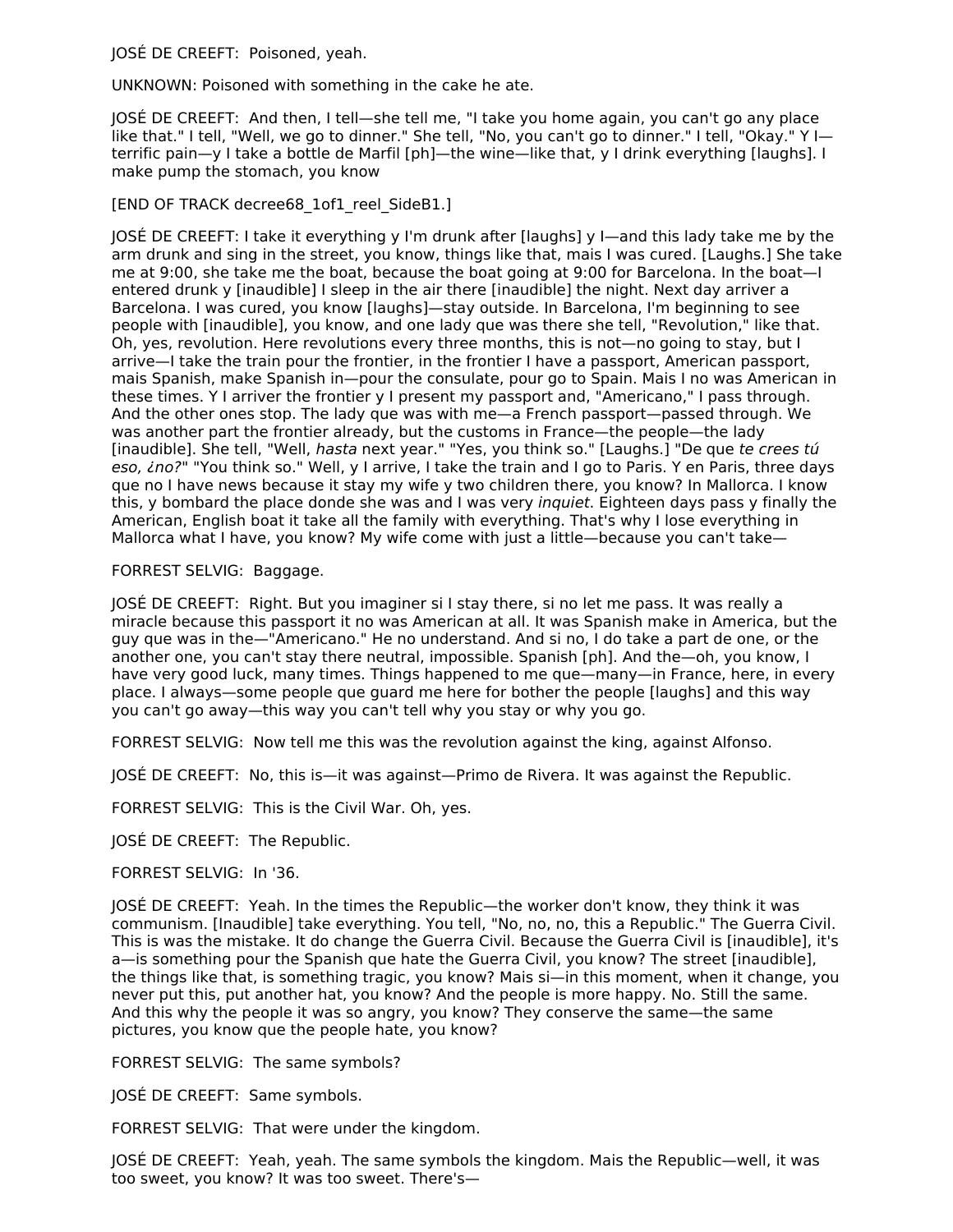JOSÉ DE CREEFT: Poisoned, yeah.

UNKNOWN: Poisoned with something in the cake he ate.

JOSÉ DE CREEFT: And then, I tell—she tell me, "I take you home again, you can't go any place like that." I tell, "Well, we go to dinner." She tell, "No, you can't go to dinner." I tell, "Okay." Y I—terrific pain—y I take a bottle de Marfil [ph]—the wine—like that, y I drink everything [laughs]. I make pump the stomach, you know

[END OF TRACK decree68_1of1_reel_SideB1.]

JOSÉ DE CREEFT: I take it everything y I'm drunk after [laughs] y I—and this lady take me by the arm drunk and sing in the street, you know, things like that, mais I was cured. [Laughs.] She take me at 9:00, she take me the boat, because the boat going at 9:00 for Barcelona. In the boat—I entered drunk y [inaudible] I sleep in the air there [inaudible] the night. Next day arriver a Barcelona. I was cured, you know [laughs]—stay outside. In Barcelona, I'm beginning to see people with [inaudible], you know, and one lady que was there she tell, "Revolution," like that. Oh, yes, revolution. Here revolutions every three months, this is not—no going to stay, but I arrive—I take the train pour the frontier, in the frontier I have a passport, American passport, mais Spanish, make Spanish in—pour the consulate, pour go to Spain. Mais I no was American in these times. Y I arriver the frontier y I present my passport and, "Americano," I pass through. And the other ones stop. The lady que was with me—a French passport—passed through. We was another part the frontier already, but the customs in France—the people—the lady [inaudible]. She tell, "Well, *hasta* next year." "Yes, you think so." [Laughs.] "De que *te crees tú eso, ¿no?*" "You think so." Well, y I arrive, I take the train and I go to Paris. Y en Paris, three days que no I have news because it stay my wife y two children there, you know? In Mallorca. I know this, y bombard the place donde she was and I was very *inquiet*. Eighteen days pass y finally the American, English boat it take all the family with everything. That's why I lose everything in Mallorca what I have, you know? My wife come with just a little—because you can't take—

FORREST SELVIG: Baggage.

JOSÉ DE CREEFT: Right. But you imaginer si I stay there, si no let me pass. It was really a miracle because this passport it no was American at all. It was Spanish make in America, but the guy que was in the—"Americano." He no understand. And si no, I do take a part de one, or the another one, you can't stay there neutral, impossible. Spanish [ph]. And the—oh, you know, I have very good luck, many times. Things happened to me que—many—in France, here, in every place. I always—some people que guard me here for bother the people [laughs] and this way you can't go away—this way you can't tell why you stay or why you go.

FORREST SELVIG: Now tell me this was the revolution against the king, against Alfonso.

JOSÉ DE CREEFT: No, this is—it was against—Primo de Rivera. It was against the Republic.

FORREST SELVIG: This is the Civil War. Oh, yes.

JOSÉ DE CREEFT: The Republic.

FORREST SELVIG: In '36.

JOSÉ DE CREEFT: Yeah. In the times the Republic—the worker don't know, they think it was communism. [Inaudible] take everything. You tell, "No, no, no, this a Republic." The Guerra Civil. This is was the mistake. It do change the Guerra Civil. Because the Guerra Civil is [inaudible], it's a—is something pour the Spanish que hate the Guerra Civil, you know? The street [inaudible], the things like that, is something tragic, you know? Mais si—in this moment, when it change, you never put this, put another hat, you know? And the people is more happy. No. Still the same. And this why the people it was so angry, you know? They conserve the same—the same pictures, you know que the people hate, you know?

FORREST SELVIG: The same symbols?

JOSÉ DE CREEFT: Same symbols.

FORREST SELVIG: That were under the kingdom.

JOSÉ DE CREEFT: Yeah, yeah. The same symbols the kingdom. Mais the Republic—well, it was too sweet, you know? It was too sweet. There's—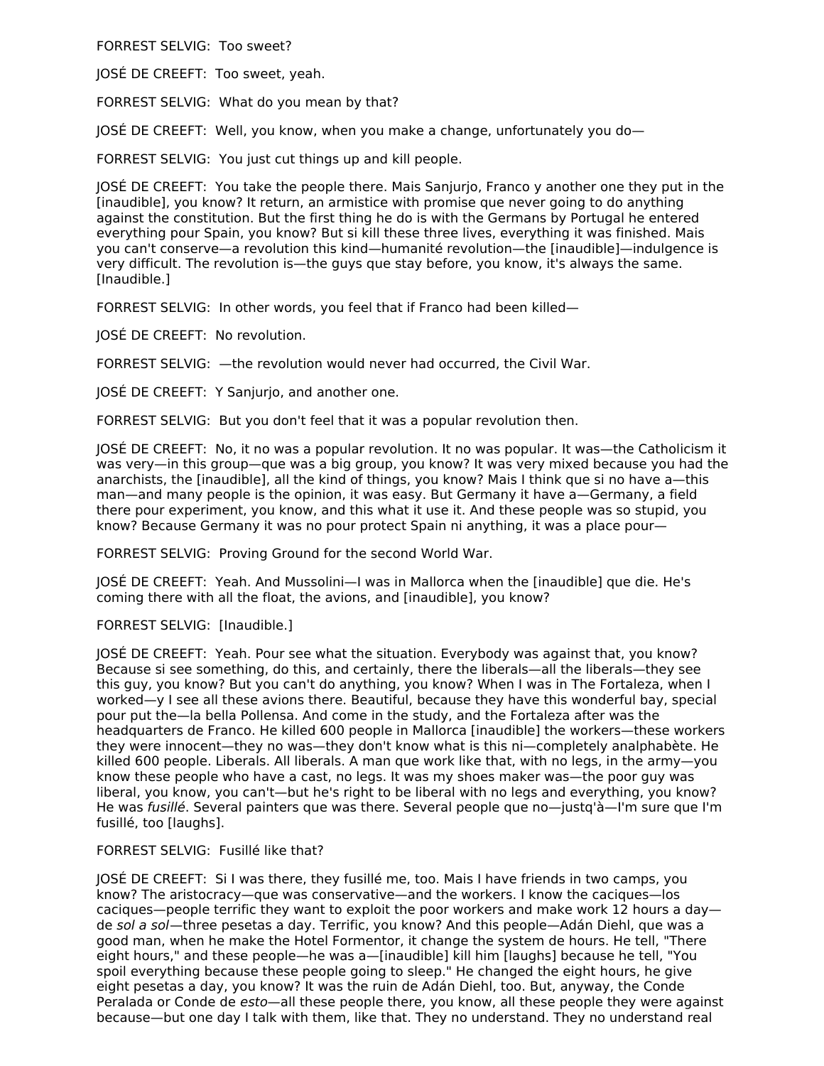FORREST SELVIG: Too sweet?

JOSÉ DE CREEFT: Too sweet, yeah.

FORREST SELVIG: What do you mean by that?

JOSÉ DE CREEFT: Well, you know, when you make a change, unfortunately you do—

FORREST SELVIG: You just cut things up and kill people.

JOSÉ DE CREEFT: You take the people there. Mais Sanjurjo, Franco y another one they put in the [inaudible], you know? It return, an armistice with promise que never going to do anything against the constitution. But the first thing he do is with the Germans by Portugal he entered everything pour Spain, you know? But si kill these three lives, everything it was finished. Mais you can't conserve—a revolution this kind—humanité revolution—the [inaudible]—indulgence is very difficult. The revolution is—the guys que stay before, you know, it's always the same. [Inaudible.]

FORREST SELVIG: In other words, you feel that if Franco had been killed—

JOSÉ DE CREEFT: No revolution.

FORREST SELVIG: —the revolution would never had occurred, the Civil War.

JOSÉ DE CREEFT: Y Sanjurjo, and another one.

FORREST SELVIG: But you don't feel that it was a popular revolution then.

JOSÉ DE CREEFT: No, it no was a popular revolution. It no was popular. It was—the Catholicism it was very—in this group—que was a big group, you know? It was very mixed because you had the anarchists, the [inaudible], all the kind of things, you know? Mais I think que si no have a—this man—and many people is the opinion, it was easy. But Germany it have a—Germany, a field there pour experiment, you know, and this what it use it. And these people was so stupid, you know? Because Germany it was no pour protect Spain ni anything, it was a place pour—

FORREST SELVIG: Proving Ground for the second World War.

JOSÉ DE CREEFT: Yeah. And Mussolini—I was in Mallorca when the [inaudible] que die. He's coming there with all the float, the avions, and [inaudible], you know?

FORREST SELVIG: [Inaudible.]

JOSÉ DE CREEFT: Yeah. Pour see what the situation. Everybody was against that, you know? Because si see something, do this, and certainly, there the liberals—all the liberals—they see this guy, you know? But you can't do anything, you know? When I was in The Fortaleza, when I worked—y I see all these avions there. Beautiful, because they have this wonderful bay, special pour put the—la bella Pollensa. And come in the study, and the Fortaleza after was the headquarters de Franco. He killed 600 people in Mallorca [inaudible] the workers—these workers they were innocent—they no was—they don't know what is this ni—completely analphabète. He killed 600 people. Liberals. All liberals. A man que work like that, with no legs, in the army—you know these people who have a cast, no legs. It was my shoes maker was—the poor guy was liberal, you know, you can't—but he's right to be liberal with no legs and everything, you know? He was *fusillé*. Several painters que was there. Several people que no—justq'à—I'm sure que I'm fusillé, too [laughs].

FORREST SELVIG: Fusillé like that?

JOSÉ DE CREEFT: Si I was there, they fusillé me, too. Mais I have friends in two camps, you know? The aristocracy—que was conservative—and the workers. I know the caciques—los caciques—people terrific they want to exploit the poor workers and make work 12 hours a day—de *sol a sol*—three pesetas a day. Terrific, you know? And this people—Adán Diehl, que was a good man, when he make the Hotel Formentor, it change the system de hours. He tell, "There eight hours," and these people—he was a—[inaudible] kill him [laughs] because he tell, "You spoil everything because these people going to sleep." He changed the eight hours, he give eight pesetas a day, you know? It was the ruin de Adán Diehl, too. But, anyway, the Conde Peralada or Conde de *esto*—all these people there, you know, all these people they were against because—but one day I talk with them, like that. They no understand. They no understand real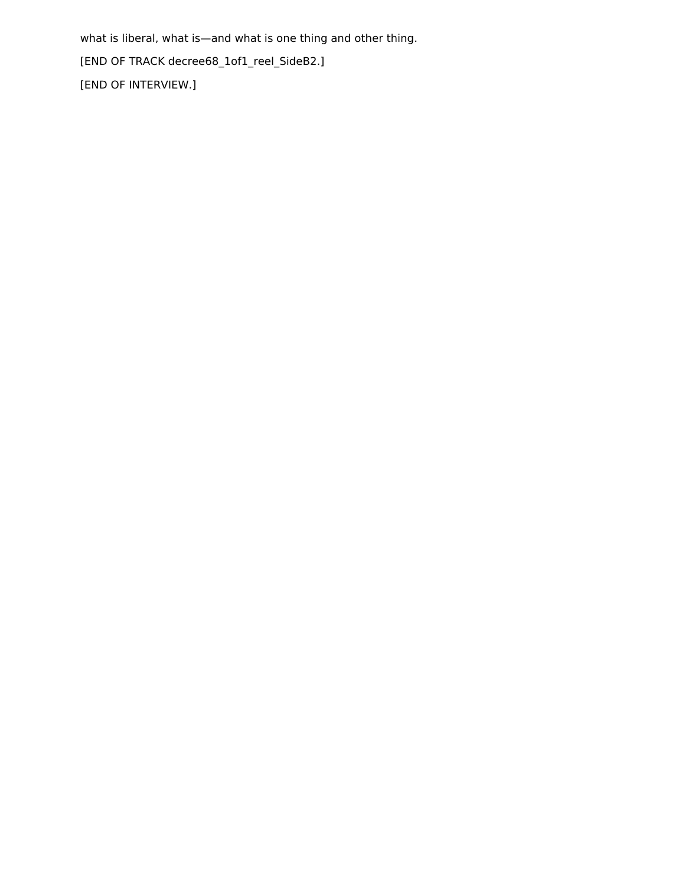what is liberal, what is—and what is one thing and other thing.

[END OF TRACK decree68_1of1_reel_SideB2.]

[END OF INTERVIEW.]